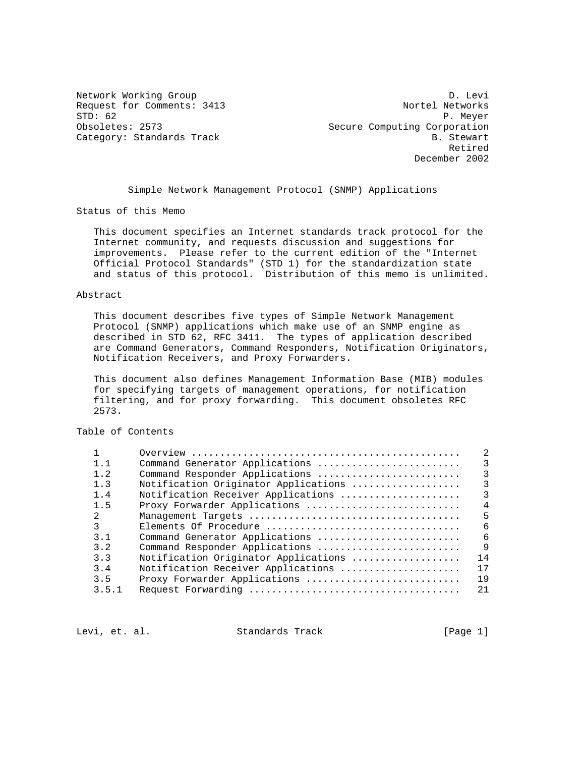Network Working Group D. Levi
Request for Comments: 3413 Nortel Networks
STD: 62 P. Meyer
Obsoletes: 2573 Secure Computing Corporation
Category: Standards Track B. Stewart
Retired
December 2002

# Simple Network Management Protocol (SNMP) Applications

## Status of this Memo

This document specifies an Internet standards track protocol for the Internet community, and requests discussion and suggestions for improvements. Please refer to the current edition of the "Internet Official Protocol Standards" (STD 1) for the standardization state and status of this protocol. Distribution of this memo is unlimited.

## Abstract

This document describes five types of Simple Network Management Protocol (SNMP) applications which make use of an SNMP engine as described in STD 62, RFC 3411. The types of application described are Command Generators, Command Responders, Notification Originators, Notification Receivers, and Proxy Forwarders.

This document also defines Management Information Base (MIB) modules for specifying targets of management operations, for notification filtering, and for proxy forwarding. This document obsoletes RFC 2573.

## Table of Contents

| | | |
|---|---|---|
| 1 | Overview | 2 |
| 1.1 | Command Generator Applications | 3 |
| 1.2 | Command Responder Applications | 3 |
| 1.3 | Notification Originator Applications | 3 |
| 1.4 | Notification Receiver Applications | 3 |
| 1.5 | Proxy Forwarder Applications | 4 |
| 2 | Management Targets | 5 |
| 3 | Elements Of Procedure | 6 |
| 3.1 | Command Generator Applications | 6 |
| 3.2 | Command Responder Applications | 9 |
| 3.3 | Notification Originator Applications | 14 |
| 3.4 | Notification Receiver Applications | 17 |
| 3.5 | Proxy Forwarder Applications | 19 |
| 3.5.1 | Request Forwarding | 21 |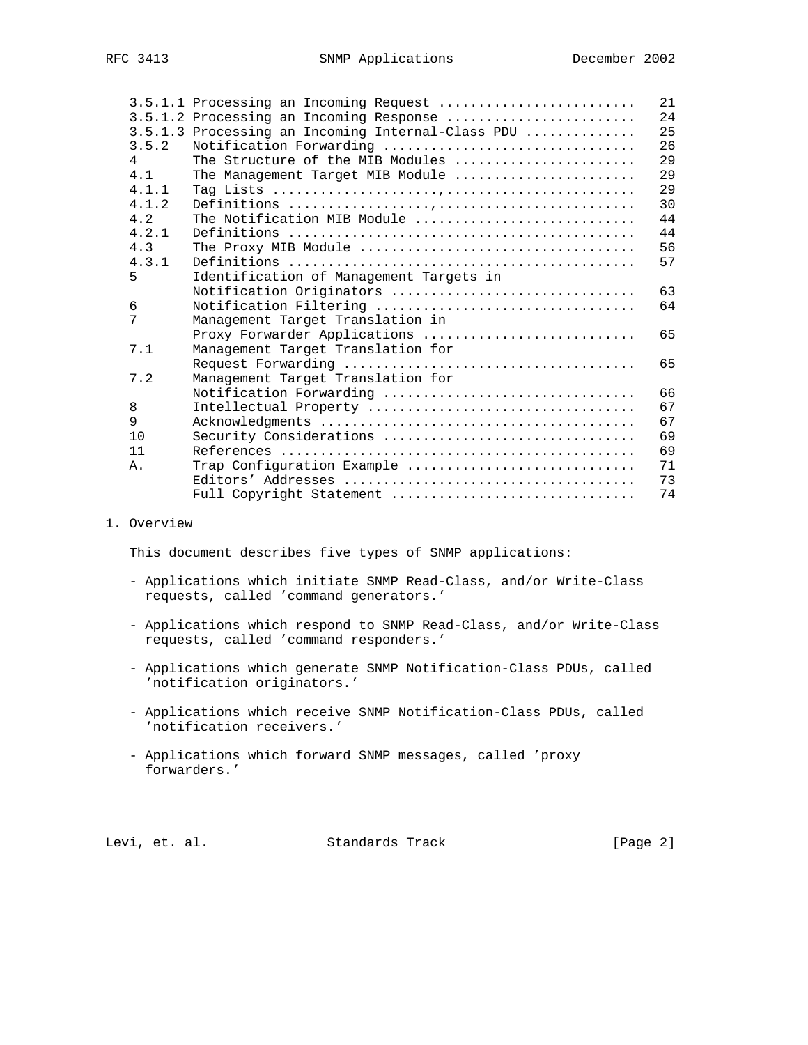| | | |
|---|---|---|
| 3.5.1.1 | Processing an Incoming Request | 21 |
| 3.5.1.2 | Processing an Incoming Response | 24 |
| 3.5.1.3 | Processing an Incoming Internal-Class PDU | 25 |
| 3.5.2 | Notification Forwarding | 26 |
| 4 | The Structure of the MIB Modules | 29 |
| 4.1 | The Management Target MIB Module | 29 |
| 4.1.1 | Tag Lists | 29 |
| 4.1.2 | Definitions | 30 |
| 4.2 | The Notification MIB Module | 44 |
| 4.2.1 | Definitions | 44 |
| 4.3 | The Proxy MIB Module | 56 |
| 4.3.1 | Definitions | 57 |
| 5 | Identification of Management Targets in Notification Originators | 63 |
| 6 | Notification Filtering | 64 |
| 7 | Management Target Translation in Proxy Forwarder Applications | 65 |
| 7.1 | Management Target Translation for Request Forwarding | 65 |
| 7.2 | Management Target Translation for Notification Forwarding | 66 |
| 8 | Intellectual Property | 67 |
| 9 | Acknowledgments | 67 |
| 10 | Security Considerations | 69 |
| 11 | References | 69 |
| A. | Trap Configuration Example | 71 |
| | Editors' Addresses | 73 |
| | Full Copyright Statement | 74 |

# 1. Overview

This document describes five types of SNMP applications:

- Applications which initiate SNMP Read-Class, and/or Write-Class requests, called 'command generators.'

- Applications which respond to SNMP Read-Class, and/or Write-Class requests, called 'command responders.'

- Applications which generate SNMP Notification-Class PDUs, called 'notification originators.'

- Applications which receive SNMP Notification-Class PDUs, called 'notification receivers.'

- Applications which forward SNMP messages, called 'proxy forwarders.'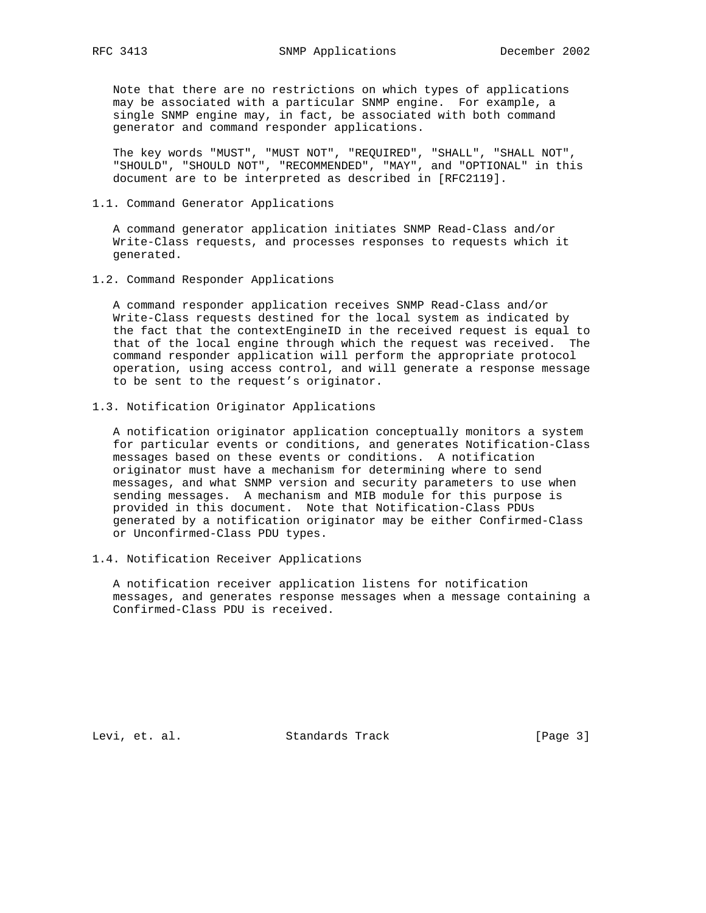Note that there are no restrictions on which types of applications may be associated with a particular SNMP engine. For example, a single SNMP engine may, in fact, be associated with both command generator and command responder applications.

The key words "MUST", "MUST NOT", "REQUIRED", "SHALL", "SHALL NOT", "SHOULD", "SHOULD NOT", "RECOMMENDED", "MAY", and "OPTIONAL" in this document are to be interpreted as described in [RFC2119].

## 1.1. Command Generator Applications

A command generator application initiates SNMP Read-Class and/or Write-Class requests, and processes responses to requests which it generated.

## 1.2. Command Responder Applications

A command responder application receives SNMP Read-Class and/or Write-Class requests destined for the local system as indicated by the fact that the contextEngineID in the received request is equal to that of the local engine through which the request was received. The command responder application will perform the appropriate protocol operation, using access control, and will generate a response message to be sent to the request's originator.

## 1.3. Notification Originator Applications

A notification originator application conceptually monitors a system for particular events or conditions, and generates Notification-Class messages based on these events or conditions. A notification originator must have a mechanism for determining where to send messages, and what SNMP version and security parameters to use when sending messages. A mechanism and MIB module for this purpose is provided in this document. Note that Notification-Class PDUs generated by a notification originator may be either Confirmed-Class or Unconfirmed-Class PDU types.

## 1.4. Notification Receiver Applications

A notification receiver application listens for notification messages, and generates response messages when a message containing a Confirmed-Class PDU is received.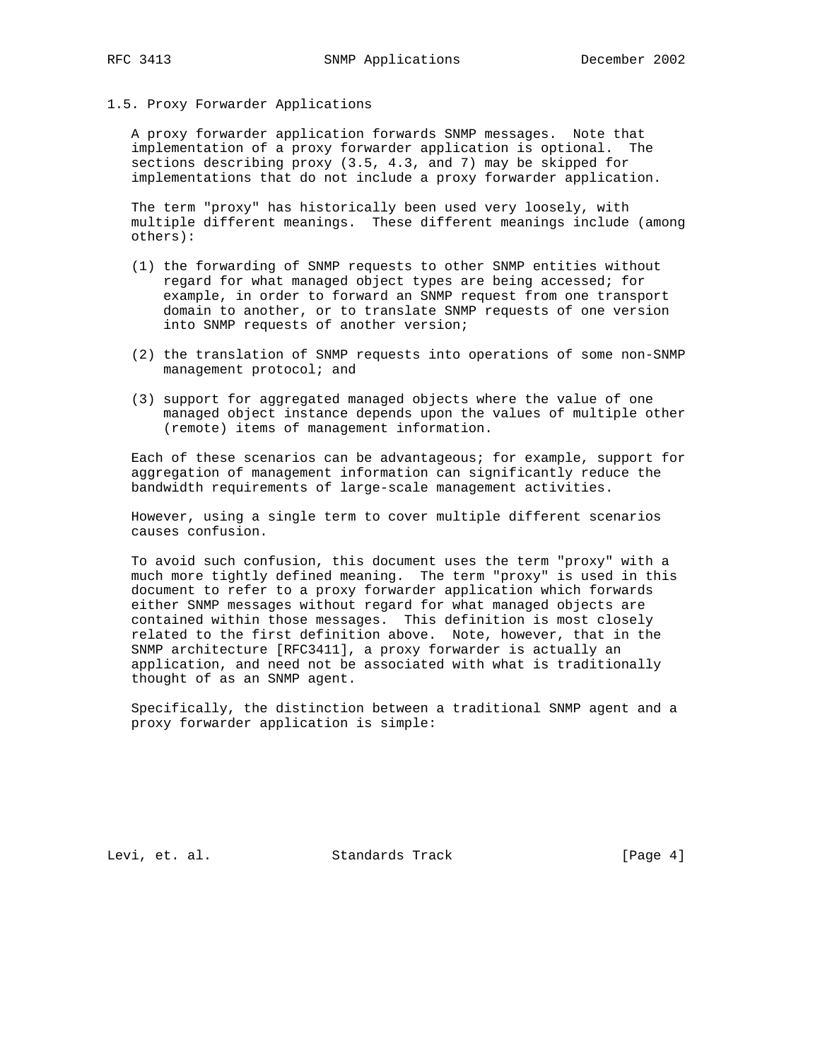### 1.5. Proxy Forwarder Applications

A proxy forwarder application forwards SNMP messages. Note that implementation of a proxy forwarder application is optional. The sections describing proxy (3.5, 4.3, and 7) may be skipped for implementations that do not include a proxy forwarder application.

The term "proxy" has historically been used very loosely, with multiple different meanings. These different meanings include (among others):

(1) the forwarding of SNMP requests to other SNMP entities without regard for what managed object types are being accessed; for example, in order to forward an SNMP request from one transport domain to another, or to translate SNMP requests of one version into SNMP requests of another version;

(2) the translation of SNMP requests into operations of some non-SNMP management protocol; and

(3) support for aggregated managed objects where the value of one managed object instance depends upon the values of multiple other (remote) items of management information.

Each of these scenarios can be advantageous; for example, support for aggregation of management information can significantly reduce the bandwidth requirements of large-scale management activities.

However, using a single term to cover multiple different scenarios causes confusion.

To avoid such confusion, this document uses the term "proxy" with a much more tightly defined meaning. The term "proxy" is used in this document to refer to a proxy forwarder application which forwards either SNMP messages without regard for what managed objects are contained within those messages. This definition is most closely related to the first definition above. Note, however, that in the SNMP architecture [RFC3411], a proxy forwarder is actually an application, and need not be associated with what is traditionally thought of as an SNMP agent.

Specifically, the distinction between a traditional SNMP agent and a proxy forwarder application is simple: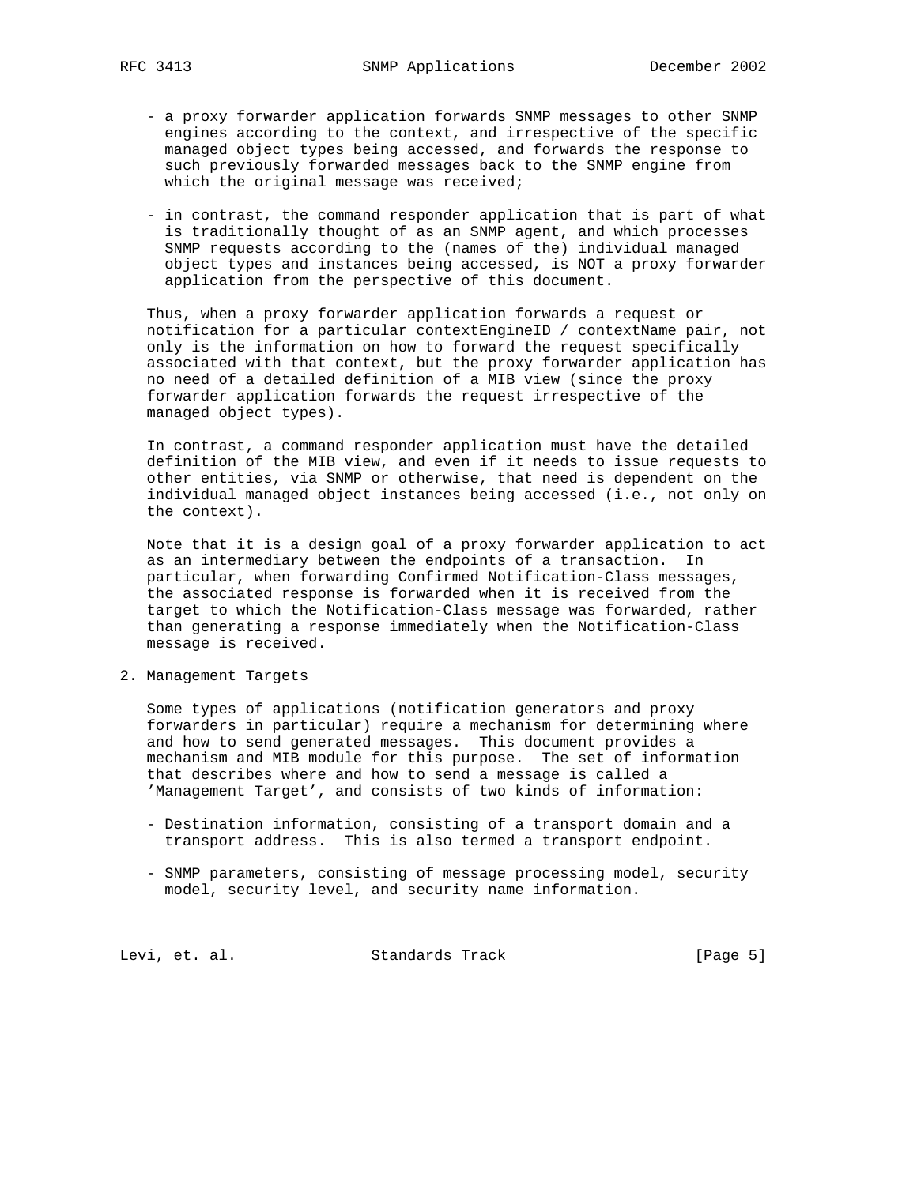- a proxy forwarder application forwards SNMP messages to other SNMP engines according to the context, and irrespective of the specific managed object types being accessed, and forwards the response to such previously forwarded messages back to the SNMP engine from which the original message was received;

- in contrast, the command responder application that is part of what is traditionally thought of as an SNMP agent, and which processes SNMP requests according to the (names of the) individual managed object types and instances being accessed, is NOT a proxy forwarder application from the perspective of this document.

Thus, when a proxy forwarder application forwards a request or notification for a particular contextEngineID / contextName pair, not only is the information on how to forward the request specifically associated with that context, but the proxy forwarder application has no need of a detailed definition of a MIB view (since the proxy forwarder application forwards the request irrespective of the managed object types).

In contrast, a command responder application must have the detailed definition of the MIB view, and even if it needs to issue requests to other entities, via SNMP or otherwise, that need is dependent on the individual managed object instances being accessed (i.e., not only on the context).

Note that it is a design goal of a proxy forwarder application to act as an intermediary between the endpoints of a transaction. In particular, when forwarding Confirmed Notification-Class messages, the associated response is forwarded when it is received from the target to which the Notification-Class message was forwarded, rather than generating a response immediately when the Notification-Class message is received.

## 2. Management Targets

Some types of applications (notification generators and proxy forwarders in particular) require a mechanism for determining where and how to send generated messages. This document provides a mechanism and MIB module for this purpose. The set of information that describes where and how to send a message is called a 'Management Target', and consists of two kinds of information:

- Destination information, consisting of a transport domain and a transport address. This is also termed a transport endpoint.

- SNMP parameters, consisting of message processing model, security model, security level, and security name information.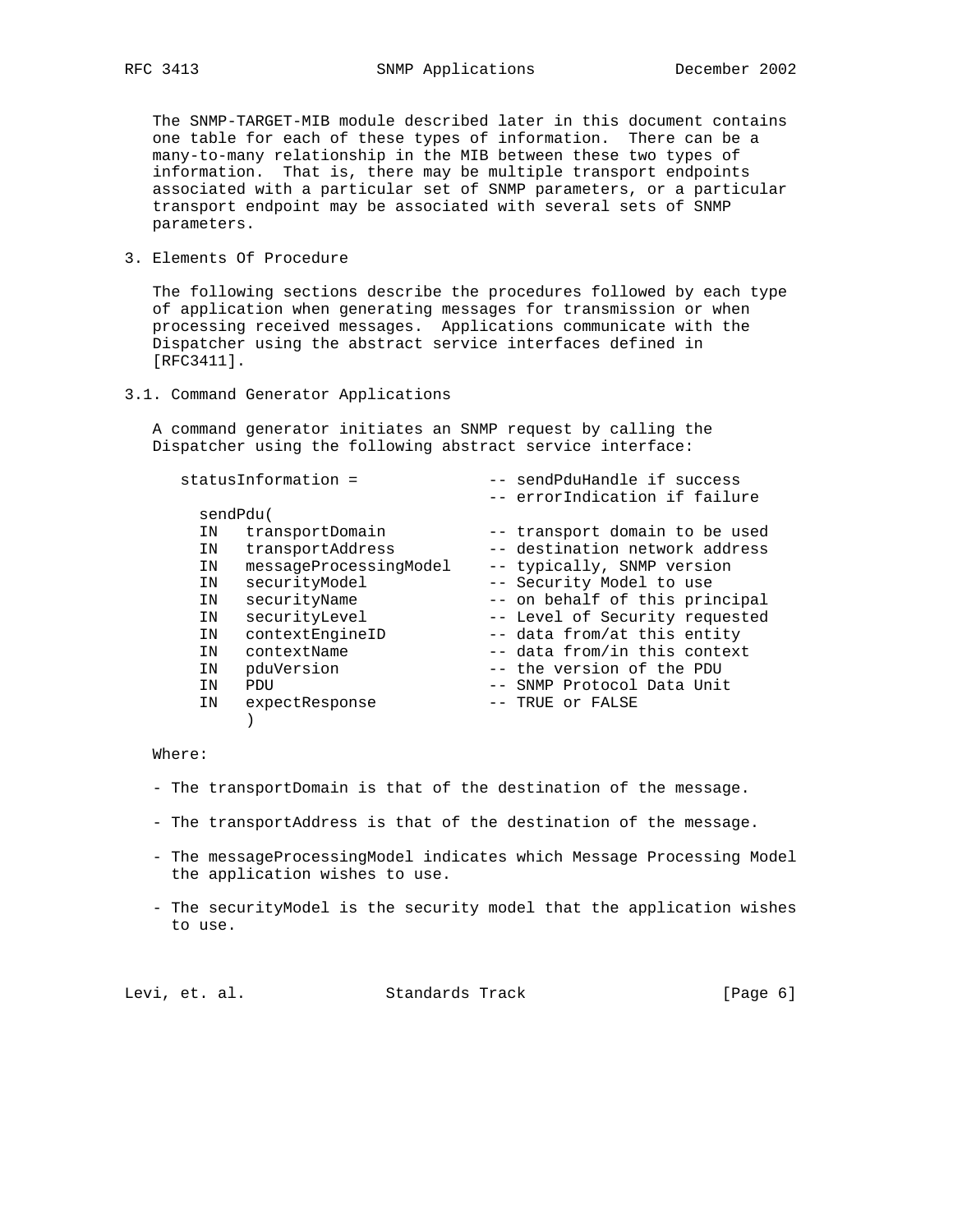The SNMP-TARGET-MIB module described later in this document contains one table for each of these types of information. There can be a many-to-many relationship in the MIB between these two types of information. That is, there may be multiple transport endpoints associated with a particular set of SNMP parameters, or a particular transport endpoint may be associated with several sets of SNMP parameters.

## 3. Elements Of Procedure

The following sections describe the procedures followed by each type of application when generating messages for transmission or when processing received messages. Applications communicate with the Dispatcher using the abstract service interfaces defined in [RFC3411].

### 3.1. Command Generator Applications

A command generator initiates an SNMP request by calling the Dispatcher using the following abstract service interface:

```
statusInformation =              -- sendPduHandle if success
                                 -- errorIndication if failure
  sendPdu(
  IN   transportDomain           -- transport domain to be used
  IN   transportAddress          -- destination network address
  IN   messageProcessingModel    -- typically, SNMP version
  IN   securityModel             -- Security Model to use
  IN   securityName              -- on behalf of this principal
  IN   securityLevel             -- Level of Security requested
  IN   contextEngineID           -- data from/at this entity
  IN   contextName               -- data from/in this context
  IN   pduVersion                -- the version of the PDU
  IN   PDU                       -- SNMP Protocol Data Unit
  IN   expectResponse            -- TRUE or FALSE
       )
```

Where:

- The transportDomain is that of the destination of the message.

- The transportAddress is that of the destination of the message.

- The messageProcessingModel indicates which Message Processing Model the application wishes to use.

- The securityModel is the security model that the application wishes to use.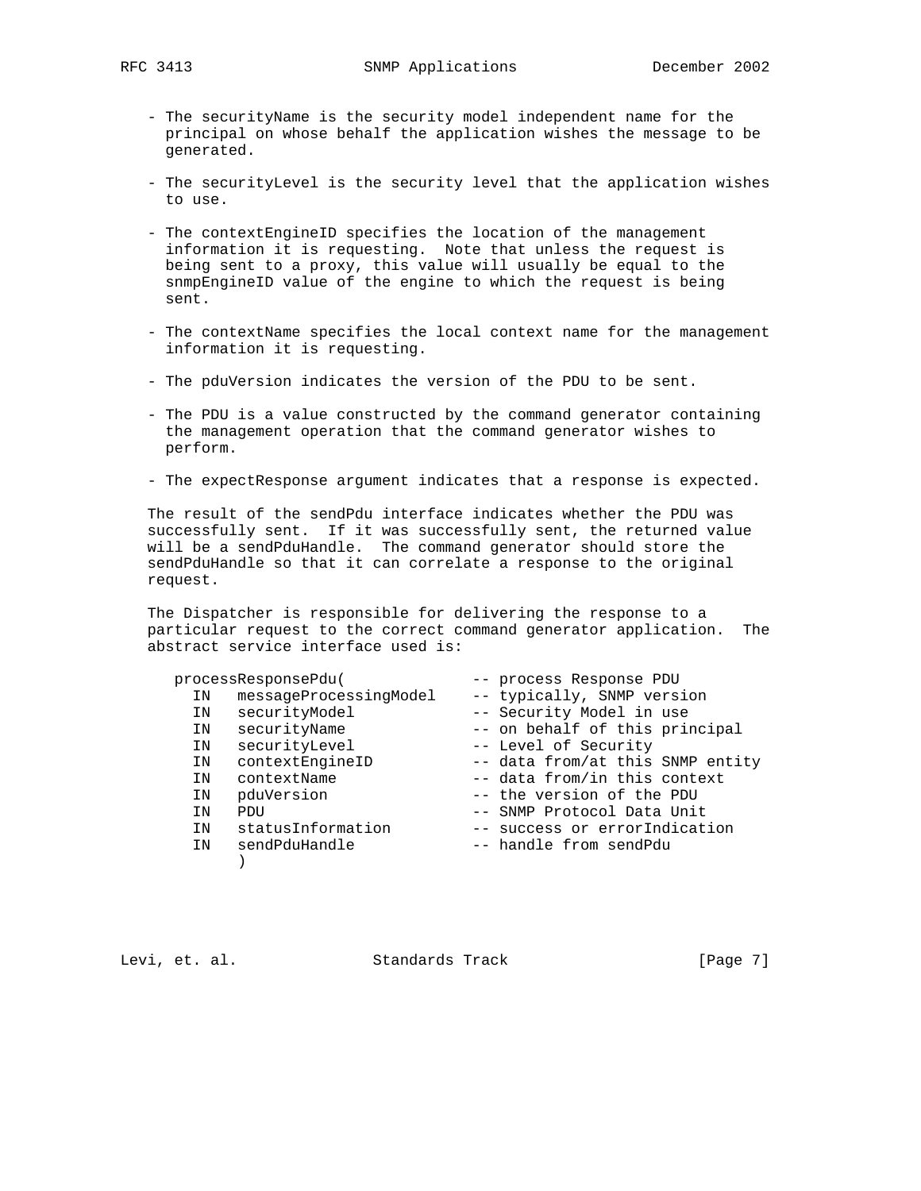- The securityName is the security model independent name for the principal on whose behalf the application wishes the message to be generated.

- The securityLevel is the security level that the application wishes to use.

- The contextEngineID specifies the location of the management information it is requesting. Note that unless the request is being sent to a proxy, this value will usually be equal to the snmpEngineID value of the engine to which the request is being sent.

- The contextName specifies the local context name for the management information it is requesting.

- The pduVersion indicates the version of the PDU to be sent.

- The PDU is a value constructed by the command generator containing the management operation that the command generator wishes to perform.

- The expectResponse argument indicates that a response is expected.

The result of the sendPdu interface indicates whether the PDU was successfully sent. If it was successfully sent, the returned value will be a sendPduHandle. The command generator should store the sendPduHandle so that it can correlate a response to the original request.

The Dispatcher is responsible for delivering the response to a particular request to the correct command generator application. The abstract service interface used is:

```
processResponsePdu(              -- process Response PDU
  IN   messageProcessingModel    -- typically, SNMP version
  IN   securityModel             -- Security Model in use
  IN   securityName              -- on behalf of this principal
  IN   securityLevel             -- Level of Security
  IN   contextEngineID           -- data from/at this SNMP entity
  IN   contextName               -- data from/in this context
  IN   pduVersion                -- the version of the PDU
  IN   PDU                       -- SNMP Protocol Data Unit
  IN   statusInformation         -- success or errorIndication
  IN   sendPduHandle             -- handle from sendPdu
       )
```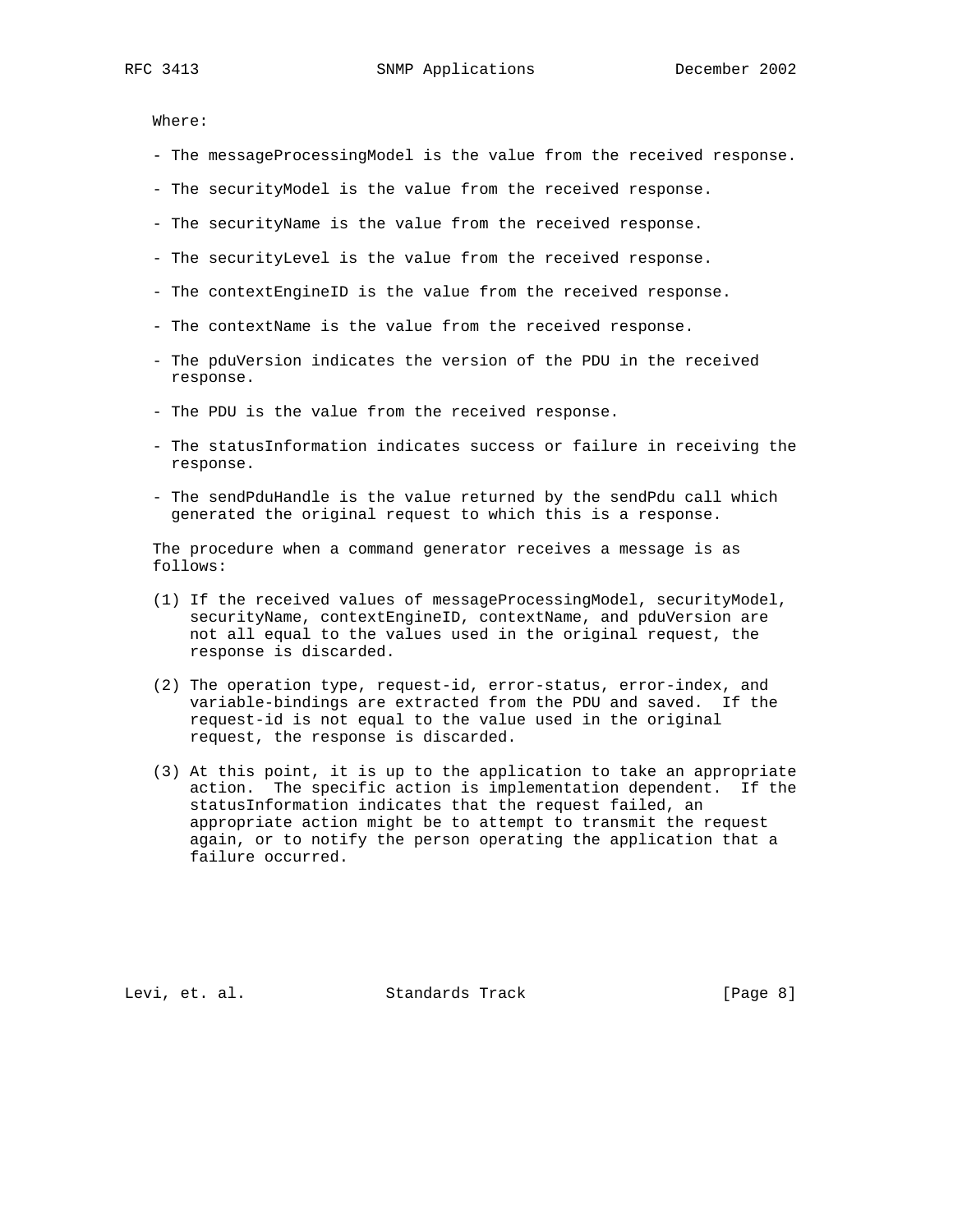Where:

- The messageProcessingModel is the value from the received response.

- The securityModel is the value from the received response.

- The securityName is the value from the received response.

- The securityLevel is the value from the received response.

- The contextEngineID is the value from the received response.

- The contextName is the value from the received response.

- The pduVersion indicates the version of the PDU in the received response.

- The PDU is the value from the received response.

- The statusInformation indicates success or failure in receiving the response.

- The sendPduHandle is the value returned by the sendPdu call which generated the original request to which this is a response.

The procedure when a command generator receives a message is as follows:

(1) If the received values of messageProcessingModel, securityModel, securityName, contextEngineID, contextName, and pduVersion are not all equal to the values used in the original request, the response is discarded.

(2) The operation type, request-id, error-status, error-index, and variable-bindings are extracted from the PDU and saved. If the request-id is not equal to the value used in the original request, the response is discarded.

(3) At this point, it is up to the application to take an appropriate action. The specific action is implementation dependent. If the statusInformation indicates that the request failed, an appropriate action might be to attempt to transmit the request again, or to notify the person operating the application that a failure occurred.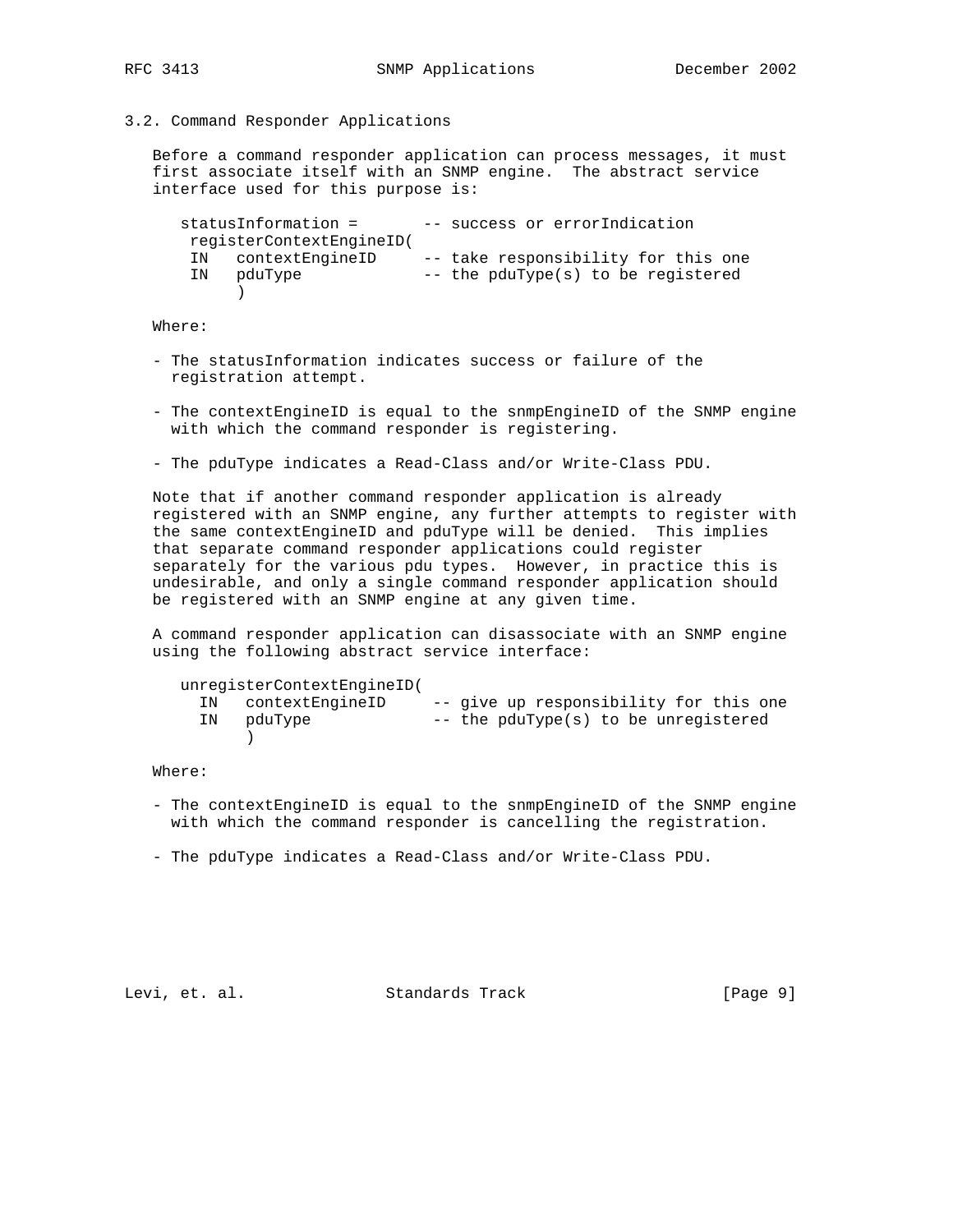### 3.2. Command Responder Applications

Before a command responder application can process messages, it must first associate itself with an SNMP engine. The abstract service interface used for this purpose is:

```
statusInformation =       -- success or errorIndication
 registerContextEngineID(
 IN   contextEngineID     -- take responsibility for this one
 IN   pduType             -- the pduType(s) to be registered
      )
```

Where:

- The statusInformation indicates success or failure of the registration attempt.

- The contextEngineID is equal to the snmpEngineID of the SNMP engine with which the command responder is registering.

- The pduType indicates a Read-Class and/or Write-Class PDU.

Note that if another command responder application is already registered with an SNMP engine, any further attempts to register with the same contextEngineID and pduType will be denied. This implies that separate command responder applications could register separately for the various pdu types. However, in practice this is undesirable, and only a single command responder application should be registered with an SNMP engine at any given time.

A command responder application can disassociate with an SNMP engine using the following abstract service interface:

```
unregisterContextEngineID(
  IN   contextEngineID     -- give up responsibility for this one
  IN   pduType             -- the pduType(s) to be unregistered
       )
```

Where:

- The contextEngineID is equal to the snmpEngineID of the SNMP engine with which the command responder is cancelling the registration.

- The pduType indicates a Read-Class and/or Write-Class PDU.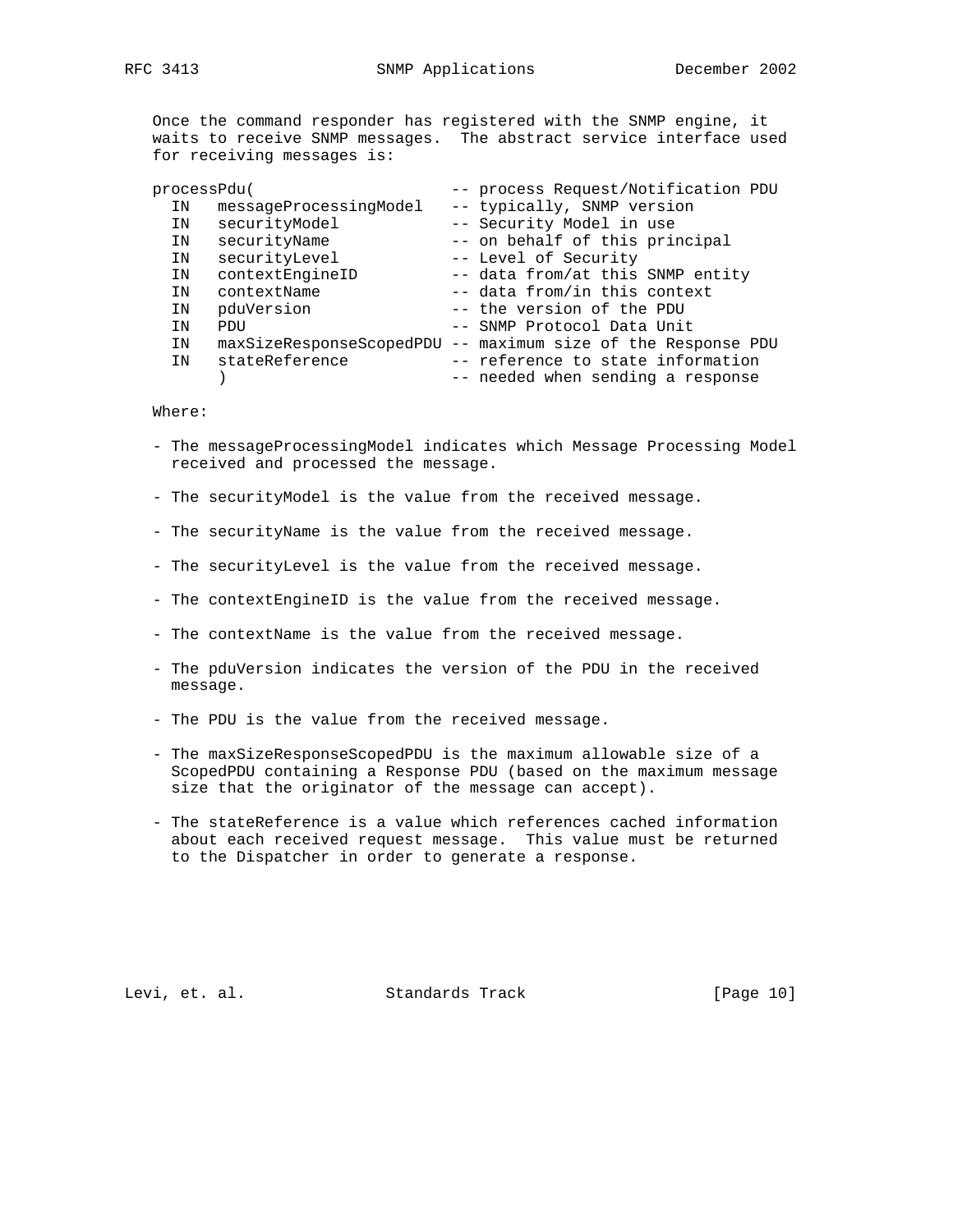Once the command responder has registered with the SNMP engine, it waits to receive SNMP messages. The abstract service interface used for receiving messages is:

```
processPdu(                     -- process Request/Notification PDU
  IN   messageProcessingModel   -- typically, SNMP version
  IN   securityModel            -- Security Model in use
  IN   securityName             -- on behalf of this principal
  IN   securityLevel            -- Level of Security
  IN   contextEngineID          -- data from/at this SNMP entity
  IN   contextName              -- data from/in this context
  IN   pduVersion               -- the version of the PDU
  IN   PDU                      -- SNMP Protocol Data Unit
  IN   maxSizeResponseScopedPDU -- maximum size of the Response PDU
  IN   stateReference           -- reference to state information
       )                        -- needed when sending a response
```

Where:

- The messageProcessingModel indicates which Message Processing Model received and processed the message.

- The securityModel is the value from the received message.

- The securityName is the value from the received message.

- The securityLevel is the value from the received message.

- The contextEngineID is the value from the received message.

- The contextName is the value from the received message.

- The pduVersion indicates the version of the PDU in the received message.

- The PDU is the value from the received message.

- The maxSizeResponseScopedPDU is the maximum allowable size of a ScopedPDU containing a Response PDU (based on the maximum message size that the originator of the message can accept).

- The stateReference is a value which references cached information about each received request message. This value must be returned to the Dispatcher in order to generate a response.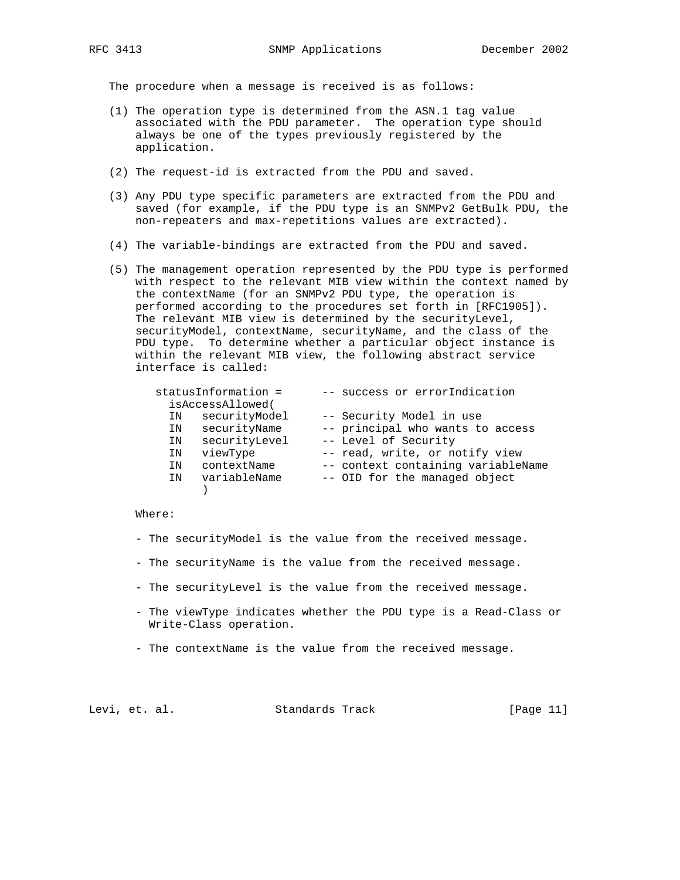The procedure when a message is received is as follows:

(1) The operation type is determined from the ASN.1 tag value associated with the PDU parameter. The operation type should always be one of the types previously registered by the application.

(2) The request-id is extracted from the PDU and saved.

(3) Any PDU type specific parameters are extracted from the PDU and saved (for example, if the PDU type is an SNMPv2 GetBulk PDU, the non-repeaters and max-repetitions values are extracted).

(4) The variable-bindings are extracted from the PDU and saved.

(5) The management operation represented by the PDU type is performed with respect to the relevant MIB view within the context named by the contextName (for an SNMPv2 PDU type, the operation is performed according to the procedures set forth in [RFC1905]). The relevant MIB view is determined by the securityLevel, securityModel, contextName, securityName, and the class of the PDU type. To determine whether a particular object instance is within the relevant MIB view, the following abstract service interface is called:

```
statusInformation =      -- success or errorIndication
  isAccessAllowed(
  IN   securityModel     -- Security Model in use
  IN   securityName      -- principal who wants to access
  IN   securityLevel     -- Level of Security
  IN   viewType          -- read, write, or notify view
  IN   contextName       -- context containing variableName
  IN   variableName      -- OID for the managed object
       )
```

Where:

- The securityModel is the value from the received message.

- The securityName is the value from the received message.

- The securityLevel is the value from the received message.

- The viewType indicates whether the PDU type is a Read-Class or Write-Class operation.

- The contextName is the value from the received message.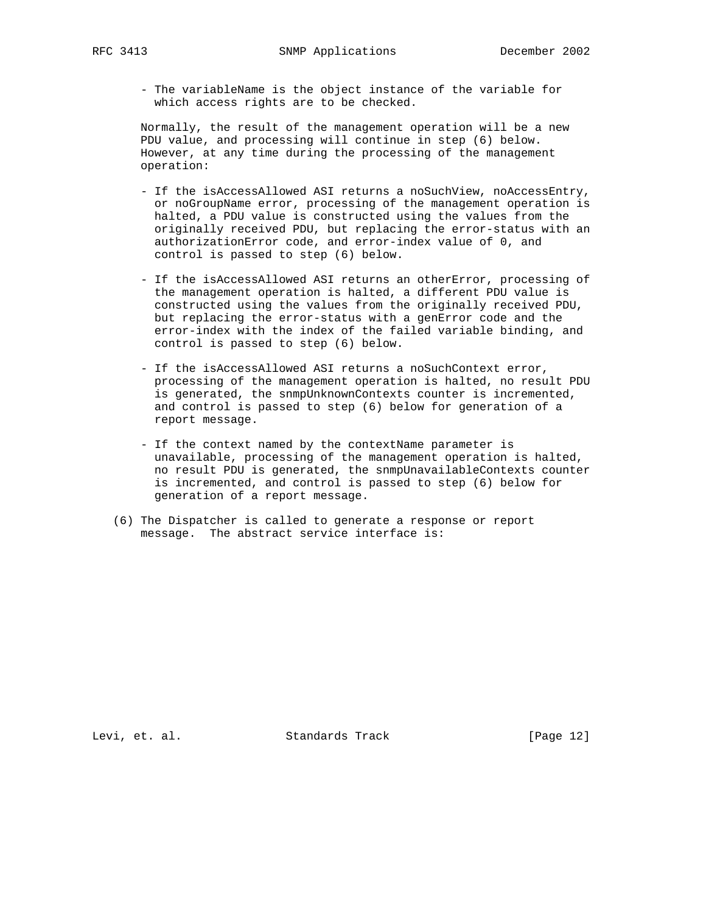- The variableName is the object instance of the variable for which access rights are to be checked.

Normally, the result of the management operation will be a new PDU value, and processing will continue in step (6) below. However, at any time during the processing of the management operation:

- If the isAccessAllowed ASI returns a noSuchView, noAccessEntry, or noGroupName error, processing of the management operation is halted, a PDU value is constructed using the values from the originally received PDU, but replacing the error-status with an authorizationError code, and error-index value of 0, and control is passed to step (6) below.

- If the isAccessAllowed ASI returns an otherError, processing of the management operation is halted, a different PDU value is constructed using the values from the originally received PDU, but replacing the error-status with a genError code and the error-index with the index of the failed variable binding, and control is passed to step (6) below.

- If the isAccessAllowed ASI returns a noSuchContext error, processing of the management operation is halted, no result PDU is generated, the snmpUnknownContexts counter is incremented, and control is passed to step (6) below for generation of a report message.

- If the context named by the contextName parameter is unavailable, processing of the management operation is halted, no result PDU is generated, the snmpUnavailableContexts counter is incremented, and control is passed to step (6) below for generation of a report message.

(6) The Dispatcher is called to generate a response or report message. The abstract service interface is: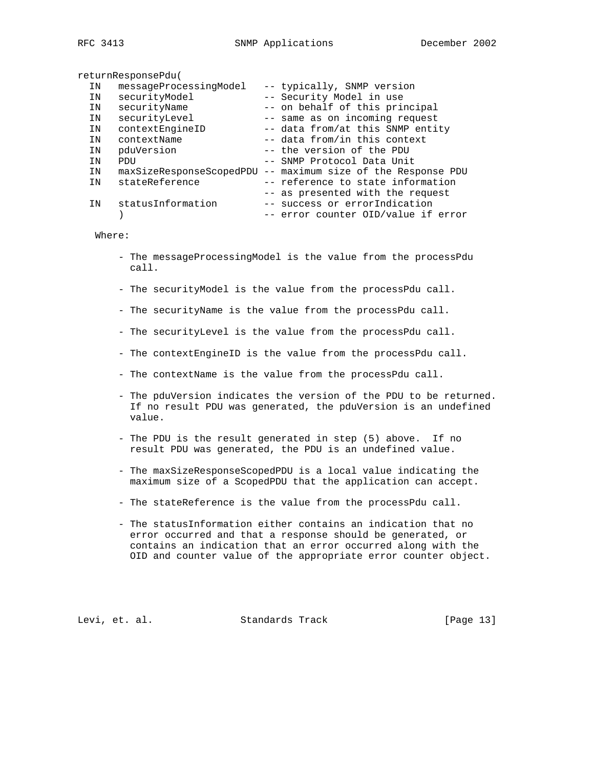```
returnResponsePdu(
  IN   messageProcessingModel   -- typically, SNMP version
  IN   securityModel            -- Security Model in use
  IN   securityName             -- on behalf of this principal
  IN   securityLevel            -- same as on incoming request
  IN   contextEngineID          -- data from/at this SNMP entity
  IN   contextName              -- data from/in this context
  IN   pduVersion               -- the version of the PDU
  IN   PDU                      -- SNMP Protocol Data Unit
  IN   maxSizeResponseScopedPDU -- maximum size of the Response PDU
  IN   stateReference           -- reference to state information
                                -- as presented with the request
  IN   statusInformation        -- success or errorIndication
       )                        -- error counter OID/value if error
```

Where:

- The messageProcessingModel is the value from the processPdu call.

- The securityModel is the value from the processPdu call.

- The securityName is the value from the processPdu call.

- The securityLevel is the value from the processPdu call.

- The contextEngineID is the value from the processPdu call.

- The contextName is the value from the processPdu call.

- The pduVersion indicates the version of the PDU to be returned. If no result PDU was generated, the pduVersion is an undefined value.

- The PDU is the result generated in step (5) above. If no result PDU was generated, the PDU is an undefined value.

- The maxSizeResponseScopedPDU is a local value indicating the maximum size of a ScopedPDU that the application can accept.

- The stateReference is the value from the processPdu call.

- The statusInformation either contains an indication that no error occurred and that a response should be generated, or contains an indication that an error occurred along with the OID and counter value of the appropriate error counter object.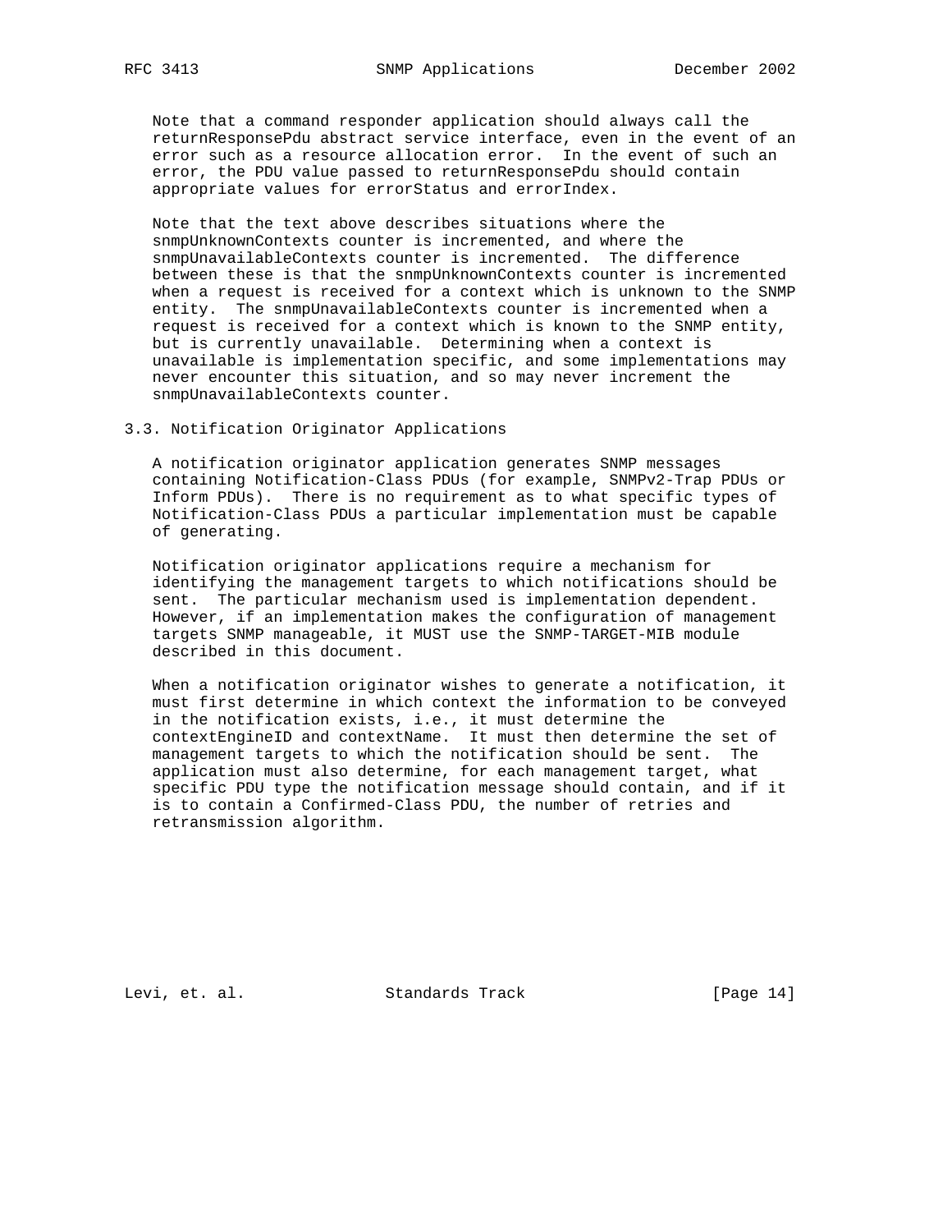Note that a command responder application should always call the returnResponsePdu abstract service interface, even in the event of an error such as a resource allocation error. In the event of such an error, the PDU value passed to returnResponsePdu should contain appropriate values for errorStatus and errorIndex.

Note that the text above describes situations where the snmpUnknownContexts counter is incremented, and where the snmpUnavailableContexts counter is incremented. The difference between these is that the snmpUnknownContexts counter is incremented when a request is received for a context which is unknown to the SNMP entity. The snmpUnavailableContexts counter is incremented when a request is received for a context which is known to the SNMP entity, but is currently unavailable. Determining when a context is unavailable is implementation specific, and some implementations may never encounter this situation, and so may never increment the snmpUnavailableContexts counter.

## 3.3. Notification Originator Applications

A notification originator application generates SNMP messages containing Notification-Class PDUs (for example, SNMPv2-Trap PDUs or Inform PDUs). There is no requirement as to what specific types of Notification-Class PDUs a particular implementation must be capable of generating.

Notification originator applications require a mechanism for identifying the management targets to which notifications should be sent. The particular mechanism used is implementation dependent. However, if an implementation makes the configuration of management targets SNMP manageable, it MUST use the SNMP-TARGET-MIB module described in this document.

When a notification originator wishes to generate a notification, it must first determine in which context the information to be conveyed in the notification exists, i.e., it must determine the contextEngineID and contextName. It must then determine the set of management targets to which the notification should be sent. The application must also determine, for each management target, what specific PDU type the notification message should contain, and if it is to contain a Confirmed-Class PDU, the number of retries and retransmission algorithm.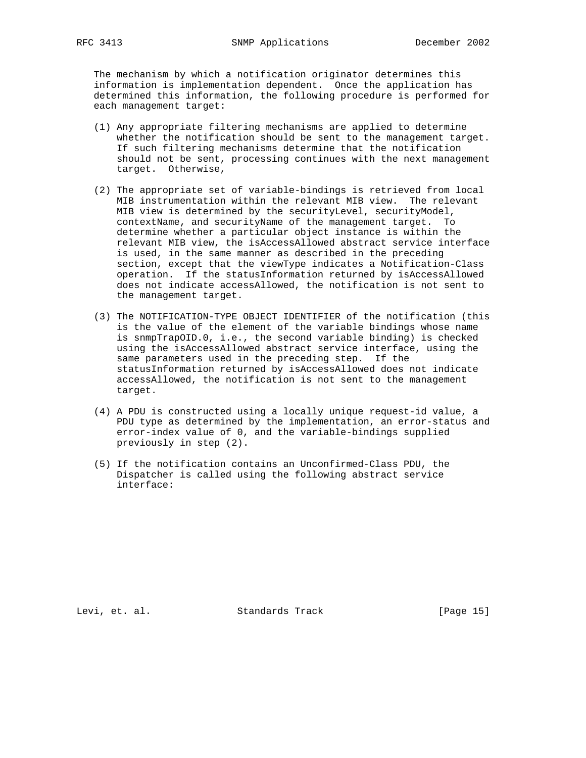The mechanism by which a notification originator determines this information is implementation dependent. Once the application has determined this information, the following procedure is performed for each management target:

(1) Any appropriate filtering mechanisms are applied to determine whether the notification should be sent to the management target. If such filtering mechanisms determine that the notification should not be sent, processing continues with the next management target. Otherwise,

(2) The appropriate set of variable-bindings is retrieved from local MIB instrumentation within the relevant MIB view. The relevant MIB view is determined by the securityLevel, securityModel, contextName, and securityName of the management target. To determine whether a particular object instance is within the relevant MIB view, the isAccessAllowed abstract service interface is used, in the same manner as described in the preceding section, except that the viewType indicates a Notification-Class operation. If the statusInformation returned by isAccessAllowed does not indicate accessAllowed, the notification is not sent to the management target.

(3) The NOTIFICATION-TYPE OBJECT IDENTIFIER of the notification (this is the value of the element of the variable bindings whose name is snmpTrapOID.0, i.e., the second variable binding) is checked using the isAccessAllowed abstract service interface, using the same parameters used in the preceding step. If the statusInformation returned by isAccessAllowed does not indicate accessAllowed, the notification is not sent to the management target.

(4) A PDU is constructed using a locally unique request-id value, a PDU type as determined by the implementation, an error-status and error-index value of 0, and the variable-bindings supplied previously in step (2).

(5) If the notification contains an Unconfirmed-Class PDU, the Dispatcher is called using the following abstract service interface: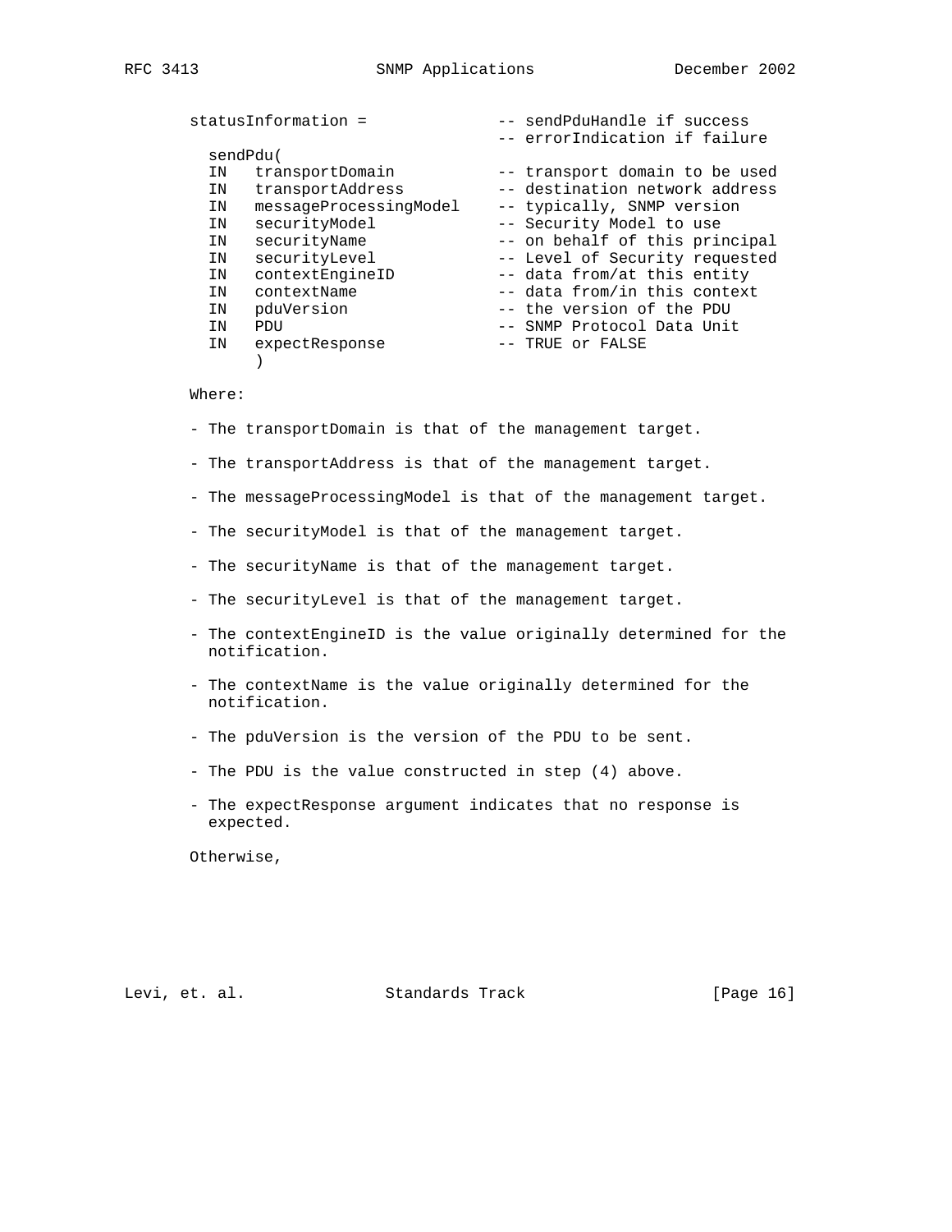```
statusInformation =              -- sendPduHandle if success
                                 -- errorIndication if failure
  sendPdu(
  IN   transportDomain           -- transport domain to be used
  IN   transportAddress          -- destination network address
  IN   messageProcessingModel    -- typically, SNMP version
  IN   securityModel             -- Security Model to use
  IN   securityName              -- on behalf of this principal
  IN   securityLevel             -- Level of Security requested
  IN   contextEngineID           -- data from/at this entity
  IN   contextName               -- data from/in this context
  IN   pduVersion                -- the version of the PDU
  IN   PDU                       -- SNMP Protocol Data Unit
  IN   expectResponse            -- TRUE or FALSE
       )
```

Where:

- The transportDomain is that of the management target.

- The transportAddress is that of the management target.

- The messageProcessingModel is that of the management target.

- The securityModel is that of the management target.

- The securityName is that of the management target.

- The securityLevel is that of the management target.

- The contextEngineID is the value originally determined for the notification.

- The contextName is the value originally determined for the notification.

- The pduVersion is the version of the PDU to be sent.

- The PDU is the value constructed in step (4) above.

- The expectResponse argument indicates that no response is expected.

Otherwise,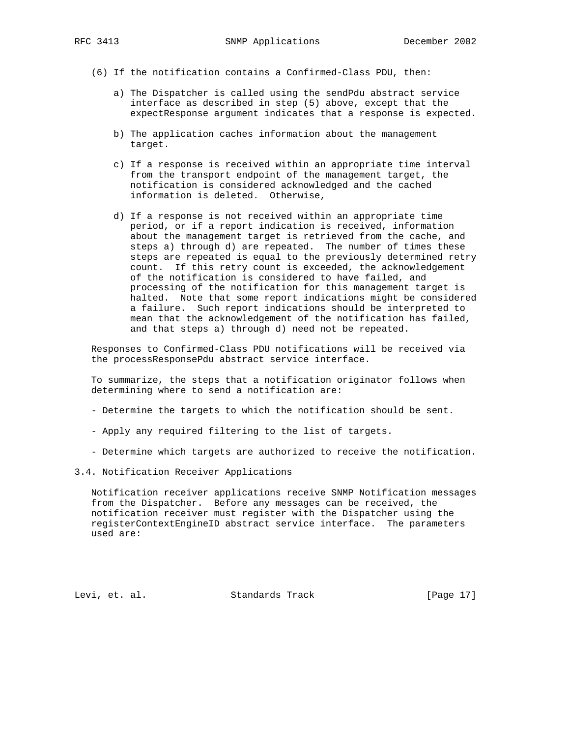(6) If the notification contains a Confirmed-Class PDU, then:

a) The Dispatcher is called using the sendPdu abstract service interface as described in step (5) above, except that the expectResponse argument indicates that a response is expected.

b) The application caches information about the management target.

c) If a response is received within an appropriate time interval from the transport endpoint of the management target, the notification is considered acknowledged and the cached information is deleted. Otherwise,

d) If a response is not received within an appropriate time period, or if a report indication is received, information about the management target is retrieved from the cache, and steps a) through d) are repeated. The number of times these steps are repeated is equal to the previously determined retry count. If this retry count is exceeded, the acknowledgement of the notification is considered to have failed, and processing of the notification for this management target is halted. Note that some report indications might be considered a failure. Such report indications should be interpreted to mean that the acknowledgement of the notification has failed, and that steps a) through d) need not be repeated.

Responses to Confirmed-Class PDU notifications will be received via the processResponsePdu abstract service interface.

To summarize, the steps that a notification originator follows when determining where to send a notification are:

- Determine the targets to which the notification should be sent.

- Apply any required filtering to the list of targets.

- Determine which targets are authorized to receive the notification.

### 3.4. Notification Receiver Applications

Notification receiver applications receive SNMP Notification messages from the Dispatcher. Before any messages can be received, the notification receiver must register with the Dispatcher using the registerContextEngineID abstract service interface. The parameters used are: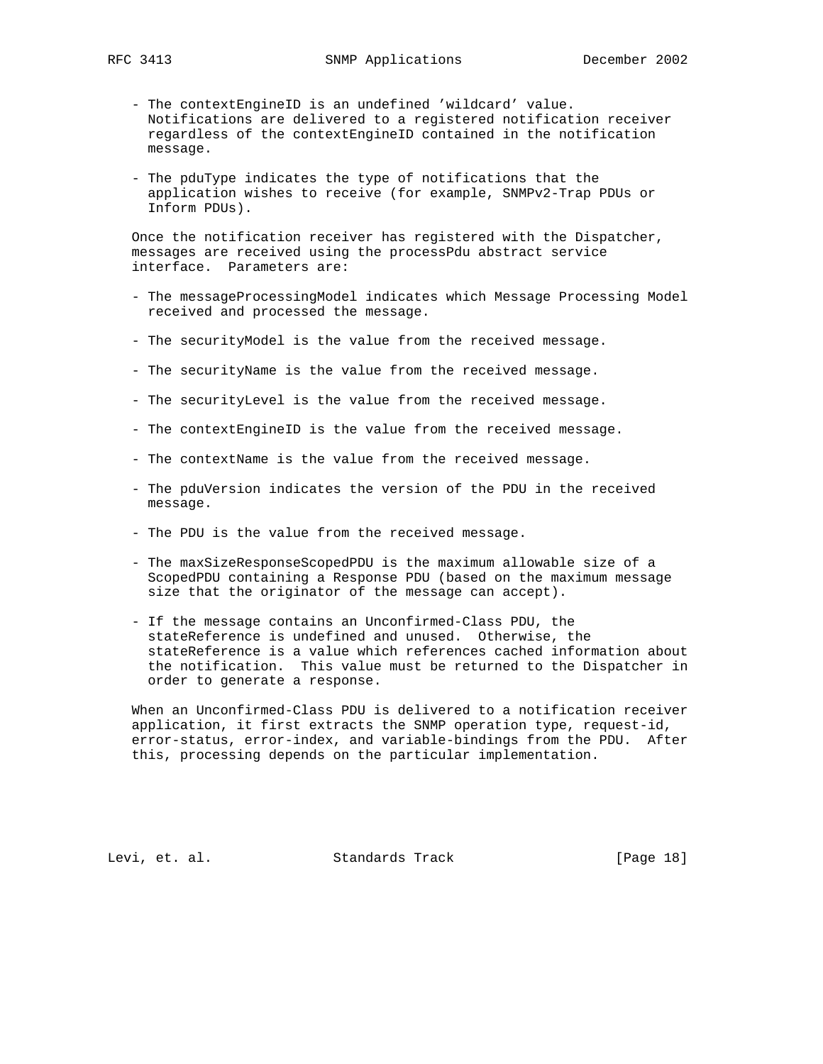- The contextEngineID is an undefined 'wildcard' value. Notifications are delivered to a registered notification receiver regardless of the contextEngineID contained in the notification message.

- The pduType indicates the type of notifications that the application wishes to receive (for example, SNMPv2-Trap PDUs or Inform PDUs).

Once the notification receiver has registered with the Dispatcher, messages are received using the processPdu abstract service interface. Parameters are:

- The messageProcessingModel indicates which Message Processing Model received and processed the message.

- The securityModel is the value from the received message.

- The securityName is the value from the received message.

- The securityLevel is the value from the received message.

- The contextEngineID is the value from the received message.

- The contextName is the value from the received message.

- The pduVersion indicates the version of the PDU in the received message.

- The PDU is the value from the received message.

- The maxSizeResponseScopedPDU is the maximum allowable size of a ScopedPDU containing a Response PDU (based on the maximum message size that the originator of the message can accept).

- If the message contains an Unconfirmed-Class PDU, the stateReference is undefined and unused. Otherwise, the stateReference is a value which references cached information about the notification. This value must be returned to the Dispatcher in order to generate a response.

When an Unconfirmed-Class PDU is delivered to a notification receiver application, it first extracts the SNMP operation type, request-id, error-status, error-index, and variable-bindings from the PDU. After this, processing depends on the particular implementation.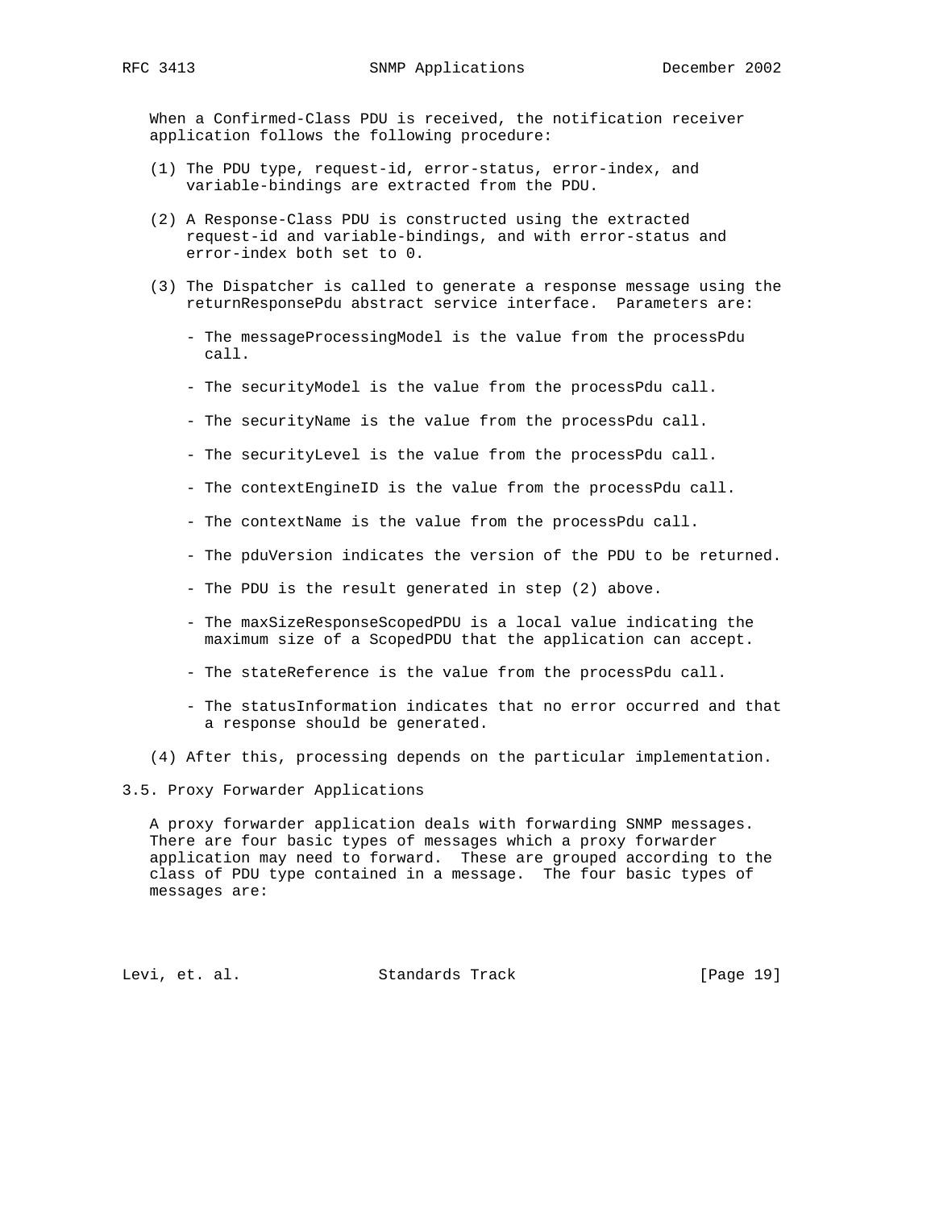When a Confirmed-Class PDU is received, the notification receiver application follows the following procedure:

(1) The PDU type, request-id, error-status, error-index, and variable-bindings are extracted from the PDU.

(2) A Response-Class PDU is constructed using the extracted request-id and variable-bindings, and with error-status and error-index both set to 0.

(3) The Dispatcher is called to generate a response message using the returnResponsePdu abstract service interface. Parameters are:

- The messageProcessingModel is the value from the processPdu call.

- The securityModel is the value from the processPdu call.

- The securityName is the value from the processPdu call.

- The securityLevel is the value from the processPdu call.

- The contextEngineID is the value from the processPdu call.

- The contextName is the value from the processPdu call.

- The pduVersion indicates the version of the PDU to be returned.

- The PDU is the result generated in step (2) above.

- The maxSizeResponseScopedPDU is a local value indicating the maximum size of a ScopedPDU that the application can accept.

- The stateReference is the value from the processPdu call.

- The statusInformation indicates that no error occurred and that a response should be generated.

(4) After this, processing depends on the particular implementation.

## 3.5. Proxy Forwarder Applications

A proxy forwarder application deals with forwarding SNMP messages. There are four basic types of messages which a proxy forwarder application may need to forward. These are grouped according to the class of PDU type contained in a message. The four basic types of messages are: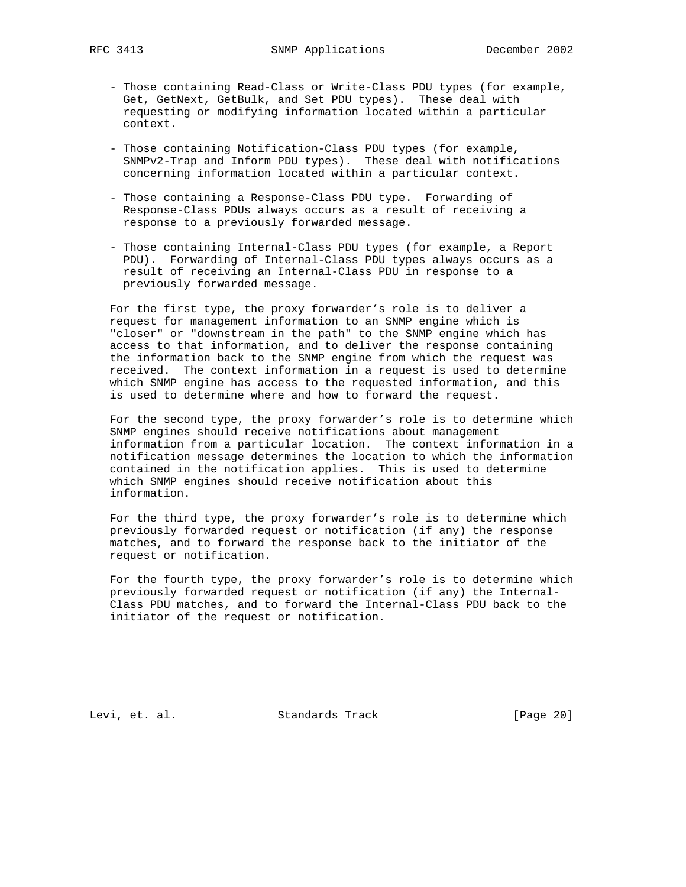- Those containing Read-Class or Write-Class PDU types (for example, Get, GetNext, GetBulk, and Set PDU types). These deal with requesting or modifying information located within a particular context.

- Those containing Notification-Class PDU types (for example, SNMPv2-Trap and Inform PDU types). These deal with notifications concerning information located within a particular context.

- Those containing a Response-Class PDU type. Forwarding of Response-Class PDUs always occurs as a result of receiving a response to a previously forwarded message.

- Those containing Internal-Class PDU types (for example, a Report PDU). Forwarding of Internal-Class PDU types always occurs as a result of receiving an Internal-Class PDU in response to a previously forwarded message.

For the first type, the proxy forwarder's role is to deliver a request for management information to an SNMP engine which is "closer" or "downstream in the path" to the SNMP engine which has access to that information, and to deliver the response containing the information back to the SNMP engine from which the request was received. The context information in a request is used to determine which SNMP engine has access to the requested information, and this is used to determine where and how to forward the request.

For the second type, the proxy forwarder's role is to determine which SNMP engines should receive notifications about management information from a particular location. The context information in a notification message determines the location to which the information contained in the notification applies. This is used to determine which SNMP engines should receive notification about this information.

For the third type, the proxy forwarder's role is to determine which previously forwarded request or notification (if any) the response matches, and to forward the response back to the initiator of the request or notification.

For the fourth type, the proxy forwarder's role is to determine which previously forwarded request or notification (if any) the Internal-Class PDU matches, and to forward the Internal-Class PDU back to the initiator of the request or notification.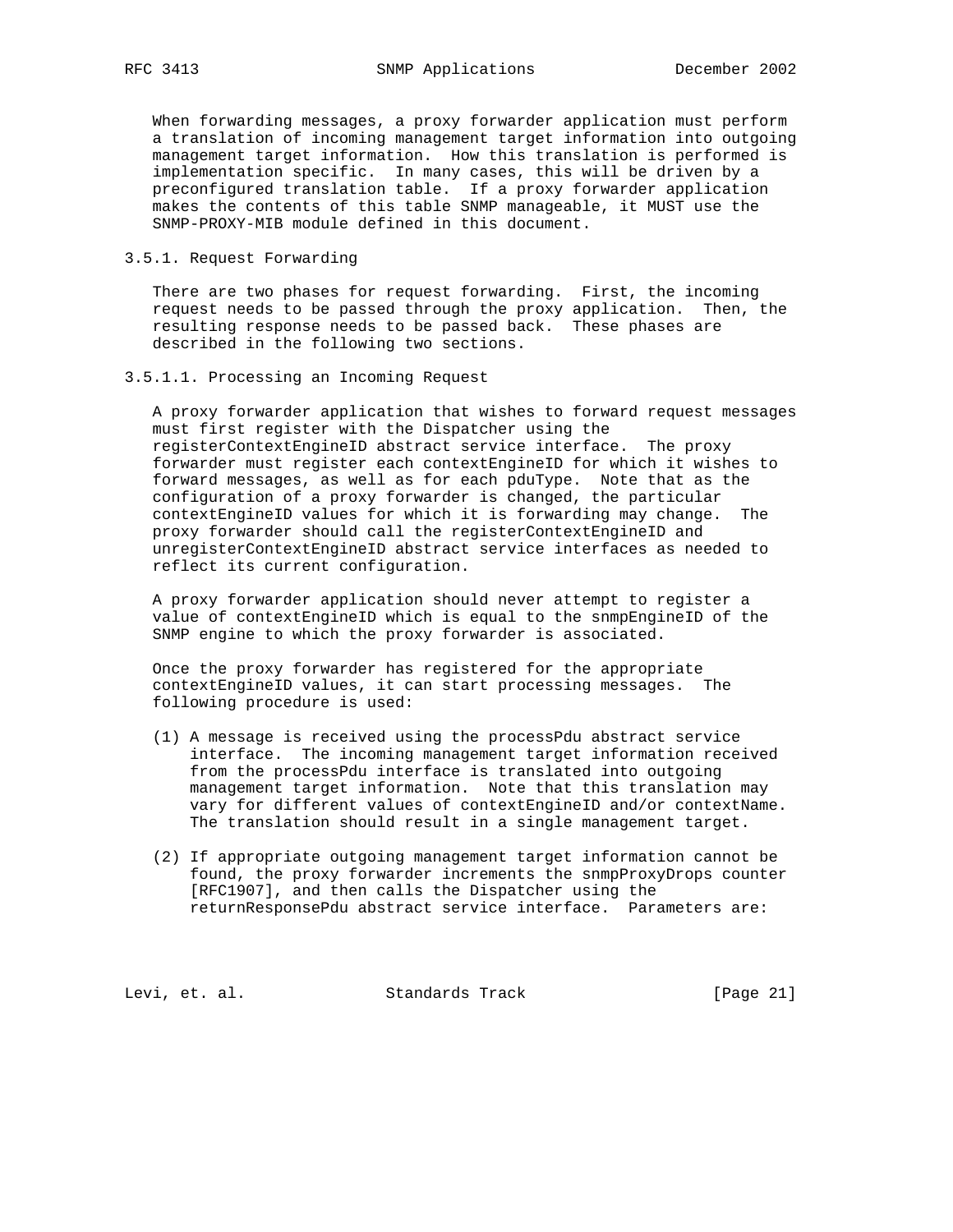When forwarding messages, a proxy forwarder application must perform a translation of incoming management target information into outgoing management target information. How this translation is performed is implementation specific. In many cases, this will be driven by a preconfigured translation table. If a proxy forwarder application makes the contents of this table SNMP manageable, it MUST use the SNMP-PROXY-MIB module defined in this document.

### 3.5.1. Request Forwarding

There are two phases for request forwarding. First, the incoming request needs to be passed through the proxy application. Then, the resulting response needs to be passed back. These phases are described in the following two sections.

#### 3.5.1.1. Processing an Incoming Request

A proxy forwarder application that wishes to forward request messages must first register with the Dispatcher using the registerContextEngineID abstract service interface. The proxy forwarder must register each contextEngineID for which it wishes to forward messages, as well as for each pduType. Note that as the configuration of a proxy forwarder is changed, the particular contextEngineID values for which it is forwarding may change. The proxy forwarder should call the registerContextEngineID and unregisterContextEngineID abstract service interfaces as needed to reflect its current configuration.

A proxy forwarder application should never attempt to register a value of contextEngineID which is equal to the snmpEngineID of the SNMP engine to which the proxy forwarder is associated.

Once the proxy forwarder has registered for the appropriate contextEngineID values, it can start processing messages. The following procedure is used:

(1) A message is received using the processPdu abstract service interface. The incoming management target information received from the processPdu interface is translated into outgoing management target information. Note that this translation may vary for different values of contextEngineID and/or contextName. The translation should result in a single management target.

(2) If appropriate outgoing management target information cannot be found, the proxy forwarder increments the snmpProxyDrops counter [RFC1907], and then calls the Dispatcher using the returnResponsePdu abstract service interface. Parameters are: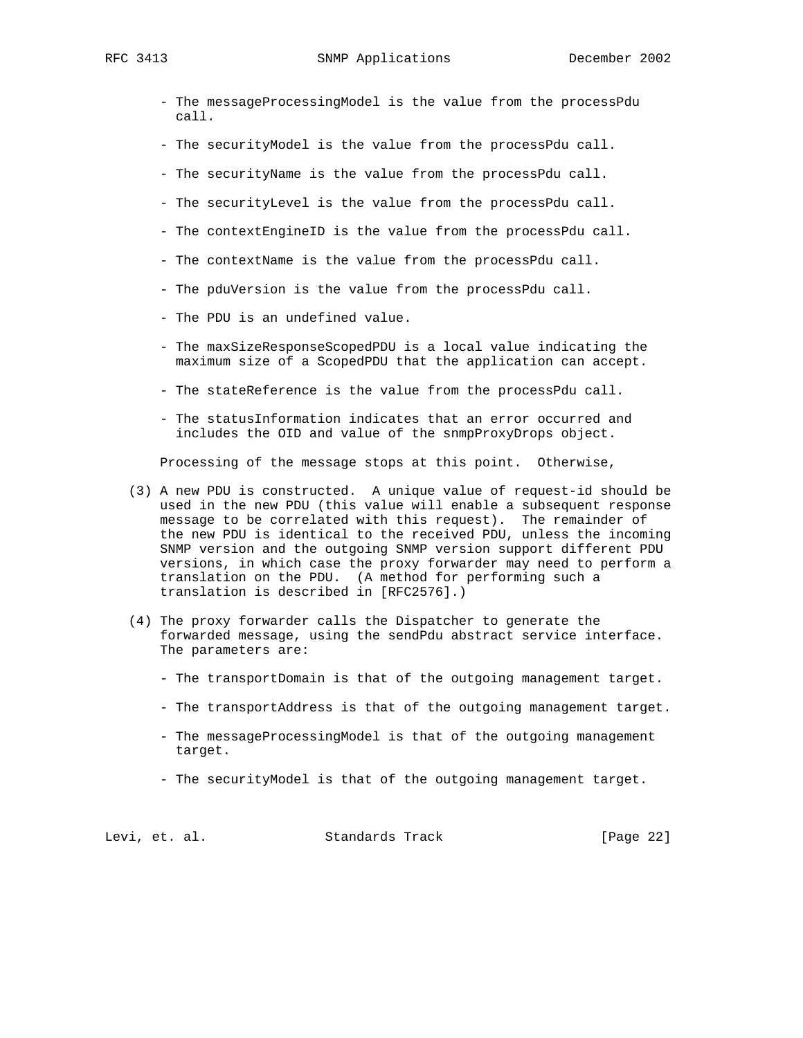- The messageProcessingModel is the value from the processPdu call.

- The securityModel is the value from the processPdu call.

- The securityName is the value from the processPdu call.

- The securityLevel is the value from the processPdu call.

- The contextEngineID is the value from the processPdu call.

- The contextName is the value from the processPdu call.

- The pduVersion is the value from the processPdu call.

- The PDU is an undefined value.

- The maxSizeResponseScopedPDU is a local value indicating the maximum size of a ScopedPDU that the application can accept.

- The stateReference is the value from the processPdu call.

- The statusInformation indicates that an error occurred and includes the OID and value of the snmpProxyDrops object.

Processing of the message stops at this point. Otherwise,

(3) A new PDU is constructed. A unique value of request-id should be used in the new PDU (this value will enable a subsequent response message to be correlated with this request). The remainder of the new PDU is identical to the received PDU, unless the incoming SNMP version and the outgoing SNMP version support different PDU versions, in which case the proxy forwarder may need to perform a translation on the PDU. (A method for performing such a translation is described in [RFC2576].)

(4) The proxy forwarder calls the Dispatcher to generate the forwarded message, using the sendPdu abstract service interface. The parameters are:

- The transportDomain is that of the outgoing management target.

- The transportAddress is that of the outgoing management target.

- The messageProcessingModel is that of the outgoing management target.

- The securityModel is that of the outgoing management target.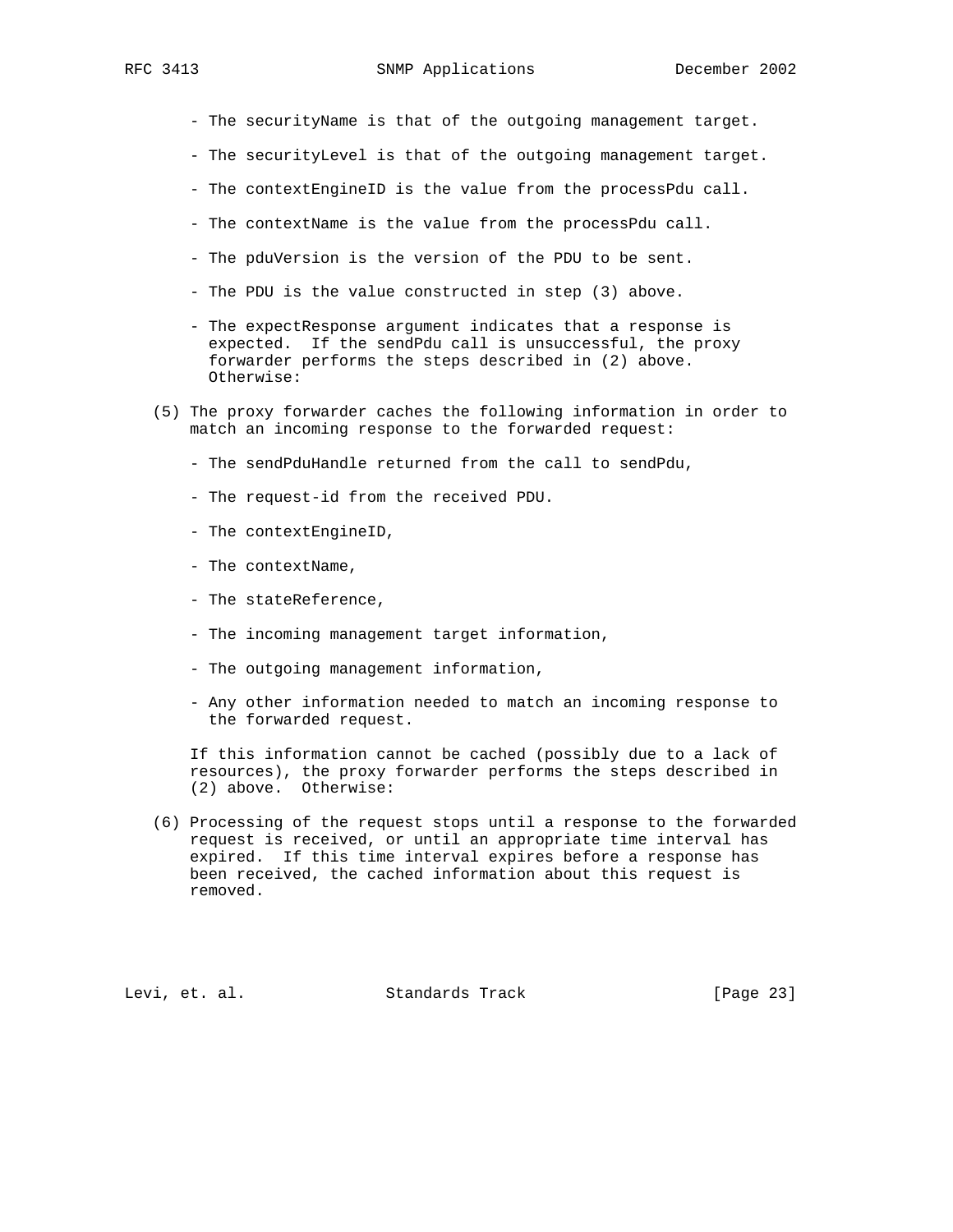- The securityName is that of the outgoing management target.

- The securityLevel is that of the outgoing management target.

- The contextEngineID is the value from the processPdu call.

- The contextName is the value from the processPdu call.

- The pduVersion is the version of the PDU to be sent.

- The PDU is the value constructed in step (3) above.

- The expectResponse argument indicates that a response is expected. If the sendPdu call is unsuccessful, the proxy forwarder performs the steps described in (2) above. Otherwise:

(5) The proxy forwarder caches the following information in order to match an incoming response to the forwarded request:

- The sendPduHandle returned from the call to sendPdu,

- The request-id from the received PDU.

- The contextEngineID,

- The contextName,

- The stateReference,

- The incoming management target information,

- The outgoing management information,

- Any other information needed to match an incoming response to the forwarded request.

If this information cannot be cached (possibly due to a lack of resources), the proxy forwarder performs the steps described in (2) above. Otherwise:

(6) Processing of the request stops until a response to the forwarded request is received, or until an appropriate time interval has expired. If this time interval expires before a response has been received, the cached information about this request is removed.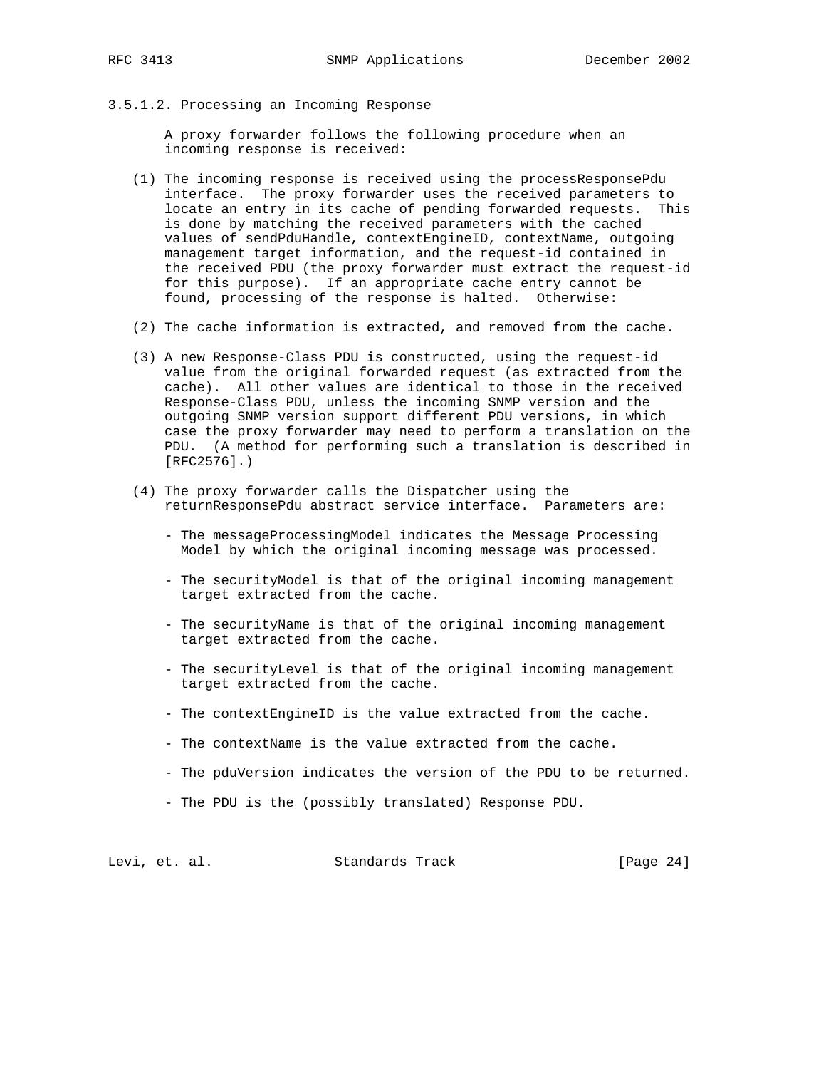#### 3.5.1.2. Processing an Incoming Response

A proxy forwarder follows the following procedure when an incoming response is received:

(1) The incoming response is received using the processResponsePdu interface. The proxy forwarder uses the received parameters to locate an entry in its cache of pending forwarded requests. This is done by matching the received parameters with the cached values of sendPduHandle, contextEngineID, contextName, outgoing management target information, and the request-id contained in the received PDU (the proxy forwarder must extract the request-id for this purpose). If an appropriate cache entry cannot be found, processing of the response is halted. Otherwise:

(2) The cache information is extracted, and removed from the cache.

(3) A new Response-Class PDU is constructed, using the request-id value from the original forwarded request (as extracted from the cache). All other values are identical to those in the received Response-Class PDU, unless the incoming SNMP version and the outgoing SNMP version support different PDU versions, in which case the proxy forwarder may need to perform a translation on the PDU. (A method for performing such a translation is described in [RFC2576].)

(4) The proxy forwarder calls the Dispatcher using the returnResponsePdu abstract service interface. Parameters are:

- The messageProcessingModel indicates the Message Processing Model by which the original incoming message was processed.

- The securityModel is that of the original incoming management target extracted from the cache.

- The securityName is that of the original incoming management target extracted from the cache.

- The securityLevel is that of the original incoming management target extracted from the cache.

- The contextEngineID is the value extracted from the cache.

- The contextName is the value extracted from the cache.

- The pduVersion indicates the version of the PDU to be returned.

- The PDU is the (possibly translated) Response PDU.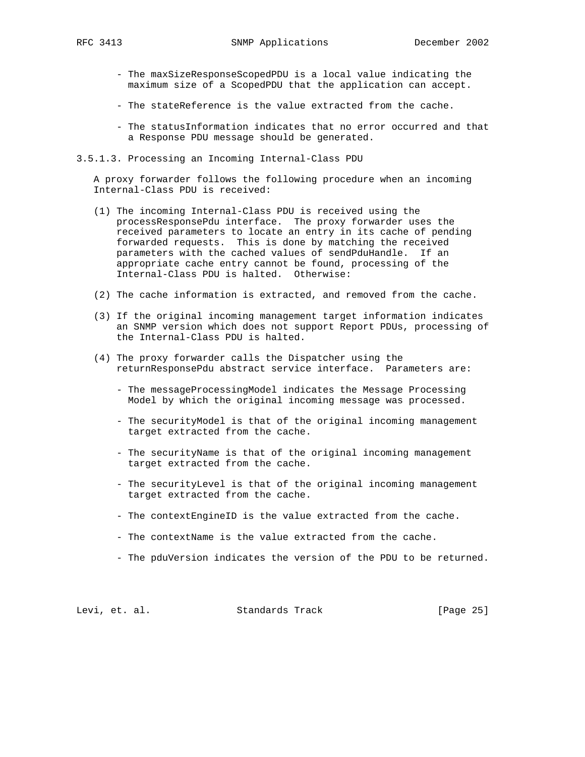- The maxSizeResponseScopedPDU is a local value indicating the maximum size of a ScopedPDU that the application can accept.

- The stateReference is the value extracted from the cache.

- The statusInformation indicates that no error occurred and that a Response PDU message should be generated.

### 3.5.1.3. Processing an Incoming Internal-Class PDU

A proxy forwarder follows the following procedure when an incoming Internal-Class PDU is received:

(1) The incoming Internal-Class PDU is received using the processResponsePdu interface. The proxy forwarder uses the received parameters to locate an entry in its cache of pending forwarded requests. This is done by matching the received parameters with the cached values of sendPduHandle. If an appropriate cache entry cannot be found, processing of the Internal-Class PDU is halted. Otherwise:

(2) The cache information is extracted, and removed from the cache.

(3) If the original incoming management target information indicates an SNMP version which does not support Report PDUs, processing of the Internal-Class PDU is halted.

(4) The proxy forwarder calls the Dispatcher using the returnResponsePdu abstract service interface. Parameters are:

- The messageProcessingModel indicates the Message Processing Model by which the original incoming message was processed.

- The securityModel is that of the original incoming management target extracted from the cache.

- The securityName is that of the original incoming management target extracted from the cache.

- The securityLevel is that of the original incoming management target extracted from the cache.

- The contextEngineID is the value extracted from the cache.

- The contextName is the value extracted from the cache.

- The pduVersion indicates the version of the PDU to be returned.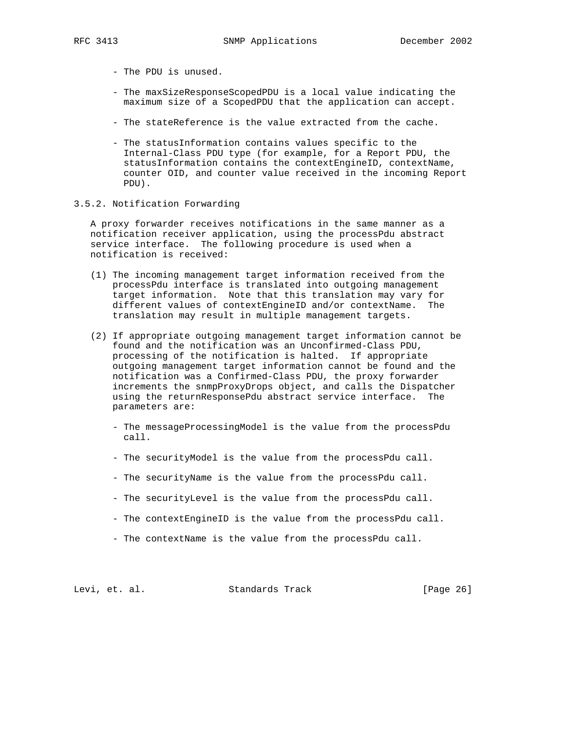- The PDU is unused.

- The maxSizeResponseScopedPDU is a local value indicating the maximum size of a ScopedPDU that the application can accept.

- The stateReference is the value extracted from the cache.

- The statusInformation contains values specific to the Internal-Class PDU type (for example, for a Report PDU, the statusInformation contains the contextEngineID, contextName, counter OID, and counter value received in the incoming Report PDU).

### 3.5.2. Notification Forwarding

A proxy forwarder receives notifications in the same manner as a notification receiver application, using the processPdu abstract service interface. The following procedure is used when a notification is received:

(1) The incoming management target information received from the processPdu interface is translated into outgoing management target information. Note that this translation may vary for different values of contextEngineID and/or contextName. The translation may result in multiple management targets.

(2) If appropriate outgoing management target information cannot be found and the notification was an Unconfirmed-Class PDU, processing of the notification is halted. If appropriate outgoing management target information cannot be found and the notification was a Confirmed-Class PDU, the proxy forwarder increments the snmpProxyDrops object, and calls the Dispatcher using the returnResponsePdu abstract service interface. The parameters are:

  - The messageProcessingModel is the value from the processPdu call.

  - The securityModel is the value from the processPdu call.

  - The securityName is the value from the processPdu call.

  - The securityLevel is the value from the processPdu call.

  - The contextEngineID is the value from the processPdu call.

  - The contextName is the value from the processPdu call.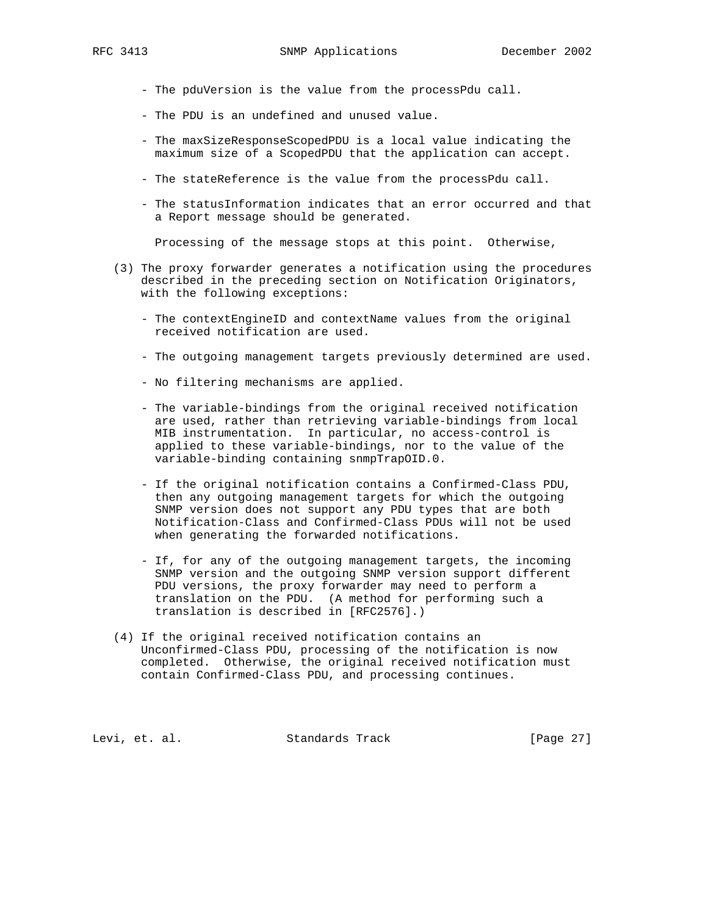- The pduVersion is the value from the processPdu call.

- The PDU is an undefined and unused value.

- The maxSizeResponseScopedPDU is a local value indicating the maximum size of a ScopedPDU that the application can accept.

- The stateReference is the value from the processPdu call.

- The statusInformation indicates that an error occurred and that a Report message should be generated.

  Processing of the message stops at this point. Otherwise,

(3) The proxy forwarder generates a notification using the procedures described in the preceding section on Notification Originators, with the following exceptions:

   - The contextEngineID and contextName values from the original received notification are used.

   - The outgoing management targets previously determined are used.

   - No filtering mechanisms are applied.

   - The variable-bindings from the original received notification are used, rather than retrieving variable-bindings from local MIB instrumentation. In particular, no access-control is applied to these variable-bindings, nor to the value of the variable-binding containing snmpTrapOID.0.

   - If the original notification contains a Confirmed-Class PDU, then any outgoing management targets for which the outgoing SNMP version does not support any PDU types that are both Notification-Class and Confirmed-Class PDUs will not be used when generating the forwarded notifications.

   - If, for any of the outgoing management targets, the incoming SNMP version and the outgoing SNMP version support different PDU versions, the proxy forwarder may need to perform a translation on the PDU. (A method for performing such a translation is described in [RFC2576].)

(4) If the original received notification contains an Unconfirmed-Class PDU, processing of the notification is now completed. Otherwise, the original received notification must contain Confirmed-Class PDU, and processing continues.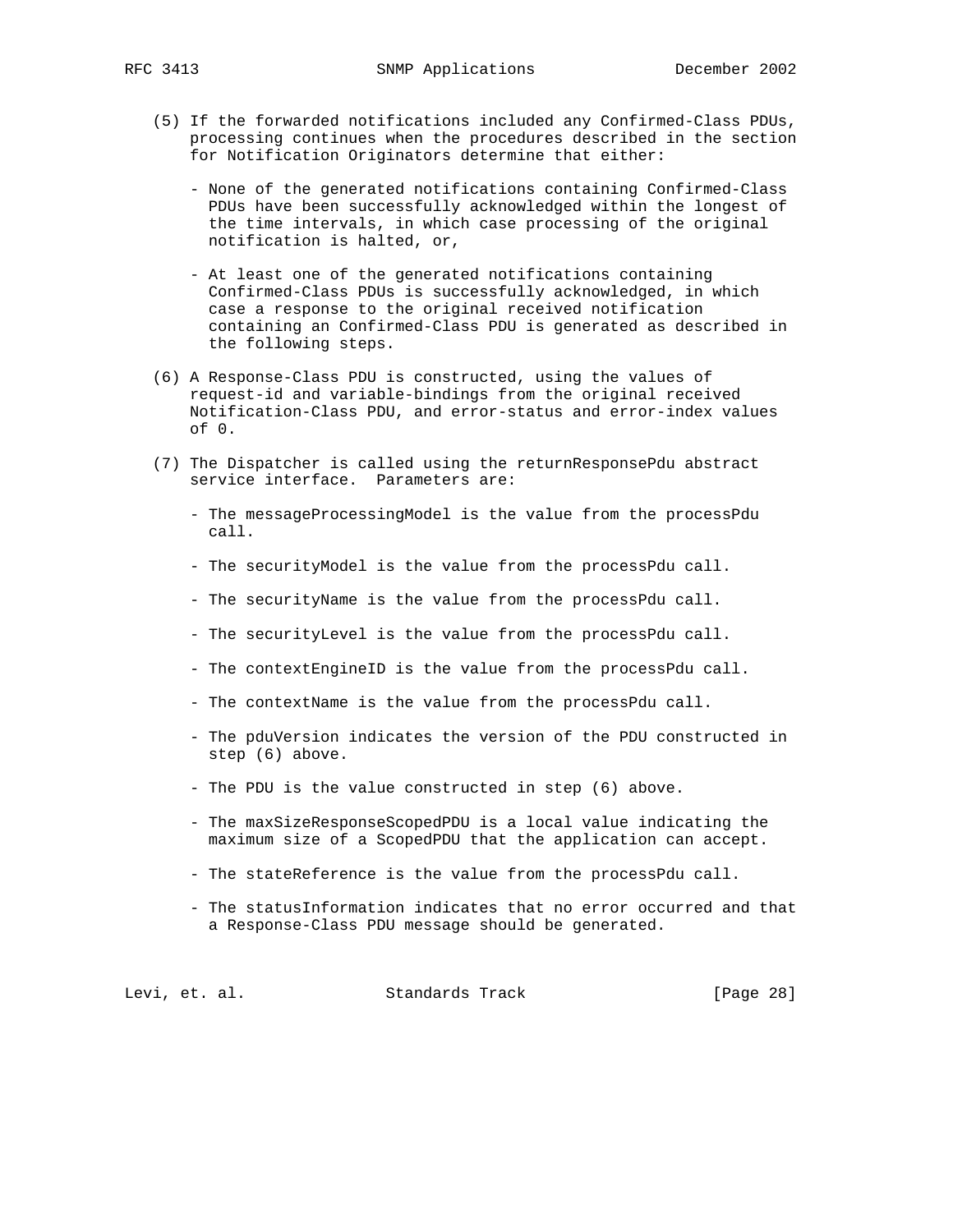(5) If the forwarded notifications included any Confirmed-Class PDUs, processing continues when the procedures described in the section for Notification Originators determine that either:

   - None of the generated notifications containing Confirmed-Class PDUs have been successfully acknowledged within the longest of the time intervals, in which case processing of the original notification is halted, or,

   - At least one of the generated notifications containing Confirmed-Class PDUs is successfully acknowledged, in which case a response to the original received notification containing an Confirmed-Class PDU is generated as described in the following steps.

(6) A Response-Class PDU is constructed, using the values of request-id and variable-bindings from the original received Notification-Class PDU, and error-status and error-index values of 0.

(7) The Dispatcher is called using the returnResponsePdu abstract service interface. Parameters are:

   - The messageProcessingModel is the value from the processPdu call.

   - The securityModel is the value from the processPdu call.

   - The securityName is the value from the processPdu call.

   - The securityLevel is the value from the processPdu call.

   - The contextEngineID is the value from the processPdu call.

   - The contextName is the value from the processPdu call.

   - The pduVersion indicates the version of the PDU constructed in step (6) above.

   - The PDU is the value constructed in step (6) above.

   - The maxSizeResponseScopedPDU is a local value indicating the maximum size of a ScopedPDU that the application can accept.

   - The stateReference is the value from the processPdu call.

   - The statusInformation indicates that no error occurred and that a Response-Class PDU message should be generated.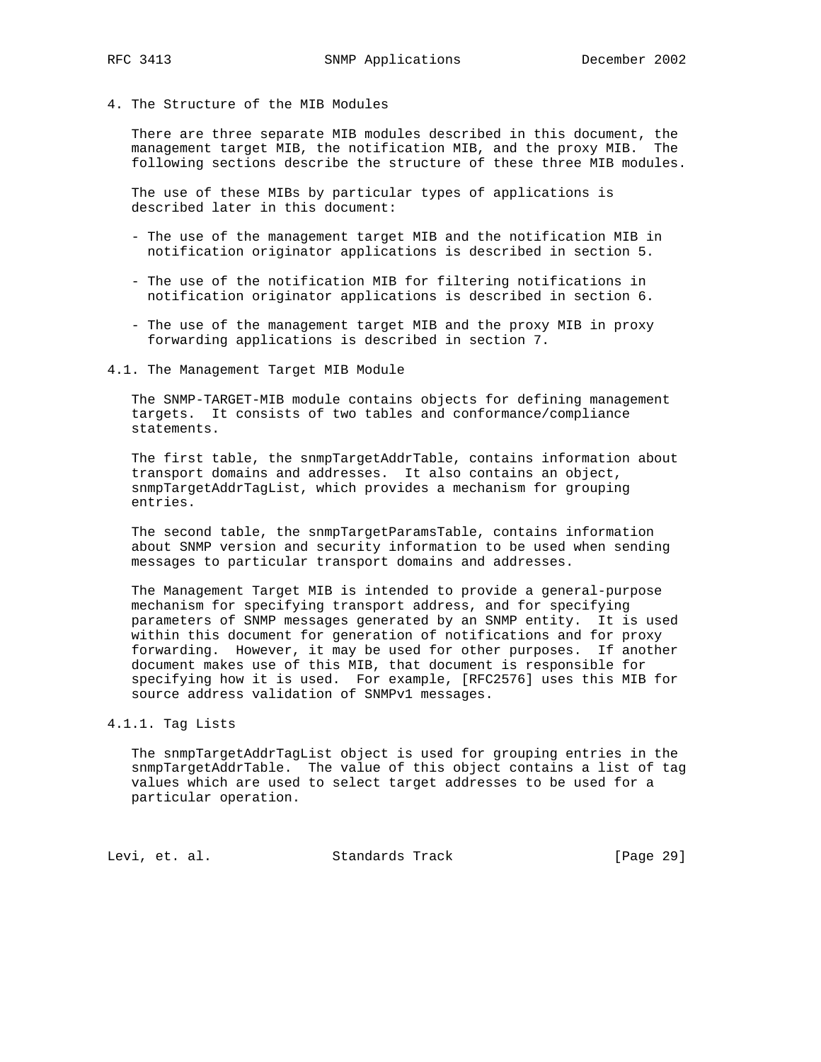## 4. The Structure of the MIB Modules

There are three separate MIB modules described in this document, the management target MIB, the notification MIB, and the proxy MIB. The following sections describe the structure of these three MIB modules.

The use of these MIBs by particular types of applications is described later in this document:

- The use of the management target MIB and the notification MIB in notification originator applications is described in section 5.
- The use of the notification MIB for filtering notifications in notification originator applications is described in section 6.
- The use of the management target MIB and the proxy MIB in proxy forwarding applications is described in section 7.

### 4.1. The Management Target MIB Module

The SNMP-TARGET-MIB module contains objects for defining management targets. It consists of two tables and conformance/compliance statements.

The first table, the snmpTargetAddrTable, contains information about transport domains and addresses. It also contains an object, snmpTargetAddrTagList, which provides a mechanism for grouping entries.

The second table, the snmpTargetParamsTable, contains information about SNMP version and security information to be used when sending messages to particular transport domains and addresses.

The Management Target MIB is intended to provide a general-purpose mechanism for specifying transport address, and for specifying parameters of SNMP messages generated by an SNMP entity. It is used within this document for generation of notifications and for proxy forwarding. However, it may be used for other purposes. If another document makes use of this MIB, that document is responsible for specifying how it is used. For example, [RFC2576] uses this MIB for source address validation of SNMPv1 messages.

#### 4.1.1. Tag Lists

The snmpTargetAddrTagList object is used for grouping entries in the snmpTargetAddrTable. The value of this object contains a list of tag values which are used to select target addresses to be used for a particular operation.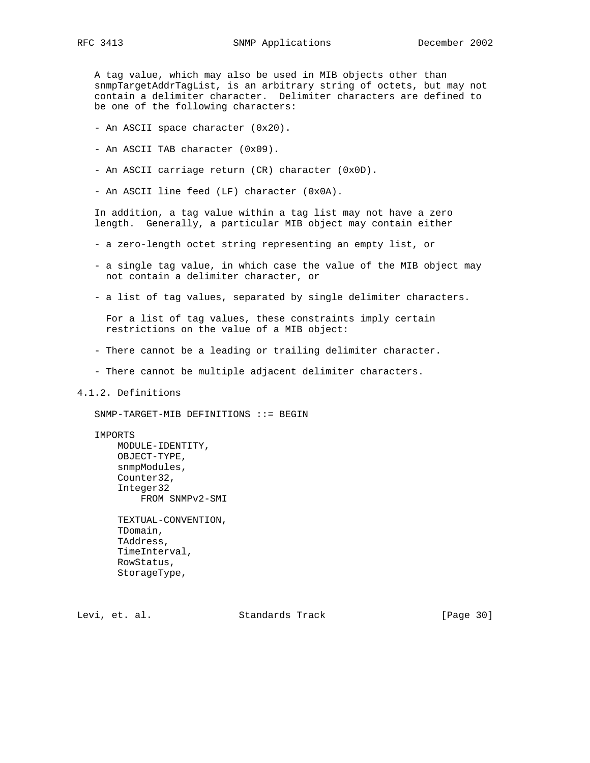A tag value, which may also be used in MIB objects other than snmpTargetAddrTagList, is an arbitrary string of octets, but may not contain a delimiter character. Delimiter characters are defined to be one of the following characters:

- An ASCII space character (0x20).
- An ASCII TAB character (0x09).
- An ASCII carriage return (CR) character (0x0D).
- An ASCII line feed (LF) character (0x0A).

In addition, a tag value within a tag list may not have a zero length. Generally, a particular MIB object may contain either

- a zero-length octet string representing an empty list, or
- a single tag value, in which case the value of the MIB object may not contain a delimiter character, or
- a list of tag values, separated by single delimiter characters.

  For a list of tag values, these constraints imply certain restrictions on the value of a MIB object:

- There cannot be a leading or trailing delimiter character.
- There cannot be multiple adjacent delimiter characters.

### 4.1.2. Definitions

```
SNMP-TARGET-MIB DEFINITIONS ::= BEGIN

IMPORTS
    MODULE-IDENTITY,
    OBJECT-TYPE,
    snmpModules,
    Counter32,
    Integer32
        FROM SNMPv2-SMI

    TEXTUAL-CONVENTION,
    TDomain,
    TAddress,
    TimeInterval,
    RowStatus,
    StorageType,
```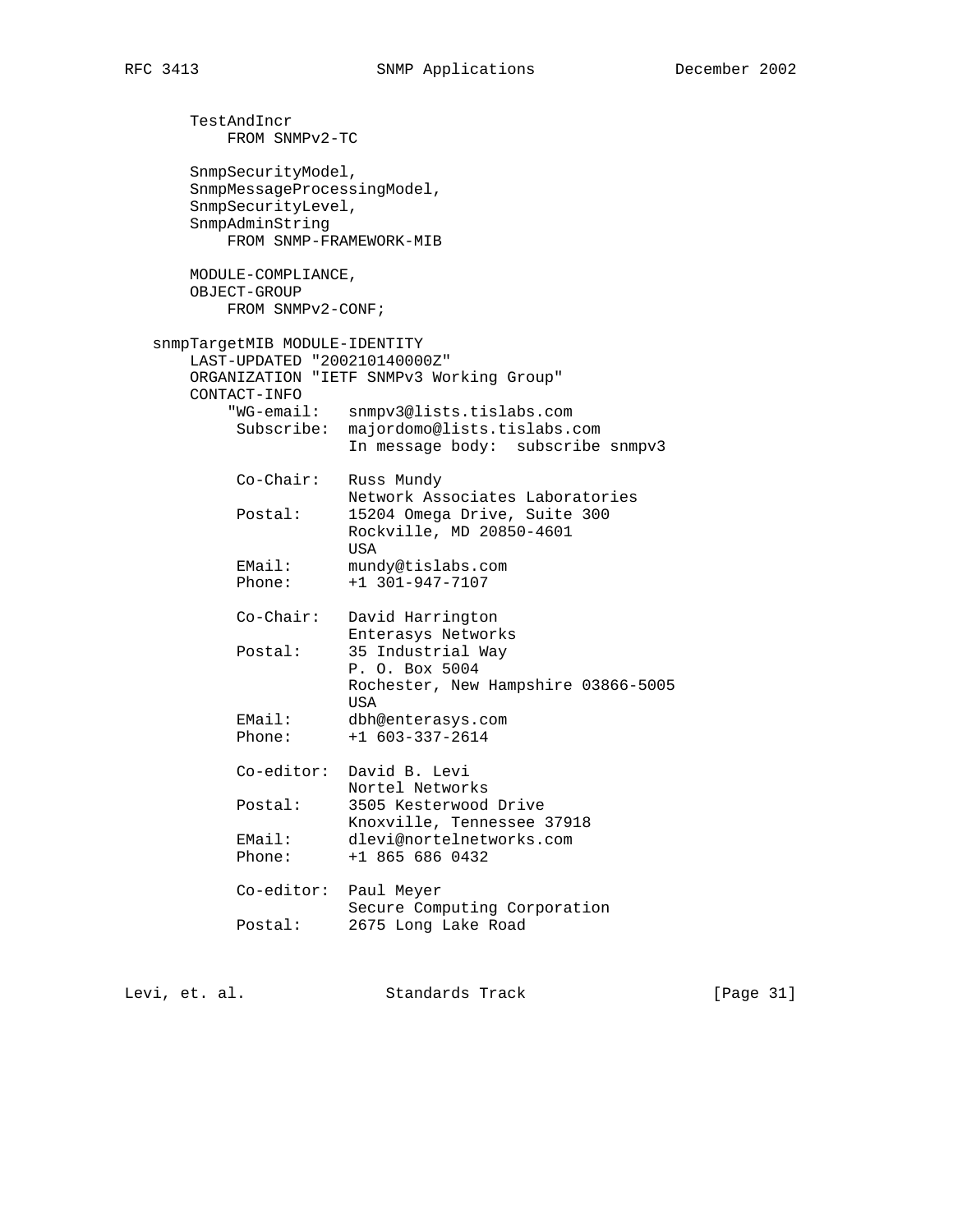```
    TestAndIncr
        FROM SNMPv2-TC

    SnmpSecurityModel,
    SnmpMessageProcessingModel,
    SnmpSecurityLevel,
    SnmpAdminString
        FROM SNMP-FRAMEWORK-MIB

    MODULE-COMPLIANCE,
    OBJECT-GROUP
        FROM SNMPv2-CONF;

snmpTargetMIB MODULE-IDENTITY
    LAST-UPDATED "200210140000Z"
    ORGANIZATION "IETF SNMPv3 Working Group"
    CONTACT-INFO
        "WG-email:   snmpv3@lists.tislabs.com
         Subscribe:  majordomo@lists.tislabs.com
                     In message body:  subscribe snmpv3

         Co-Chair:   Russ Mundy
                     Network Associates Laboratories
         Postal:     15204 Omega Drive, Suite 300
                     Rockville, MD 20850-4601
                     USA
         EMail:      mundy@tislabs.com
         Phone:      +1 301-947-7107

         Co-Chair:   David Harrington
                     Enterasys Networks
         Postal:     35 Industrial Way
                     P. O. Box 5004
                     Rochester, New Hampshire 03866-5005
                     USA
         EMail:      dbh@enterasys.com
         Phone:      +1 603-337-2614

         Co-editor:  David B. Levi
                     Nortel Networks
         Postal:     3505 Kesterwood Drive
                     Knoxville, Tennessee 37918
         EMail:      dlevi@nortelnetworks.com
         Phone:      +1 865 686 0432

         Co-editor:  Paul Meyer
                     Secure Computing Corporation
         Postal:     2675 Long Lake Road
```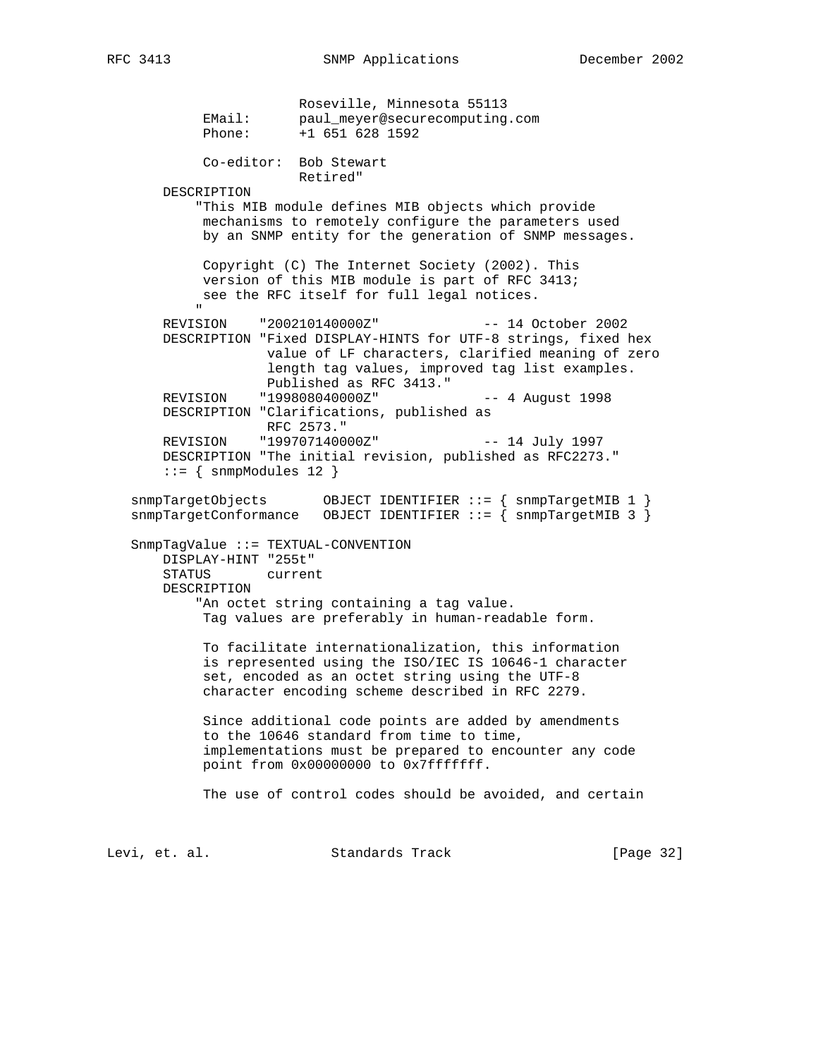```
                      Roseville, Minnesota 55113
           EMail:     paul_meyer@securecomputing.com
           Phone:     +1 651 628 1592

           Co-editor: Bob Stewart
                      Retired"
       DESCRIPTION
          "This MIB module defines MIB objects which provide
           mechanisms to remotely configure the parameters used
           by an SNMP entity for the generation of SNMP messages.

           Copyright (C) The Internet Society (2002). This
           version of this MIB module is part of RFC 3413;
           see the RFC itself for full legal notices.
          "
       REVISION    "200210140000Z"             -- 14 October 2002
       DESCRIPTION "Fixed DISPLAY-HINTS for UTF-8 strings, fixed hex
                    value of LF characters, clarified meaning of zero
                    length tag values, improved tag list examples.
                    Published as RFC 3413."
       REVISION    "199808040000Z"             -- 4 August 1998
       DESCRIPTION "Clarifications, published as
                    RFC 2573."
       REVISION    "199707140000Z"             -- 14 July 1997
       DESCRIPTION "The initial revision, published as RFC2273."
       ::= { snmpModules 12 }

   snmpTargetObjects       OBJECT IDENTIFIER ::= { snmpTargetMIB 1 }
   snmpTargetConformance   OBJECT IDENTIFIER ::= { snmpTargetMIB 3 }

   SnmpTagValue ::= TEXTUAL-CONVENTION
       DISPLAY-HINT "255t"
       STATUS       current
       DESCRIPTION
          "An octet string containing a tag value.
           Tag values are preferably in human-readable form.

           To facilitate internationalization, this information
           is represented using the ISO/IEC IS 10646-1 character
           set, encoded as an octet string using the UTF-8
           character encoding scheme described in RFC 2279.

           Since additional code points are added by amendments
           to the 10646 standard from time to time,
           implementations must be prepared to encounter any code
           point from 0x00000000 to 0x7fffffff.

           The use of control codes should be avoided, and certain
```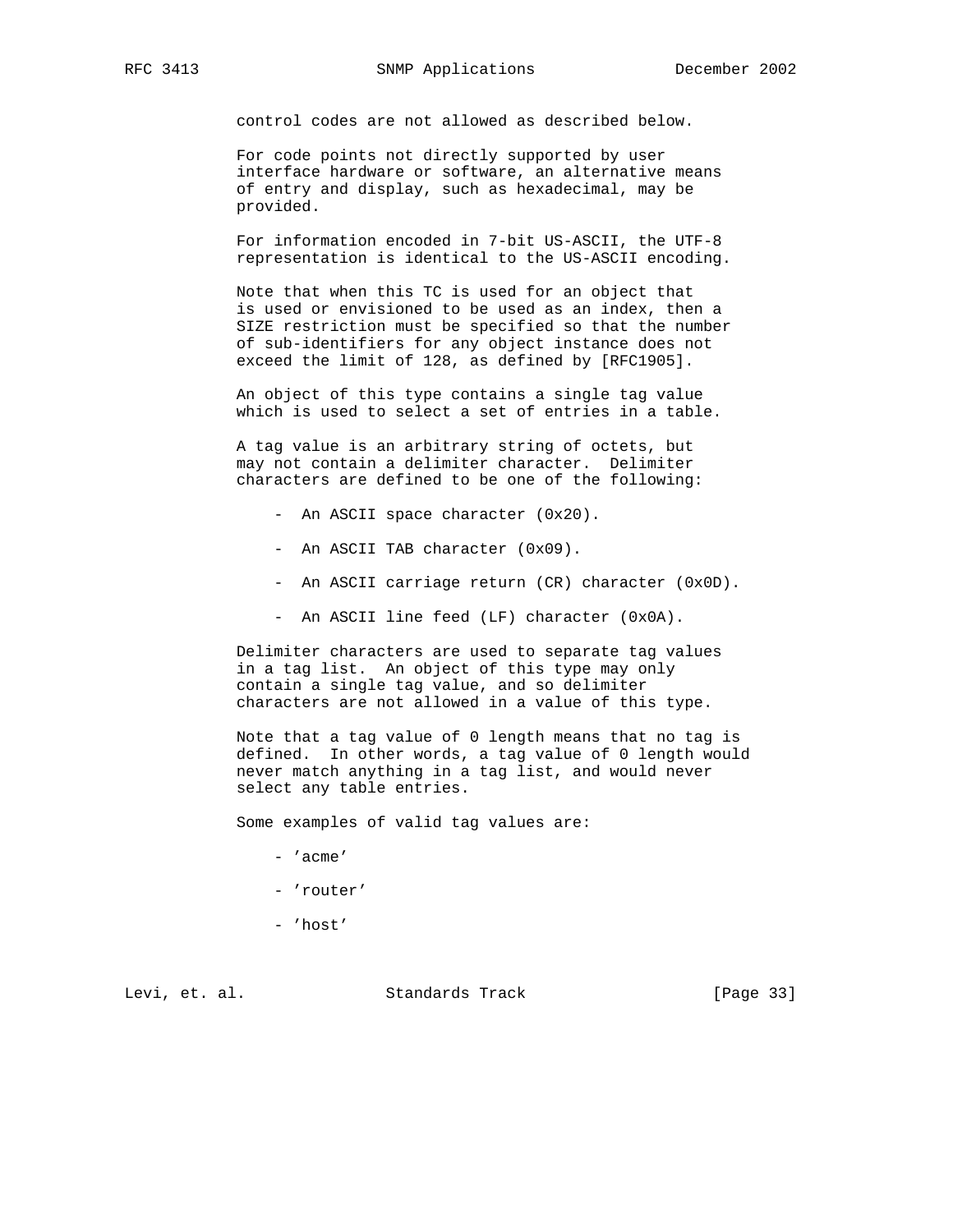control codes are not allowed as described below.

For code points not directly supported by user interface hardware or software, an alternative means of entry and display, such as hexadecimal, may be provided.

For information encoded in 7-bit US-ASCII, the UTF-8 representation is identical to the US-ASCII encoding.

Note that when this TC is used for an object that is used or envisioned to be used as an index, then a SIZE restriction must be specified so that the number of sub-identifiers for any object instance does not exceed the limit of 128, as defined by [RFC1905].

An object of this type contains a single tag value which is used to select a set of entries in a table.

A tag value is an arbitrary string of octets, but may not contain a delimiter character. Delimiter characters are defined to be one of the following:

- An ASCII space character (0x20).

- An ASCII TAB character (0x09).

- An ASCII carriage return (CR) character (0x0D).

- An ASCII line feed (LF) character (0x0A).

Delimiter characters are used to separate tag values in a tag list. An object of this type may only contain a single tag value, and so delimiter characters are not allowed in a value of this type.

Note that a tag value of 0 length means that no tag is defined. In other words, a tag value of 0 length would never match anything in a tag list, and would never select any table entries.

Some examples of valid tag values are:

- 'acme'

- 'router'

- 'host'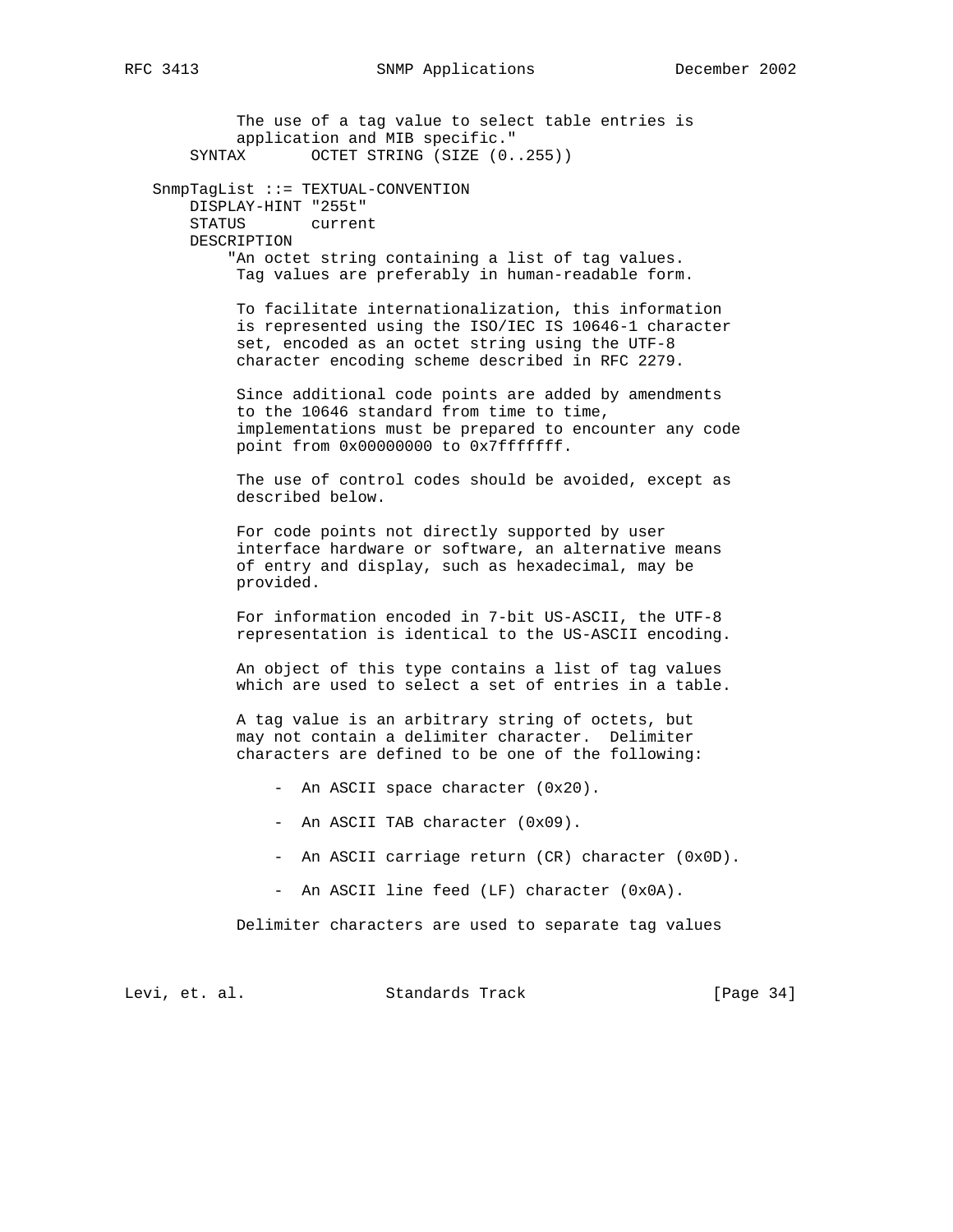```
           The use of a tag value to select table entries is
           application and MIB specific."
       SYNTAX       OCTET STRING (SIZE (0..255))

   SnmpTagList ::= TEXTUAL-CONVENTION
       DISPLAY-HINT "255t"
       STATUS       current
       DESCRIPTION
          "An octet string containing a list of tag values.
           Tag values are preferably in human-readable form.

           To facilitate internationalization, this information
           is represented using the ISO/IEC IS 10646-1 character
           set, encoded as an octet string using the UTF-8
           character encoding scheme described in RFC 2279.

           Since additional code points are added by amendments
           to the 10646 standard from time to time,
           implementations must be prepared to encounter any code
           point from 0x00000000 to 0x7fffffff.

           The use of control codes should be avoided, except as
           described below.

           For code points not directly supported by user
           interface hardware or software, an alternative means
           of entry and display, such as hexadecimal, may be
           provided.

           For information encoded in 7-bit US-ASCII, the UTF-8
           representation is identical to the US-ASCII encoding.

           An object of this type contains a list of tag values
           which are used to select a set of entries in a table.

           A tag value is an arbitrary string of octets, but
           may not contain a delimiter character.  Delimiter
           characters are defined to be one of the following:

               -  An ASCII space character (0x20).

               -  An ASCII TAB character (0x09).

               -  An ASCII carriage return (CR) character (0x0D).

               -  An ASCII line feed (LF) character (0x0A).

           Delimiter characters are used to separate tag values
```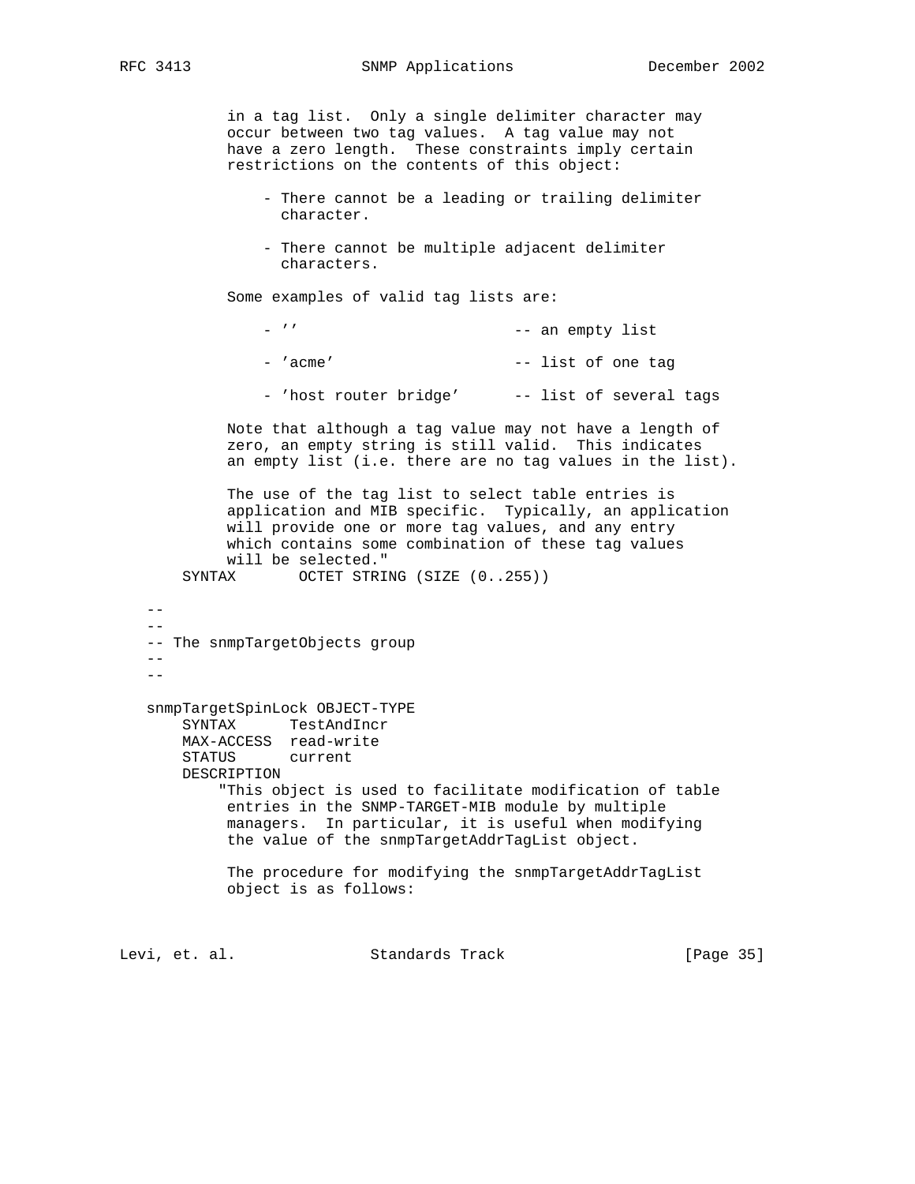```
            in a tag list.  Only a single delimiter character may
            occur between two tag values.  A tag value may not
            have a zero length.  These constraints imply certain
            restrictions on the contents of this object:

                - There cannot be a leading or trailing delimiter
                  character.

                - There cannot be multiple adjacent delimiter
                  characters.

            Some examples of valid tag lists are:

                - ''                        -- an empty list

                - 'acme'                    -- list of one tag

                - 'host router bridge'      -- list of several tags

            Note that although a tag value may not have a length of
            zero, an empty string is still valid.  This indicates
            an empty list (i.e. there are no tag values in the list).

            The use of the tag list to select table entries is
            application and MIB specific.  Typically, an application
            will provide one or more tag values, and any entry
            which contains some combination of these tag values
            will be selected."
        SYNTAX       OCTET STRING (SIZE (0..255))

   --
   --
   -- The snmpTargetObjects group
   --
   --

   snmpTargetSpinLock OBJECT-TYPE
       SYNTAX      TestAndIncr
       MAX-ACCESS  read-write
       STATUS      current
       DESCRIPTION
           "This object is used to facilitate modification of table
            entries in the SNMP-TARGET-MIB module by multiple
            managers.  In particular, it is useful when modifying
            the value of the snmpTargetAddrTagList object.

            The procedure for modifying the snmpTargetAddrTagList
            object is as follows:
```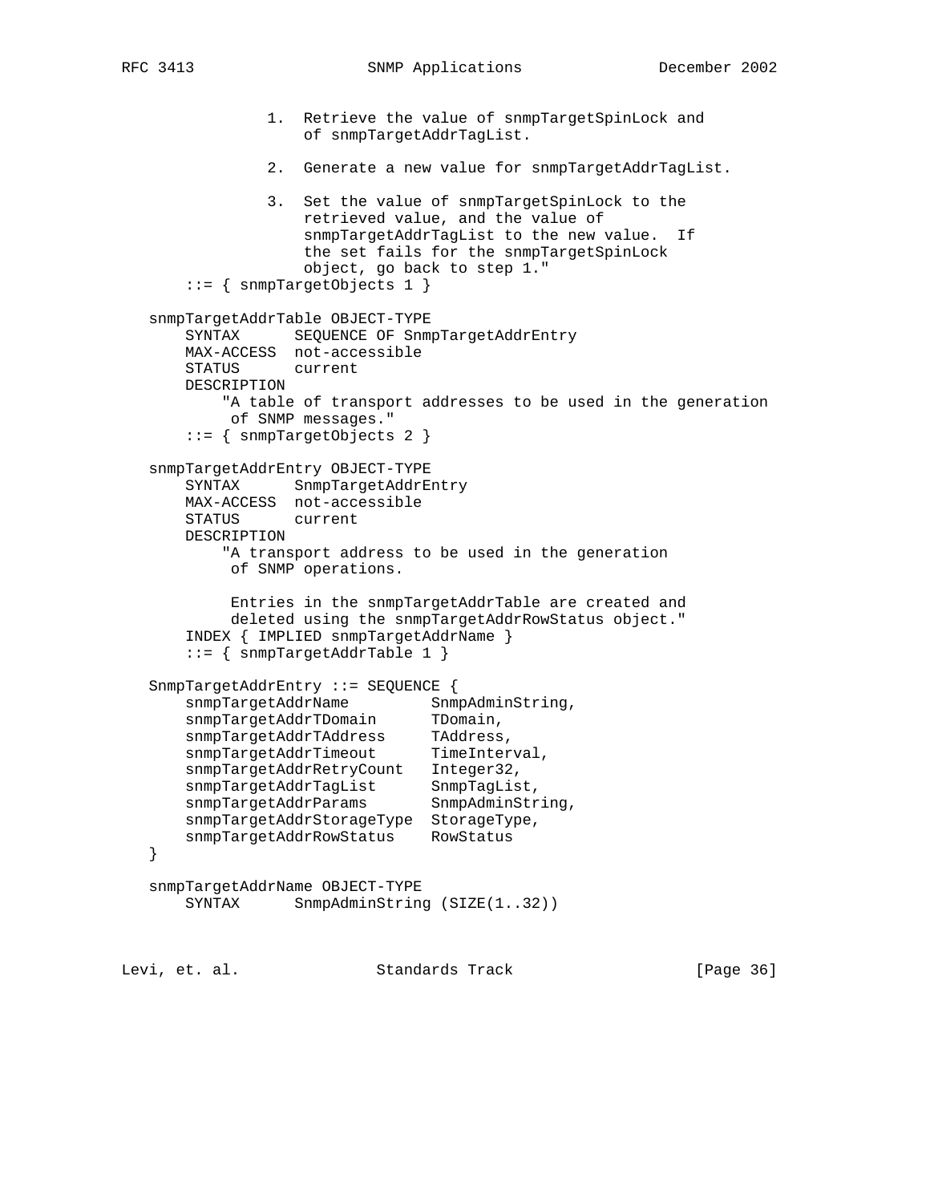```
                1.  Retrieve the value of snmpTargetSpinLock and
                    of snmpTargetAddrTagList.

                2.  Generate a new value for snmpTargetAddrTagList.

                3.  Set the value of snmpTargetSpinLock to the
                    retrieved value, and the value of
                    snmpTargetAddrTagList to the new value.  If
                    the set fails for the snmpTargetSpinLock
                    object, go back to step 1."
       ::= { snmpTargetObjects 1 }

   snmpTargetAddrTable OBJECT-TYPE
       SYNTAX      SEQUENCE OF SnmpTargetAddrEntry
       MAX-ACCESS  not-accessible
       STATUS      current
       DESCRIPTION
           "A table of transport addresses to be used in the generation
            of SNMP messages."
       ::= { snmpTargetObjects 2 }

   snmpTargetAddrEntry OBJECT-TYPE
       SYNTAX      SnmpTargetAddrEntry
       MAX-ACCESS  not-accessible
       STATUS      current
       DESCRIPTION
           "A transport address to be used in the generation
            of SNMP operations.

            Entries in the snmpTargetAddrTable are created and
            deleted using the snmpTargetAddrRowStatus object."
       INDEX { IMPLIED snmpTargetAddrName }
       ::= { snmpTargetAddrTable 1 }

   SnmpTargetAddrEntry ::= SEQUENCE {
       snmpTargetAddrName         SnmpAdminString,
       snmpTargetAddrTDomain      TDomain,
       snmpTargetAddrTAddress     TAddress,
       snmpTargetAddrTimeout      TimeInterval,
       snmpTargetAddrRetryCount   Integer32,
       snmpTargetAddrTagList      SnmpTagList,
       snmpTargetAddrParams       SnmpAdminString,
       snmpTargetAddrStorageType  StorageType,
       snmpTargetAddrRowStatus    RowStatus
   }

   snmpTargetAddrName OBJECT-TYPE
       SYNTAX      SnmpAdminString (SIZE(1..32))
```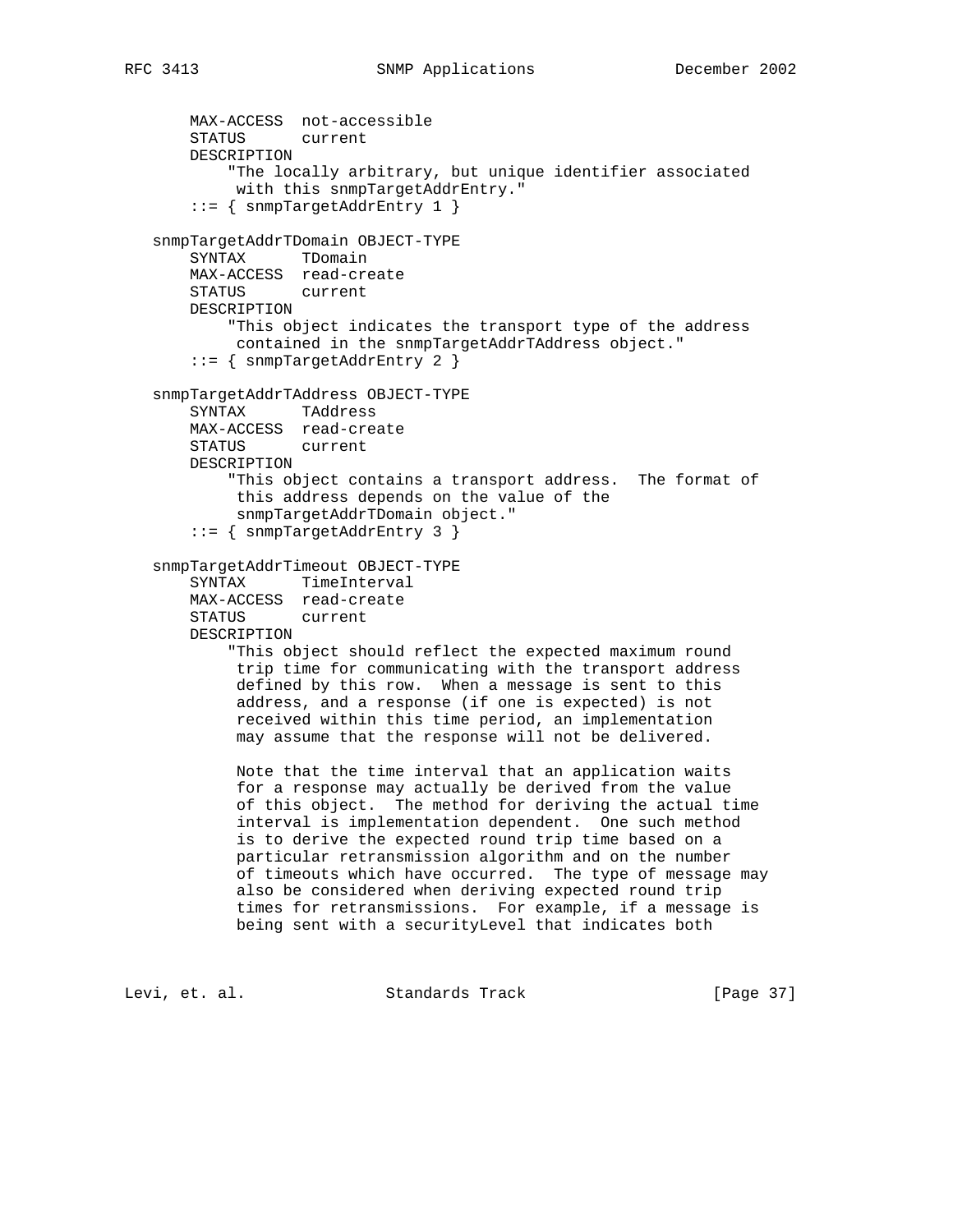```
       MAX-ACCESS  not-accessible
       STATUS      current
       DESCRIPTION
           "The locally arbitrary, but unique identifier associated
            with this snmpTargetAddrEntry."
       ::= { snmpTargetAddrEntry 1 }

   snmpTargetAddrTDomain OBJECT-TYPE
       SYNTAX      TDomain
       MAX-ACCESS  read-create
       STATUS      current
       DESCRIPTION
           "This object indicates the transport type of the address
            contained in the snmpTargetAddrTAddress object."
       ::= { snmpTargetAddrEntry 2 }

   snmpTargetAddrTAddress OBJECT-TYPE
       SYNTAX      TAddress
       MAX-ACCESS  read-create
       STATUS      current
       DESCRIPTION
           "This object contains a transport address.  The format of
            this address depends on the value of the
            snmpTargetAddrTDomain object."
       ::= { snmpTargetAddrEntry 3 }

   snmpTargetAddrTimeout OBJECT-TYPE
       SYNTAX      TimeInterval
       MAX-ACCESS  read-create
       STATUS      current
       DESCRIPTION
           "This object should reflect the expected maximum round
            trip time for communicating with the transport address
            defined by this row.  When a message is sent to this
            address, and a response (if one is expected) is not
            received within this time period, an implementation
            may assume that the response will not be delivered.

            Note that the time interval that an application waits
            for a response may actually be derived from the value
            of this object.  The method for deriving the actual time
            interval is implementation dependent.  One such method
            is to derive the expected round trip time based on a
            particular retransmission algorithm and on the number
            of timeouts which have occurred.  The type of message may
            also be considered when deriving expected round trip
            times for retransmissions.  For example, if a message is
            being sent with a securityLevel that indicates both
```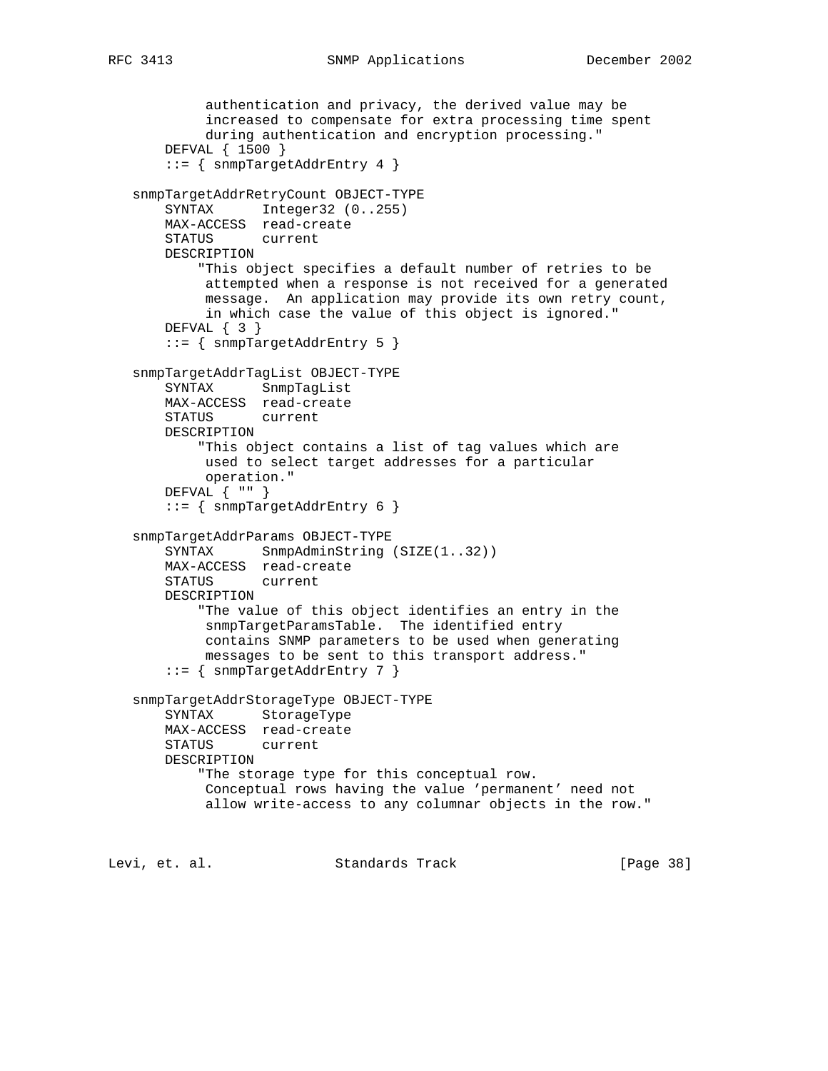```
            authentication and privacy, the derived value may be
            increased to compensate for extra processing time spent
            during authentication and encryption processing."
       DEFVAL { 1500 }
       ::= { snmpTargetAddrEntry 4 }

   snmpTargetAddrRetryCount OBJECT-TYPE
       SYNTAX      Integer32 (0..255)
       MAX-ACCESS  read-create
       STATUS      current
       DESCRIPTION
           "This object specifies a default number of retries to be
            attempted when a response is not received for a generated
            message.  An application may provide its own retry count,
            in which case the value of this object is ignored."
       DEFVAL { 3 }
       ::= { snmpTargetAddrEntry 5 }

   snmpTargetAddrTagList OBJECT-TYPE
       SYNTAX      SnmpTagList
       MAX-ACCESS  read-create
       STATUS      current
       DESCRIPTION
           "This object contains a list of tag values which are
            used to select target addresses for a particular
            operation."
       DEFVAL { "" }
       ::= { snmpTargetAddrEntry 6 }

   snmpTargetAddrParams OBJECT-TYPE
       SYNTAX      SnmpAdminString (SIZE(1..32))
       MAX-ACCESS  read-create
       STATUS      current
       DESCRIPTION
           "The value of this object identifies an entry in the
            snmpTargetParamsTable.  The identified entry
            contains SNMP parameters to be used when generating
            messages to be sent to this transport address."
       ::= { snmpTargetAddrEntry 7 }

   snmpTargetAddrStorageType OBJECT-TYPE
       SYNTAX      StorageType
       MAX-ACCESS  read-create
       STATUS      current
       DESCRIPTION
           "The storage type for this conceptual row.
            Conceptual rows having the value 'permanent' need not
            allow write-access to any columnar objects in the row."
```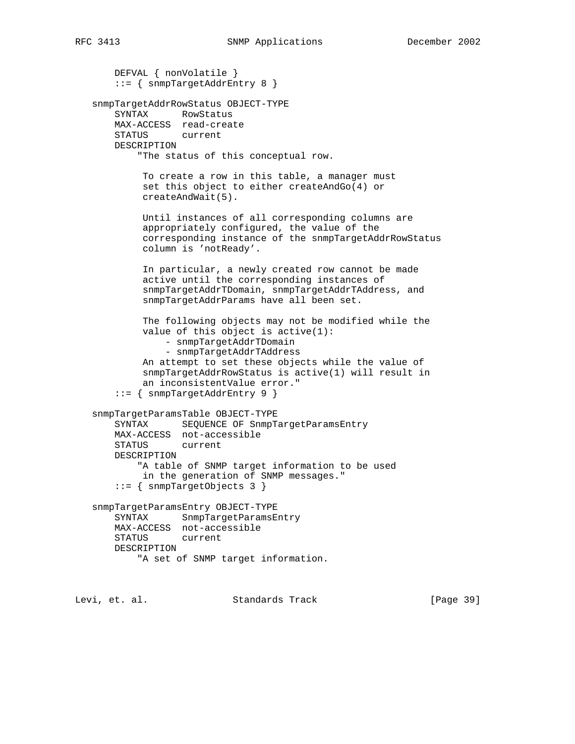```
       DEFVAL { nonVolatile }
       ::= { snmpTargetAddrEntry 8 }

   snmpTargetAddrRowStatus OBJECT-TYPE
       SYNTAX      RowStatus
       MAX-ACCESS  read-create
       STATUS      current
       DESCRIPTION
           "The status of this conceptual row.

            To create a row in this table, a manager must
            set this object to either createAndGo(4) or
            createAndWait(5).

            Until instances of all corresponding columns are
            appropriately configured, the value of the
            corresponding instance of the snmpTargetAddrRowStatus
            column is 'notReady'.

            In particular, a newly created row cannot be made
            active until the corresponding instances of
            snmpTargetAddrTDomain, snmpTargetAddrTAddress, and
            snmpTargetAddrParams have all been set.

            The following objects may not be modified while the
            value of this object is active(1):
                - snmpTargetAddrTDomain
                - snmpTargetAddrTAddress
            An attempt to set these objects while the value of
            snmpTargetAddrRowStatus is active(1) will result in
            an inconsistentValue error."
       ::= { snmpTargetAddrEntry 9 }

   snmpTargetParamsTable OBJECT-TYPE
       SYNTAX      SEQUENCE OF SnmpTargetParamsEntry
       MAX-ACCESS  not-accessible
       STATUS      current
       DESCRIPTION
           "A table of SNMP target information to be used
            in the generation of SNMP messages."
       ::= { snmpTargetObjects 3 }

   snmpTargetParamsEntry OBJECT-TYPE
       SYNTAX      SnmpTargetParamsEntry
       MAX-ACCESS  not-accessible
       STATUS      current
       DESCRIPTION
           "A set of SNMP target information.
```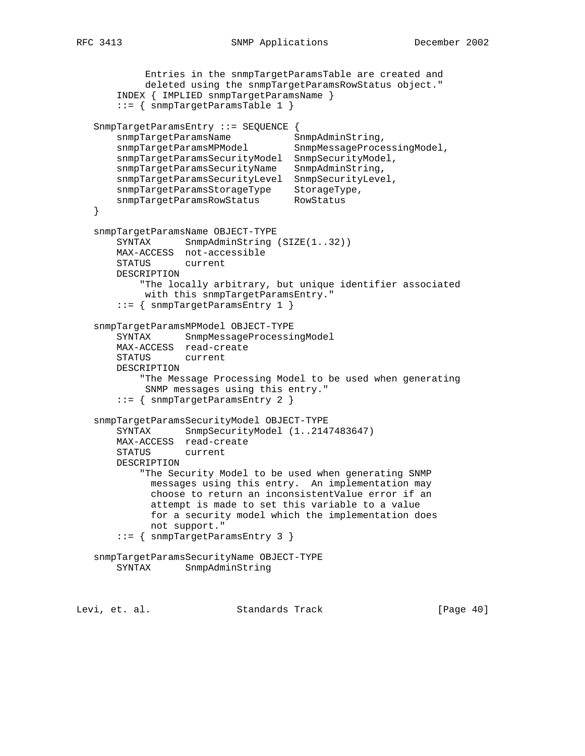```
            Entries in the snmpTargetParamsTable are created and
            deleted using the snmpTargetParamsRowStatus object."
       INDEX { IMPLIED snmpTargetParamsName }
       ::= { snmpTargetParamsTable 1 }

   SnmpTargetParamsEntry ::= SEQUENCE {
       snmpTargetParamsName           SnmpAdminString,
       snmpTargetParamsMPModel        SnmpMessageProcessingModel,
       snmpTargetParamsSecurityModel  SnmpSecurityModel,
       snmpTargetParamsSecurityName   SnmpAdminString,
       snmpTargetParamsSecurityLevel  SnmpSecurityLevel,
       snmpTargetParamsStorageType    StorageType,
       snmpTargetParamsRowStatus      RowStatus
   }

   snmpTargetParamsName OBJECT-TYPE
       SYNTAX      SnmpAdminString (SIZE(1..32))
       MAX-ACCESS  not-accessible
       STATUS      current
       DESCRIPTION
           "The locally arbitrary, but unique identifier associated
            with this snmpTargetParamsEntry."
       ::= { snmpTargetParamsEntry 1 }

   snmpTargetParamsMPModel OBJECT-TYPE
       SYNTAX      SnmpMessageProcessingModel
       MAX-ACCESS  read-create
       STATUS      current
       DESCRIPTION
           "The Message Processing Model to be used when generating
            SNMP messages using this entry."
       ::= { snmpTargetParamsEntry 2 }

   snmpTargetParamsSecurityModel OBJECT-TYPE
       SYNTAX      SnmpSecurityModel (1..2147483647)
       MAX-ACCESS  read-create
       STATUS      current
       DESCRIPTION
           "The Security Model to be used when generating SNMP
             messages using this entry.  An implementation may
             choose to return an inconsistentValue error if an
             attempt is made to set this variable to a value
             for a security model which the implementation does
             not support."
       ::= { snmpTargetParamsEntry 3 }

   snmpTargetParamsSecurityName OBJECT-TYPE
       SYNTAX      SnmpAdminString
```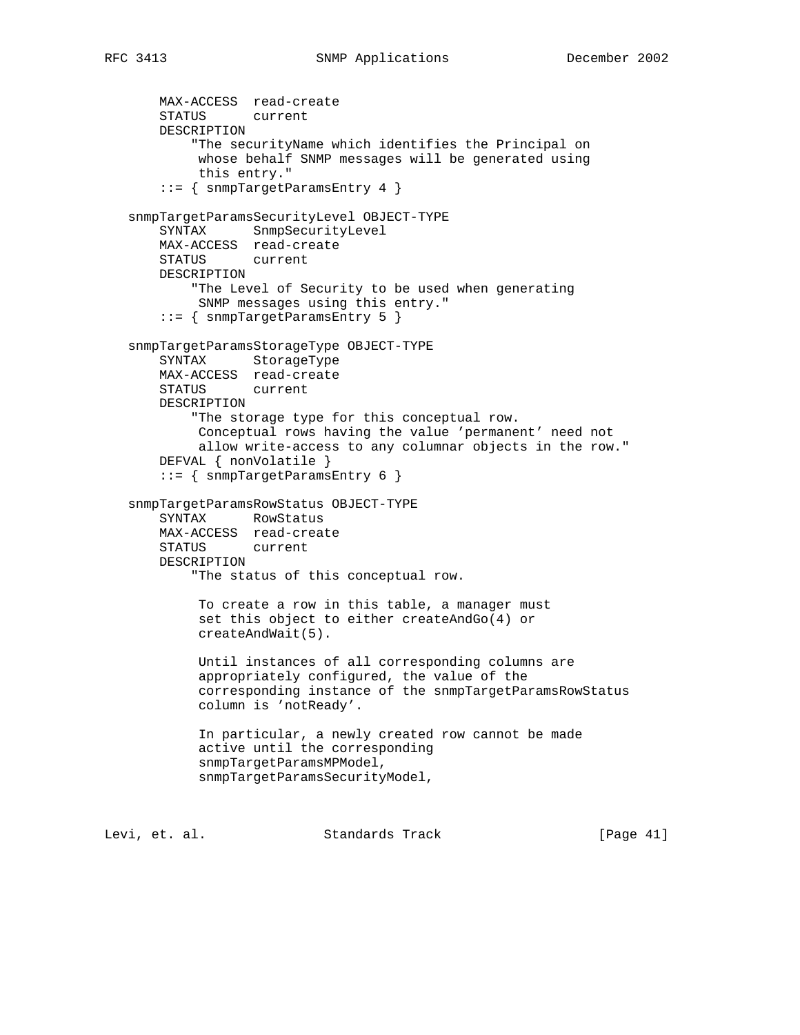```
       MAX-ACCESS  read-create
       STATUS      current
       DESCRIPTION
           "The securityName which identifies the Principal on
            whose behalf SNMP messages will be generated using
            this entry."
       ::= { snmpTargetParamsEntry 4 }

   snmpTargetParamsSecurityLevel OBJECT-TYPE
       SYNTAX      SnmpSecurityLevel
       MAX-ACCESS  read-create
       STATUS      current
       DESCRIPTION
           "The Level of Security to be used when generating
            SNMP messages using this entry."
       ::= { snmpTargetParamsEntry 5 }

   snmpTargetParamsStorageType OBJECT-TYPE
       SYNTAX      StorageType
       MAX-ACCESS  read-create
       STATUS      current
       DESCRIPTION
           "The storage type for this conceptual row.
            Conceptual rows having the value 'permanent' need not
            allow write-access to any columnar objects in the row."
       DEFVAL { nonVolatile }
       ::= { snmpTargetParamsEntry 6 }

   snmpTargetParamsRowStatus OBJECT-TYPE
       SYNTAX      RowStatus
       MAX-ACCESS  read-create
       STATUS      current
       DESCRIPTION
           "The status of this conceptual row.

            To create a row in this table, a manager must
            set this object to either createAndGo(4) or
            createAndWait(5).

            Until instances of all corresponding columns are
            appropriately configured, the value of the
            corresponding instance of the snmpTargetParamsRowStatus
            column is 'notReady'.

            In particular, a newly created row cannot be made
            active until the corresponding
            snmpTargetParamsMPModel,
            snmpTargetParamsSecurityModel,
```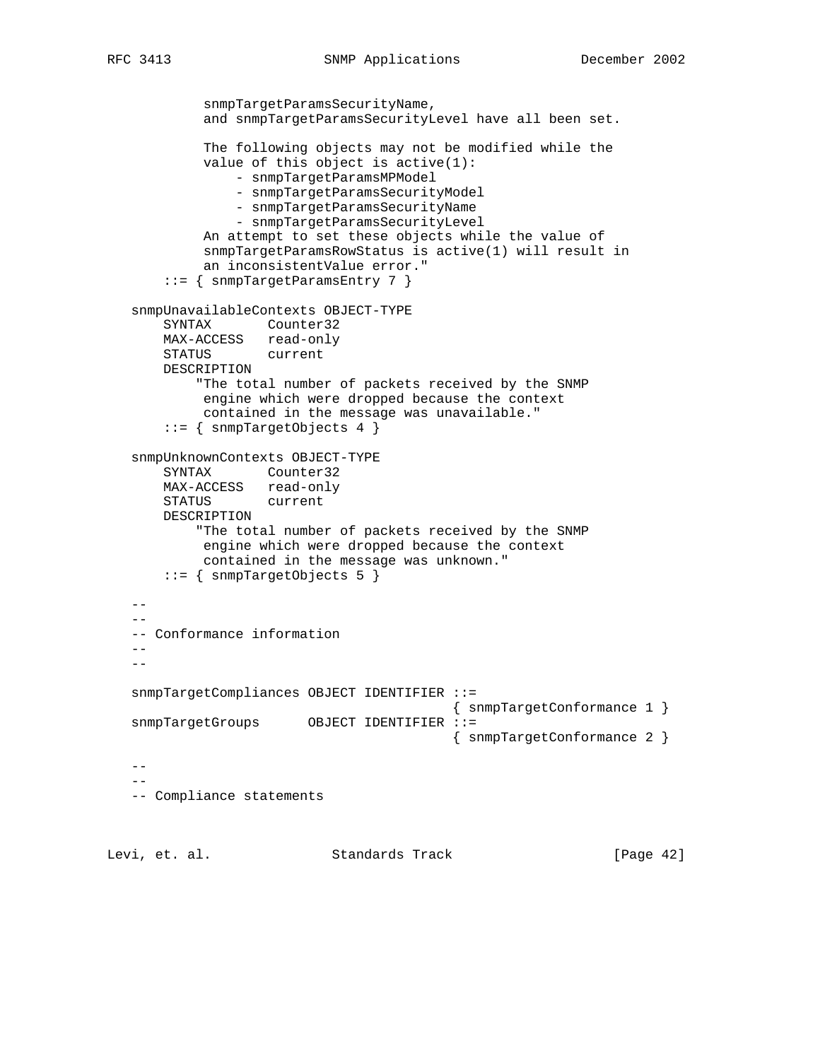```
            snmpTargetParamsSecurityName,
            and snmpTargetParamsSecurityLevel have all been set.

            The following objects may not be modified while the
            value of this object is active(1):
                - snmpTargetParamsMPModel
                - snmpTargetParamsSecurityModel
                - snmpTargetParamsSecurityName
                - snmpTargetParamsSecurityLevel
            An attempt to set these objects while the value of
            snmpTargetParamsRowStatus is active(1) will result in
            an inconsistentValue error."
       ::= { snmpTargetParamsEntry 7 }

   snmpUnavailableContexts OBJECT-TYPE
       SYNTAX       Counter32
       MAX-ACCESS   read-only
       STATUS       current
       DESCRIPTION
           "The total number of packets received by the SNMP
            engine which were dropped because the context
            contained in the message was unavailable."
       ::= { snmpTargetObjects 4 }

   snmpUnknownContexts OBJECT-TYPE
       SYNTAX       Counter32
       MAX-ACCESS   read-only
       STATUS       current
       DESCRIPTION
           "The total number of packets received by the SNMP
            engine which were dropped because the context
            contained in the message was unknown."
       ::= { snmpTargetObjects 5 }

   --
   --
   -- Conformance information
   --
   --

   snmpTargetCompliances OBJECT IDENTIFIER ::=
                                           { snmpTargetConformance 1 }
   snmpTargetGroups      OBJECT IDENTIFIER ::=
                                           { snmpTargetConformance 2 }

   --
   --
   -- Compliance statements
```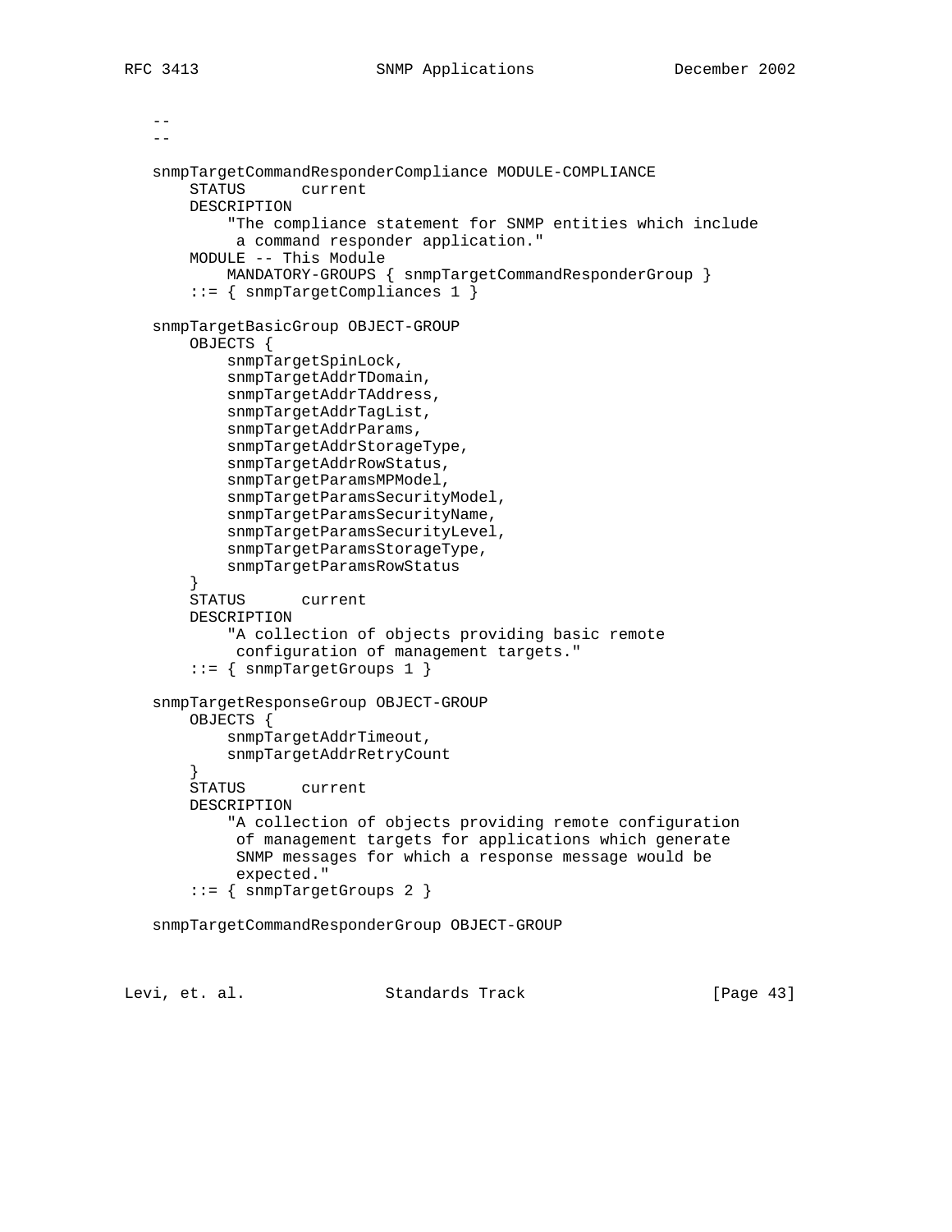```
   --
   --

   snmpTargetCommandResponderCompliance MODULE-COMPLIANCE
       STATUS      current
       DESCRIPTION
           "The compliance statement for SNMP entities which include
            a command responder application."
       MODULE -- This Module
           MANDATORY-GROUPS { snmpTargetCommandResponderGroup }
       ::= { snmpTargetCompliances 1 }

   snmpTargetBasicGroup OBJECT-GROUP
       OBJECTS {
           snmpTargetSpinLock,
           snmpTargetAddrTDomain,
           snmpTargetAddrTAddress,
           snmpTargetAddrTagList,
           snmpTargetAddrParams,
           snmpTargetAddrStorageType,
           snmpTargetAddrRowStatus,
           snmpTargetParamsMPModel,
           snmpTargetParamsSecurityModel,
           snmpTargetParamsSecurityName,
           snmpTargetParamsSecurityLevel,
           snmpTargetParamsStorageType,
           snmpTargetParamsRowStatus
       }
       STATUS      current
       DESCRIPTION
           "A collection of objects providing basic remote
            configuration of management targets."
       ::= { snmpTargetGroups 1 }

   snmpTargetResponseGroup OBJECT-GROUP
       OBJECTS {
           snmpTargetAddrTimeout,
           snmpTargetAddrRetryCount
       }
       STATUS      current
       DESCRIPTION
           "A collection of objects providing remote configuration
            of management targets for applications which generate
            SNMP messages for which a response message would be
            expected."
       ::= { snmpTargetGroups 2 }

   snmpTargetCommandResponderGroup OBJECT-GROUP
```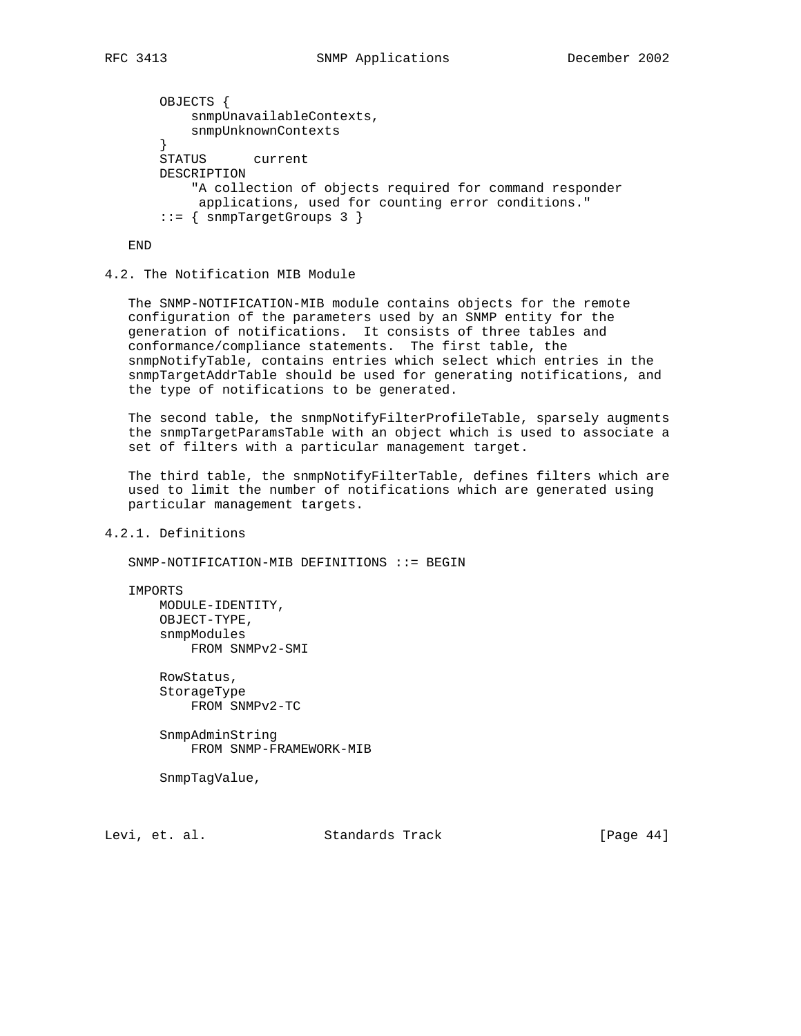```
    OBJECTS {
        snmpUnavailableContexts,
        snmpUnknownContexts
    }
    STATUS      current
    DESCRIPTION
        "A collection of objects required for command responder
         applications, used for counting error conditions."
    ::= { snmpTargetGroups 3 }

END
```

### 4.2. The Notification MIB Module

The SNMP-NOTIFICATION-MIB module contains objects for the remote configuration of the parameters used by an SNMP entity for the generation of notifications. It consists of three tables and conformance/compliance statements. The first table, the snmpNotifyTable, contains entries which select which entries in the snmpTargetAddrTable should be used for generating notifications, and the type of notifications to be generated.

The second table, the snmpNotifyFilterProfileTable, sparsely augments the snmpTargetParamsTable with an object which is used to associate a set of filters with a particular management target.

The third table, the snmpNotifyFilterTable, defines filters which are used to limit the number of notifications which are generated using particular management targets.

#### 4.2.1. Definitions

```
SNMP-NOTIFICATION-MIB DEFINITIONS ::= BEGIN

IMPORTS
    MODULE-IDENTITY,
    OBJECT-TYPE,
    snmpModules
        FROM SNMPv2-SMI

    RowStatus,
    StorageType
        FROM SNMPv2-TC

    SnmpAdminString
        FROM SNMP-FRAMEWORK-MIB

    SnmpTagValue,
```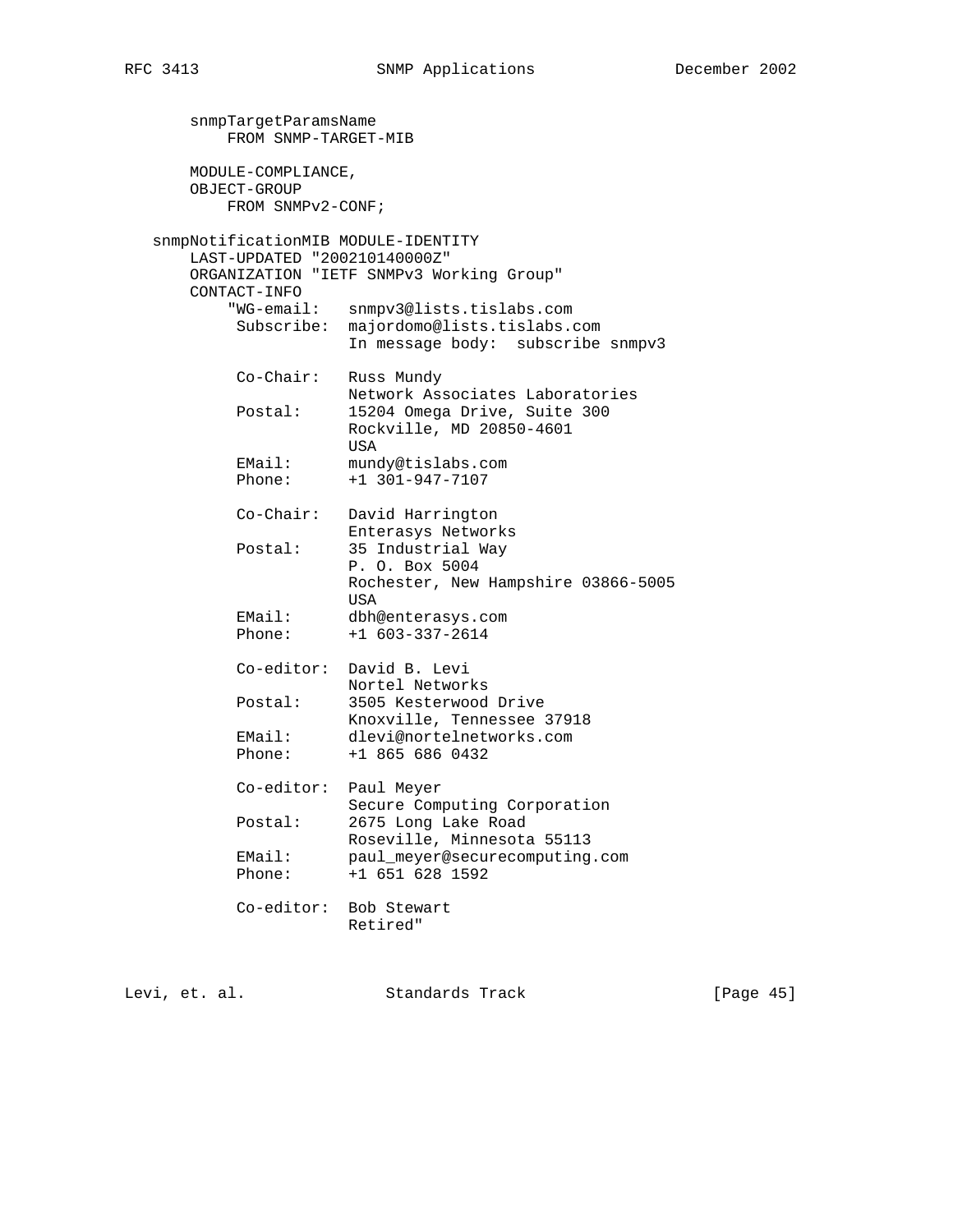```
       snmpTargetParamsName
           FROM SNMP-TARGET-MIB

       MODULE-COMPLIANCE,
       OBJECT-GROUP
           FROM SNMPv2-CONF;

   snmpNotificationMIB MODULE-IDENTITY
       LAST-UPDATED "200210140000Z"
       ORGANIZATION "IETF SNMPv3 Working Group"
       CONTACT-INFO
           "WG-email:   snmpv3@lists.tislabs.com
            Subscribe:  majordomo@lists.tislabs.com
                        In message body:  subscribe snmpv3

            Co-Chair:   Russ Mundy
                        Network Associates Laboratories
            Postal:     15204 Omega Drive, Suite 300
                        Rockville, MD 20850-4601
                        USA
            EMail:      mundy@tislabs.com
            Phone:      +1 301-947-7107

            Co-Chair:   David Harrington
                        Enterasys Networks
            Postal:     35 Industrial Way
                        P. O. Box 5004
                        Rochester, New Hampshire 03866-5005
                        USA
            EMail:      dbh@enterasys.com
            Phone:      +1 603-337-2614

            Co-editor:  David B. Levi
                        Nortel Networks
            Postal:     3505 Kesterwood Drive
                        Knoxville, Tennessee 37918
            EMail:      dlevi@nortelnetworks.com
            Phone:      +1 865 686 0432

            Co-editor:  Paul Meyer
                        Secure Computing Corporation
            Postal:     2675 Long Lake Road
                        Roseville, Minnesota 55113
            EMail:      paul_meyer@securecomputing.com
            Phone:      +1 651 628 1592

            Co-editor:  Bob Stewart
                        Retired"
```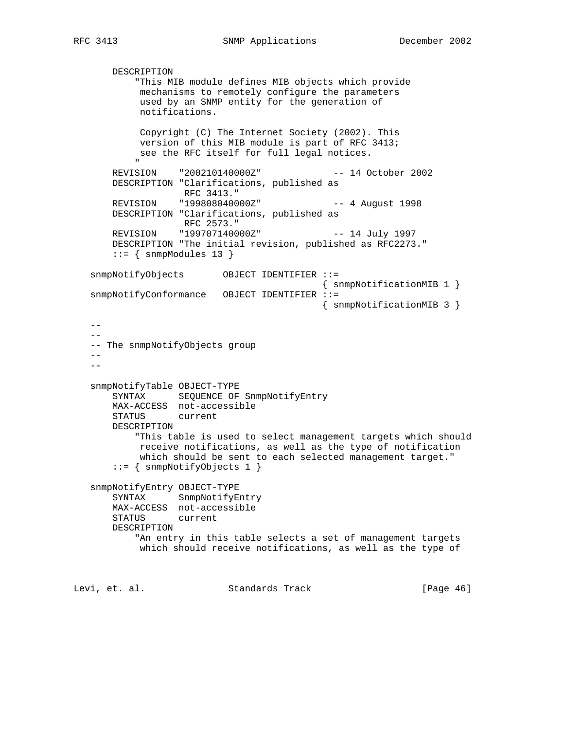```
       DESCRIPTION
           "This MIB module defines MIB objects which provide
            mechanisms to remotely configure the parameters
            used by an SNMP entity for the generation of
            notifications.

            Copyright (C) The Internet Society (2002). This
            version of this MIB module is part of RFC 3413;
            see the RFC itself for full legal notices.
           "
       REVISION    "200210140000Z"             -- 14 October 2002
       DESCRIPTION "Clarifications, published as
                    RFC 3413."
       REVISION    "199808040000Z"             -- 4 August 1998
       DESCRIPTION "Clarifications, published as
                    RFC 2573."
       REVISION    "199707140000Z"             -- 14 July 1997
       DESCRIPTION "The initial revision, published as RFC2273."
       ::= { snmpModules 13 }

   snmpNotifyObjects       OBJECT IDENTIFIER ::=
                                             { snmpNotificationMIB 1 }
   snmpNotifyConformance   OBJECT IDENTIFIER ::=
                                             { snmpNotificationMIB 3 }

   --
   --
   -- The snmpNotifyObjects group
   --
   --

   snmpNotifyTable OBJECT-TYPE
       SYNTAX      SEQUENCE OF SnmpNotifyEntry
       MAX-ACCESS  not-accessible
       STATUS      current
       DESCRIPTION
           "This table is used to select management targets which should
            receive notifications, as well as the type of notification
            which should be sent to each selected management target."
       ::= { snmpNotifyObjects 1 }

   snmpNotifyEntry OBJECT-TYPE
       SYNTAX      SnmpNotifyEntry
       MAX-ACCESS  not-accessible
       STATUS      current
       DESCRIPTION
           "An entry in this table selects a set of management targets
            which should receive notifications, as well as the type of
```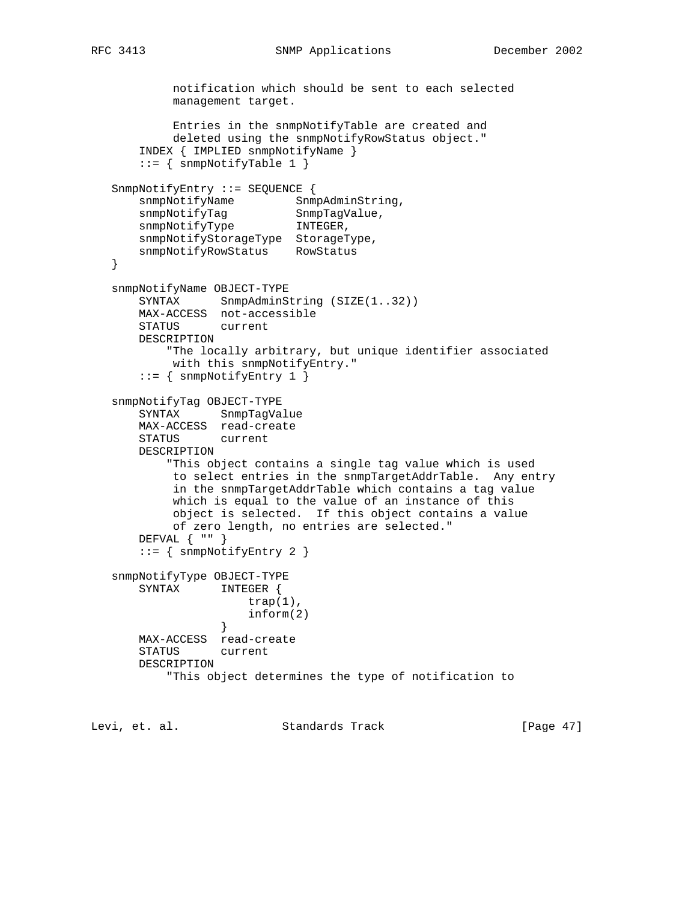```
            notification which should be sent to each selected
            management target.

            Entries in the snmpNotifyTable are created and
            deleted using the snmpNotifyRowStatus object."
        INDEX { IMPLIED snmpNotifyName }
        ::= { snmpNotifyTable 1 }

    SnmpNotifyEntry ::= SEQUENCE {
        snmpNotifyName         SnmpAdminString,
        snmpNotifyTag          SnmpTagValue,
        snmpNotifyType         INTEGER,
        snmpNotifyStorageType  StorageType,
        snmpNotifyRowStatus    RowStatus
    }

    snmpNotifyName OBJECT-TYPE
        SYNTAX      SnmpAdminString (SIZE(1..32))
        MAX-ACCESS  not-accessible
        STATUS      current
        DESCRIPTION
            "The locally arbitrary, but unique identifier associated
             with this snmpNotifyEntry."
        ::= { snmpNotifyEntry 1 }

    snmpNotifyTag OBJECT-TYPE
        SYNTAX      SnmpTagValue
        MAX-ACCESS  read-create
        STATUS      current
        DESCRIPTION
            "This object contains a single tag value which is used
             to select entries in the snmpTargetAddrTable.  Any entry
             in the snmpTargetAddrTable which contains a tag value
             which is equal to the value of an instance of this
             object is selected.  If this object contains a value
             of zero length, no entries are selected."
        DEFVAL { "" }
        ::= { snmpNotifyEntry 2 }

    snmpNotifyType OBJECT-TYPE
        SYNTAX      INTEGER {
                        trap(1),
                        inform(2)
                    }
        MAX-ACCESS  read-create
        STATUS      current
        DESCRIPTION
            "This object determines the type of notification to
```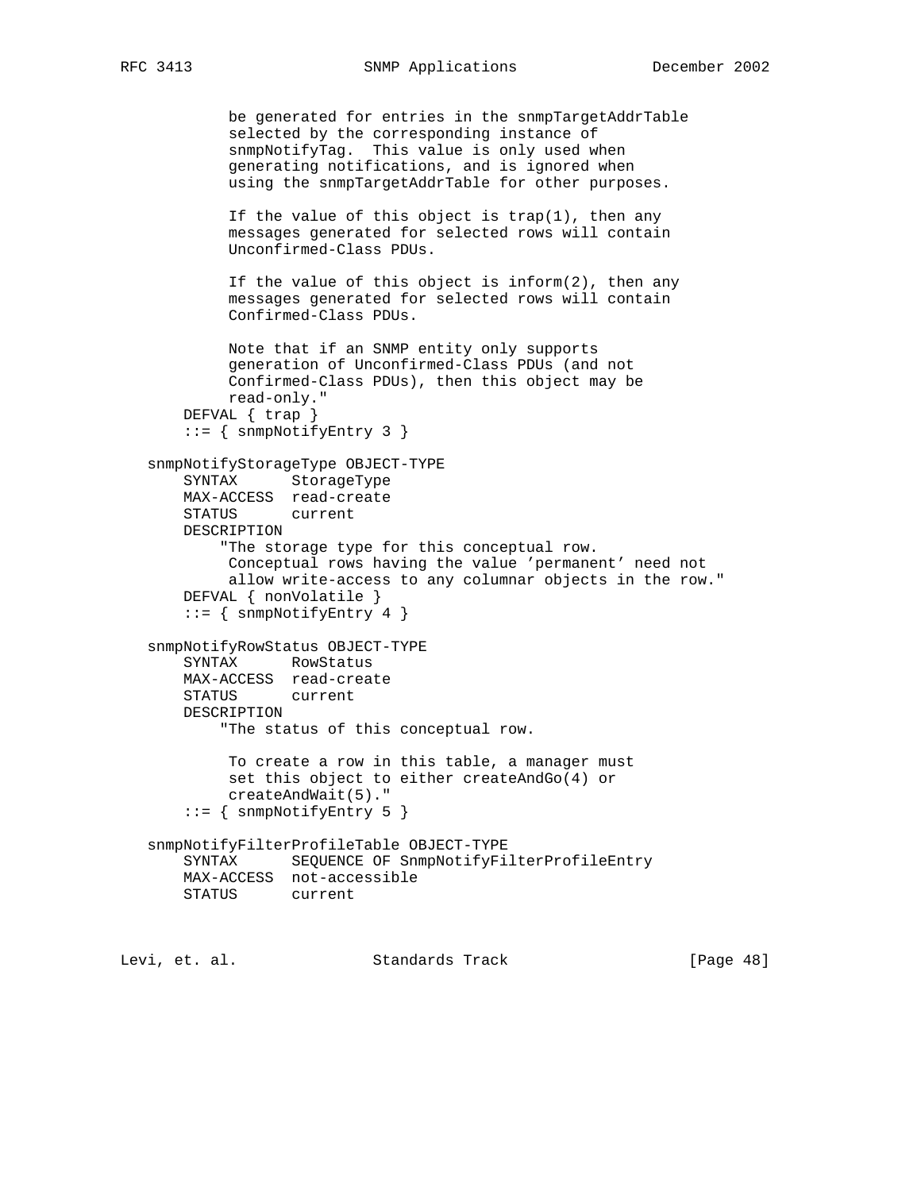```
            be generated for entries in the snmpTargetAddrTable
            selected by the corresponding instance of
            snmpNotifyTag.  This value is only used when
            generating notifications, and is ignored when
            using the snmpTargetAddrTable for other purposes.

            If the value of this object is trap(1), then any
            messages generated for selected rows will contain
            Unconfirmed-Class PDUs.

            If the value of this object is inform(2), then any
            messages generated for selected rows will contain
            Confirmed-Class PDUs.

            Note that if an SNMP entity only supports
            generation of Unconfirmed-Class PDUs (and not
            Confirmed-Class PDUs), then this object may be
            read-only."
        DEFVAL { trap }
        ::= { snmpNotifyEntry 3 }

    snmpNotifyStorageType OBJECT-TYPE
        SYNTAX      StorageType
        MAX-ACCESS  read-create
        STATUS      current
        DESCRIPTION
            "The storage type for this conceptual row.
             Conceptual rows having the value 'permanent' need not
             allow write-access to any columnar objects in the row."
        DEFVAL { nonVolatile }
        ::= { snmpNotifyEntry 4 }

    snmpNotifyRowStatus OBJECT-TYPE
        SYNTAX      RowStatus
        MAX-ACCESS  read-create
        STATUS      current
        DESCRIPTION
            "The status of this conceptual row.

             To create a row in this table, a manager must
             set this object to either createAndGo(4) or
             createAndWait(5)."
        ::= { snmpNotifyEntry 5 }

    snmpNotifyFilterProfileTable OBJECT-TYPE
        SYNTAX      SEQUENCE OF SnmpNotifyFilterProfileEntry
        MAX-ACCESS  not-accessible
        STATUS      current
```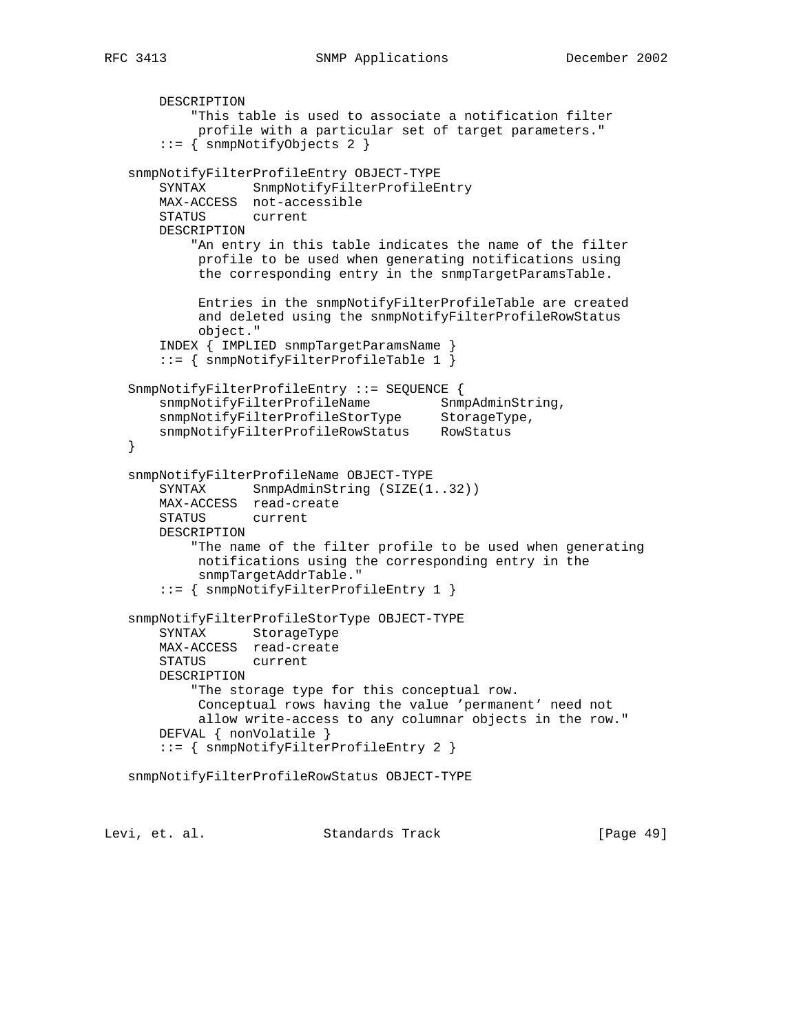```
       DESCRIPTION
           "This table is used to associate a notification filter
            profile with a particular set of target parameters."
       ::= { snmpNotifyObjects 2 }

   snmpNotifyFilterProfileEntry OBJECT-TYPE
       SYNTAX      SnmpNotifyFilterProfileEntry
       MAX-ACCESS  not-accessible
       STATUS      current
       DESCRIPTION
           "An entry in this table indicates the name of the filter
            profile to be used when generating notifications using
            the corresponding entry in the snmpTargetParamsTable.

            Entries in the snmpNotifyFilterProfileTable are created
            and deleted using the snmpNotifyFilterProfileRowStatus
            object."
       INDEX { IMPLIED snmpTargetParamsName }
       ::= { snmpNotifyFilterProfileTable 1 }

   SnmpNotifyFilterProfileEntry ::= SEQUENCE {
       snmpNotifyFilterProfileName         SnmpAdminString,
       snmpNotifyFilterProfileStorType     StorageType,
       snmpNotifyFilterProfileRowStatus    RowStatus
   }

   snmpNotifyFilterProfileName OBJECT-TYPE
       SYNTAX      SnmpAdminString (SIZE(1..32))
       MAX-ACCESS  read-create
       STATUS      current
       DESCRIPTION
           "The name of the filter profile to be used when generating
            notifications using the corresponding entry in the
            snmpTargetAddrTable."
       ::= { snmpNotifyFilterProfileEntry 1 }

   snmpNotifyFilterProfileStorType OBJECT-TYPE
       SYNTAX      StorageType
       MAX-ACCESS  read-create
       STATUS      current
       DESCRIPTION
           "The storage type for this conceptual row.
            Conceptual rows having the value 'permanent' need not
            allow write-access to any columnar objects in the row."
       DEFVAL { nonVolatile }
       ::= { snmpNotifyFilterProfileEntry 2 }

   snmpNotifyFilterProfileRowStatus OBJECT-TYPE
```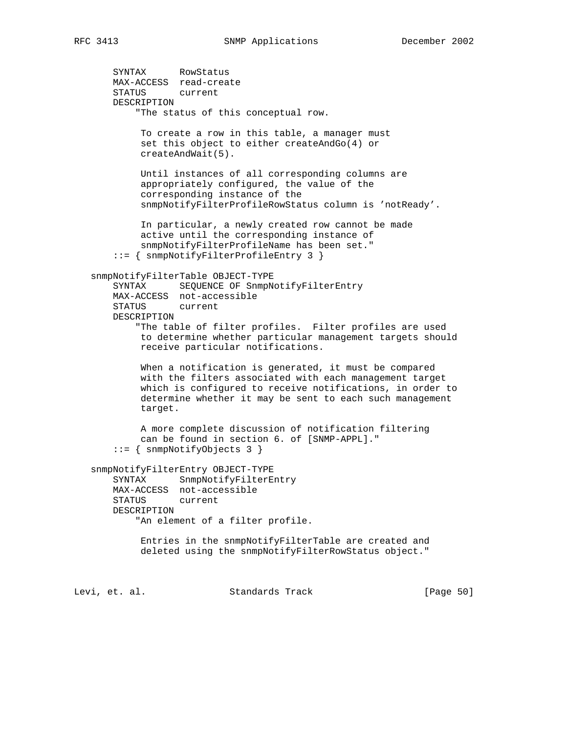```
       SYNTAX      RowStatus
       MAX-ACCESS  read-create
       STATUS      current
       DESCRIPTION
           "The status of this conceptual row.

            To create a row in this table, a manager must
            set this object to either createAndGo(4) or
            createAndWait(5).

            Until instances of all corresponding columns are
            appropriately configured, the value of the
            corresponding instance of the
            snmpNotifyFilterProfileRowStatus column is 'notReady'.

            In particular, a newly created row cannot be made
            active until the corresponding instance of
            snmpNotifyFilterProfileName has been set."
       ::= { snmpNotifyFilterProfileEntry 3 }

   snmpNotifyFilterTable OBJECT-TYPE
       SYNTAX      SEQUENCE OF SnmpNotifyFilterEntry
       MAX-ACCESS  not-accessible
       STATUS      current
       DESCRIPTION
           "The table of filter profiles.  Filter profiles are used
            to determine whether particular management targets should
            receive particular notifications.

            When a notification is generated, it must be compared
            with the filters associated with each management target
            which is configured to receive notifications, in order to
            determine whether it may be sent to each such management
            target.

            A more complete discussion of notification filtering
            can be found in section 6. of [SNMP-APPL]."
       ::= { snmpNotifyObjects 3 }

   snmpNotifyFilterEntry OBJECT-TYPE
       SYNTAX      SnmpNotifyFilterEntry
       MAX-ACCESS  not-accessible
       STATUS      current
       DESCRIPTION
           "An element of a filter profile.

            Entries in the snmpNotifyFilterTable are created and
            deleted using the snmpNotifyFilterRowStatus object."
```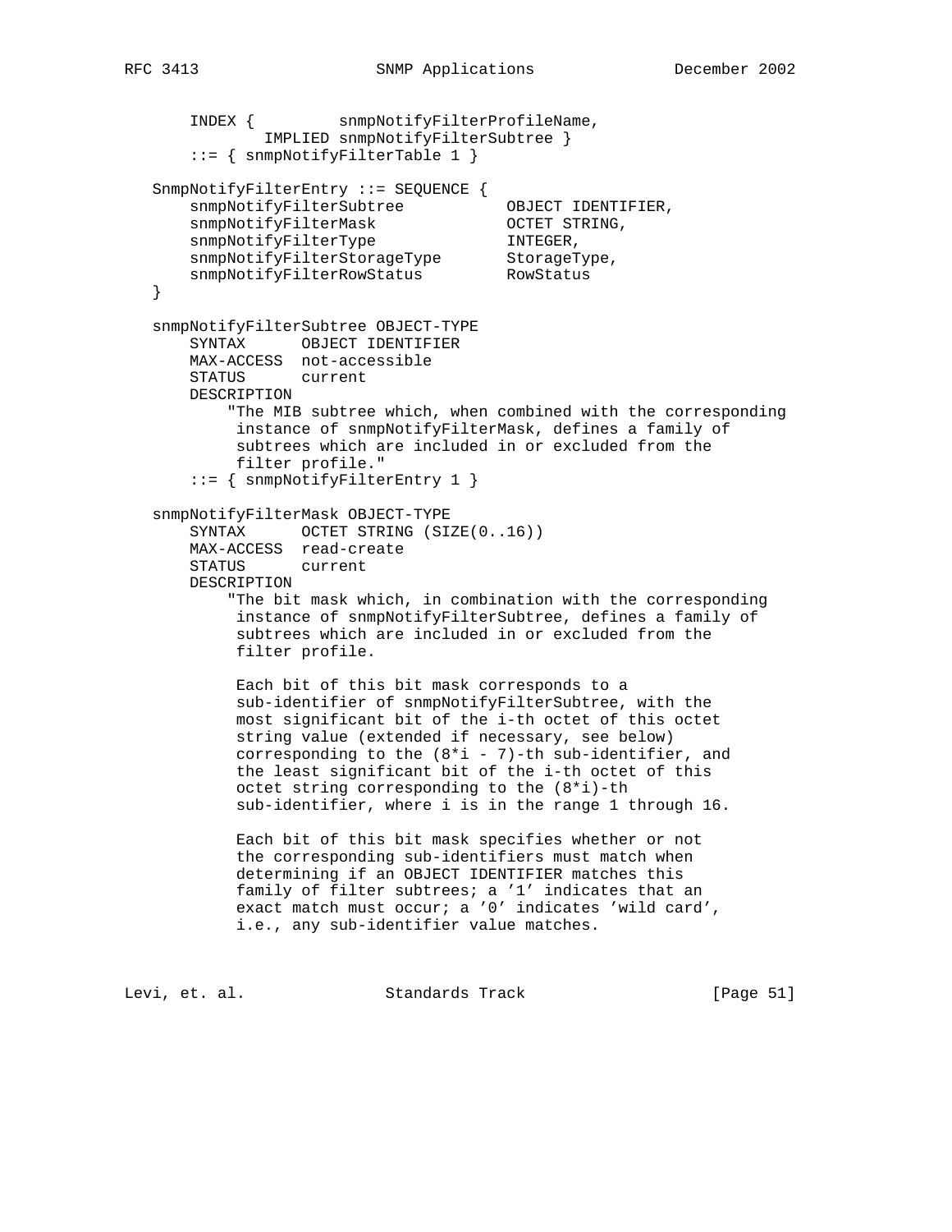```
       INDEX {         snmpNotifyFilterProfileName,
               IMPLIED snmpNotifyFilterSubtree }
       ::= { snmpNotifyFilterTable 1 }

   SnmpNotifyFilterEntry ::= SEQUENCE {
       snmpNotifyFilterSubtree           OBJECT IDENTIFIER,
       snmpNotifyFilterMask              OCTET STRING,
       snmpNotifyFilterType              INTEGER,
       snmpNotifyFilterStorageType       StorageType,
       snmpNotifyFilterRowStatus         RowStatus
   }

   snmpNotifyFilterSubtree OBJECT-TYPE
       SYNTAX      OBJECT IDENTIFIER
       MAX-ACCESS  not-accessible
       STATUS      current
       DESCRIPTION
           "The MIB subtree which, when combined with the corresponding
            instance of snmpNotifyFilterMask, defines a family of
            subtrees which are included in or excluded from the
            filter profile."
       ::= { snmpNotifyFilterEntry 1 }

   snmpNotifyFilterMask OBJECT-TYPE
       SYNTAX      OCTET STRING (SIZE(0..16))
       MAX-ACCESS  read-create
       STATUS      current
       DESCRIPTION
           "The bit mask which, in combination with the corresponding
            instance of snmpNotifyFilterSubtree, defines a family of
            subtrees which are included in or excluded from the
            filter profile.

            Each bit of this bit mask corresponds to a
            sub-identifier of snmpNotifyFilterSubtree, with the
            most significant bit of the i-th octet of this octet
            string value (extended if necessary, see below)
            corresponding to the (8*i - 7)-th sub-identifier, and
            the least significant bit of the i-th octet of this
            octet string corresponding to the (8*i)-th
            sub-identifier, where i is in the range 1 through 16.

            Each bit of this bit mask specifies whether or not
            the corresponding sub-identifiers must match when
            determining if an OBJECT IDENTIFIER matches this
            family of filter subtrees; a '1' indicates that an
            exact match must occur; a '0' indicates 'wild card',
            i.e., any sub-identifier value matches.
```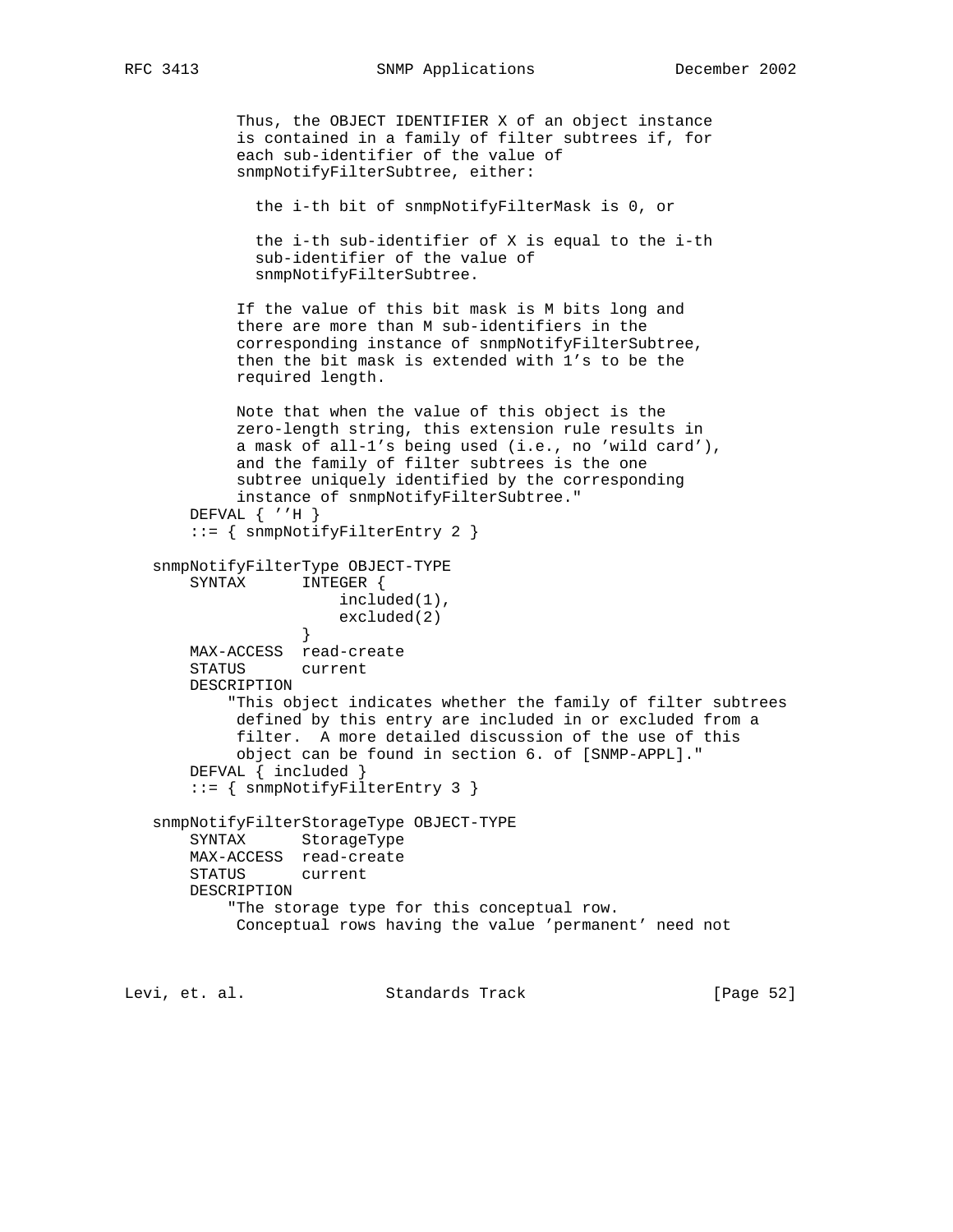```
            Thus, the OBJECT IDENTIFIER X of an object instance
            is contained in a family of filter subtrees if, for
            each sub-identifier of the value of
            snmpNotifyFilterSubtree, either:

              the i-th bit of snmpNotifyFilterMask is 0, or

              the i-th sub-identifier of X is equal to the i-th
              sub-identifier of the value of
              snmpNotifyFilterSubtree.

            If the value of this bit mask is M bits long and
            there are more than M sub-identifiers in the
            corresponding instance of snmpNotifyFilterSubtree,
            then the bit mask is extended with 1's to be the
            required length.

            Note that when the value of this object is the
            zero-length string, this extension rule results in
            a mask of all-1's being used (i.e., no 'wild card'),
            and the family of filter subtrees is the one
            subtree uniquely identified by the corresponding
            instance of snmpNotifyFilterSubtree."
       DEFVAL { ''H }
       ::= { snmpNotifyFilterEntry 2 }

   snmpNotifyFilterType OBJECT-TYPE
       SYNTAX      INTEGER {
                       included(1),
                       excluded(2)
                   }
       MAX-ACCESS  read-create
       STATUS      current
       DESCRIPTION
           "This object indicates whether the family of filter subtrees
            defined by this entry are included in or excluded from a
            filter.  A more detailed discussion of the use of this
            object can be found in section 6. of [SNMP-APPL]."
       DEFVAL { included }
       ::= { snmpNotifyFilterEntry 3 }

   snmpNotifyFilterStorageType OBJECT-TYPE
       SYNTAX      StorageType
       MAX-ACCESS  read-create
       STATUS      current
       DESCRIPTION
           "The storage type for this conceptual row.
            Conceptual rows having the value 'permanent' need not
```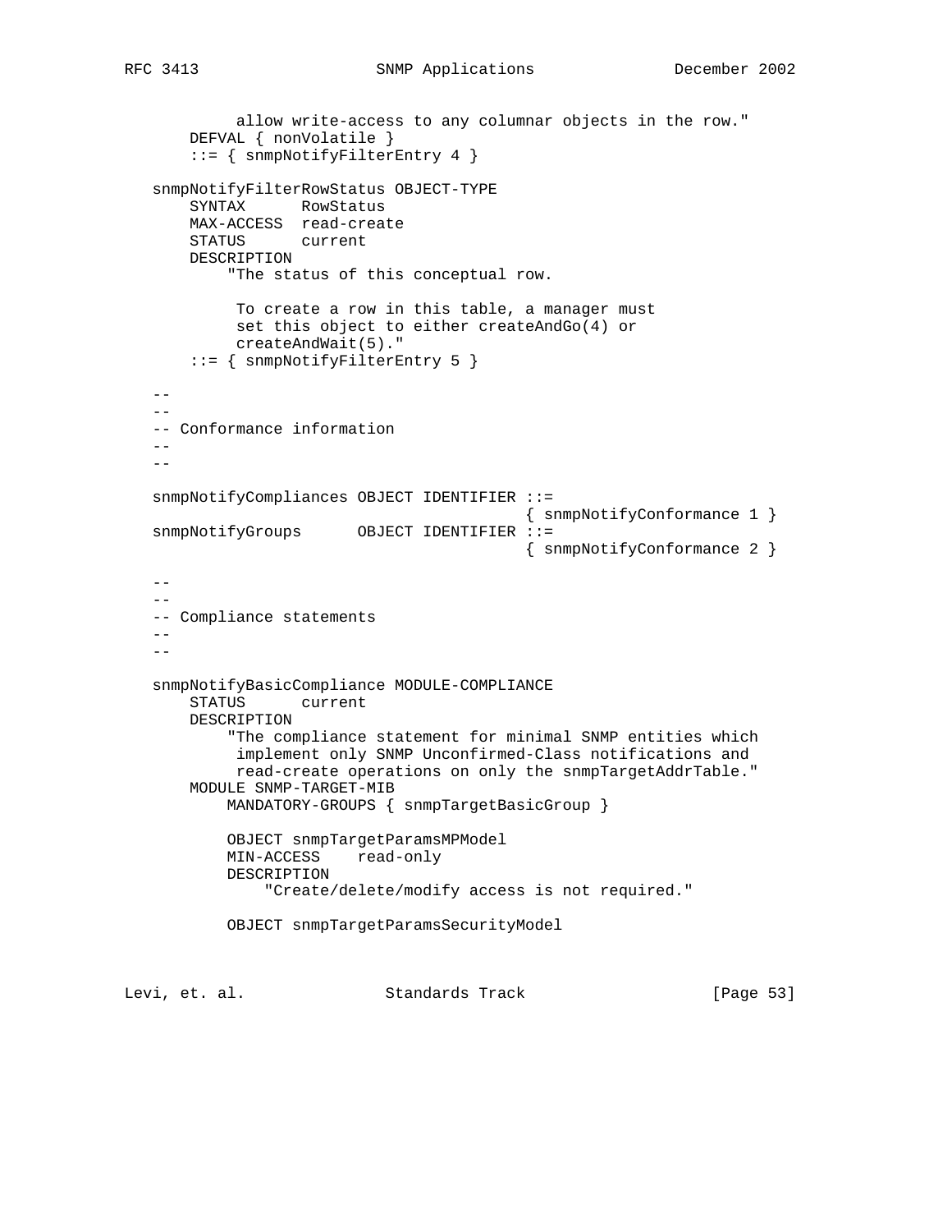```
            allow write-access to any columnar objects in the row."
        DEFVAL { nonVolatile }
        ::= { snmpNotifyFilterEntry 4 }

    snmpNotifyFilterRowStatus OBJECT-TYPE
        SYNTAX      RowStatus
        MAX-ACCESS  read-create
        STATUS      current
        DESCRIPTION
            "The status of this conceptual row.

             To create a row in this table, a manager must
             set this object to either createAndGo(4) or
             createAndWait(5)."
        ::= { snmpNotifyFilterEntry 5 }

    --
    --
    -- Conformance information
    --
    --

    snmpNotifyCompliances OBJECT IDENTIFIER ::=
                                            { snmpNotifyConformance 1 }
    snmpNotifyGroups      OBJECT IDENTIFIER ::=
                                            { snmpNotifyConformance 2 }

    --
    --
    -- Compliance statements
    --
    --

    snmpNotifyBasicCompliance MODULE-COMPLIANCE
        STATUS      current
        DESCRIPTION
            "The compliance statement for minimal SNMP entities which
             implement only SNMP Unconfirmed-Class notifications and
             read-create operations on only the snmpTargetAddrTable."
        MODULE SNMP-TARGET-MIB
            MANDATORY-GROUPS { snmpTargetBasicGroup }

            OBJECT snmpTargetParamsMPModel
            MIN-ACCESS    read-only
            DESCRIPTION
                "Create/delete/modify access is not required."

            OBJECT snmpTargetParamsSecurityModel
```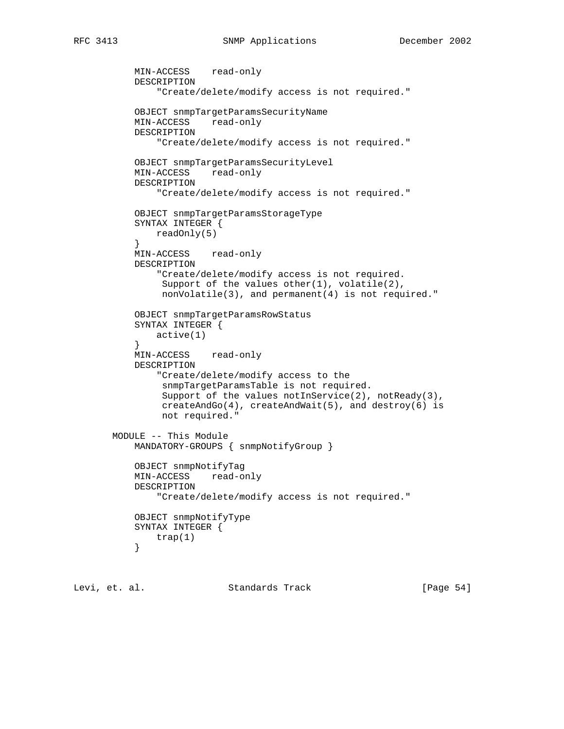```
          MIN-ACCESS    read-only
          DESCRIPTION
              "Create/delete/modify access is not required."

          OBJECT snmpTargetParamsSecurityName
          MIN-ACCESS    read-only
          DESCRIPTION
              "Create/delete/modify access is not required."

          OBJECT snmpTargetParamsSecurityLevel
          MIN-ACCESS    read-only
          DESCRIPTION
              "Create/delete/modify access is not required."

          OBJECT snmpTargetParamsStorageType
          SYNTAX INTEGER {
              readOnly(5)
          }
          MIN-ACCESS    read-only
          DESCRIPTION
              "Create/delete/modify access is not required.
               Support of the values other(1), volatile(2),
               nonVolatile(3), and permanent(4) is not required."

          OBJECT snmpTargetParamsRowStatus
          SYNTAX INTEGER {
              active(1)
          }
          MIN-ACCESS    read-only
          DESCRIPTION
              "Create/delete/modify access to the
               snmpTargetParamsTable is not required.
               Support of the values notInService(2), notReady(3),
               createAndGo(4), createAndWait(5), and destroy(6) is
               not required."

      MODULE -- This Module
          MANDATORY-GROUPS { snmpNotifyGroup }

          OBJECT snmpNotifyTag
          MIN-ACCESS    read-only
          DESCRIPTION
              "Create/delete/modify access is not required."

          OBJECT snmpNotifyType
          SYNTAX INTEGER {
              trap(1)
          }
```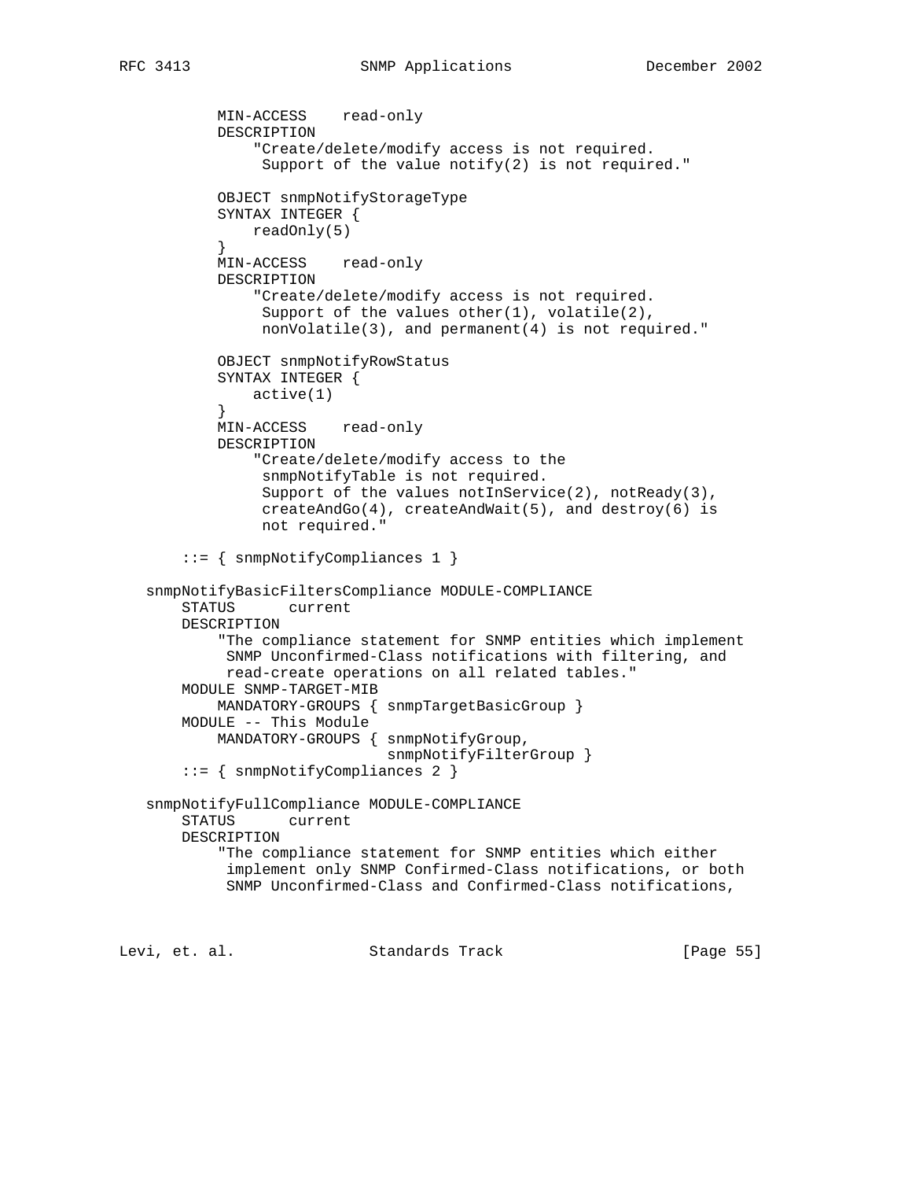```
          MIN-ACCESS    read-only
          DESCRIPTION
              "Create/delete/modify access is not required.
               Support of the value notify(2) is not required."

          OBJECT snmpNotifyStorageType
          SYNTAX INTEGER {
              readOnly(5)
          }
          MIN-ACCESS    read-only
          DESCRIPTION
              "Create/delete/modify access is not required.
               Support of the values other(1), volatile(2),
               nonVolatile(3), and permanent(4) is not required."

          OBJECT snmpNotifyRowStatus
          SYNTAX INTEGER {
              active(1)
          }
          MIN-ACCESS    read-only
          DESCRIPTION
              "Create/delete/modify access to the
               snmpNotifyTable is not required.
               Support of the values notInService(2), notReady(3),
               createAndGo(4), createAndWait(5), and destroy(6) is
               not required."

      ::= { snmpNotifyCompliances 1 }

  snmpNotifyBasicFiltersCompliance MODULE-COMPLIANCE
      STATUS      current
      DESCRIPTION
          "The compliance statement for SNMP entities which implement
           SNMP Unconfirmed-Class notifications with filtering, and
           read-create operations on all related tables."
      MODULE SNMP-TARGET-MIB
          MANDATORY-GROUPS { snmpTargetBasicGroup }
      MODULE -- This Module
          MANDATORY-GROUPS { snmpNotifyGroup,
                             snmpNotifyFilterGroup }
      ::= { snmpNotifyCompliances 2 }

  snmpNotifyFullCompliance MODULE-COMPLIANCE
      STATUS      current
      DESCRIPTION
          "The compliance statement for SNMP entities which either
           implement only SNMP Confirmed-Class notifications, or both
           SNMP Unconfirmed-Class and Confirmed-Class notifications,
```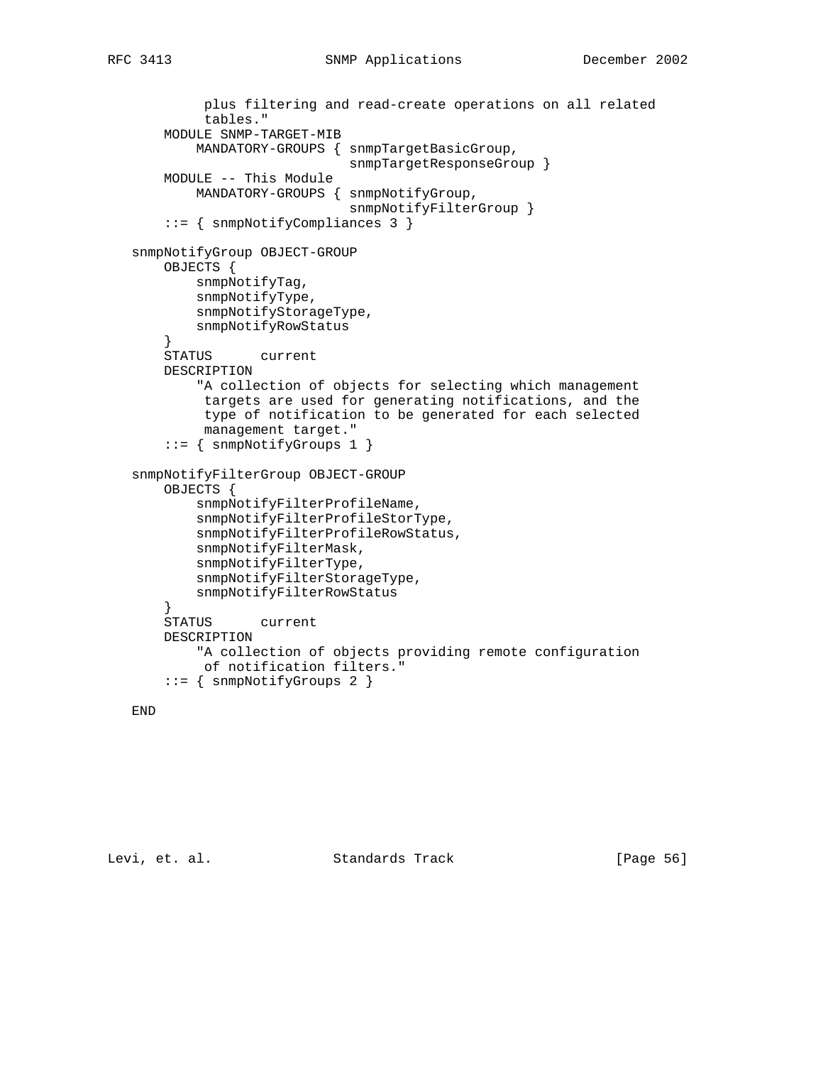```
            plus filtering and read-create operations on all related
            tables."
        MODULE SNMP-TARGET-MIB
            MANDATORY-GROUPS { snmpTargetBasicGroup,
                               snmpTargetResponseGroup }
        MODULE -- This Module
            MANDATORY-GROUPS { snmpNotifyGroup,
                               snmpNotifyFilterGroup }
        ::= { snmpNotifyCompliances 3 }

    snmpNotifyGroup OBJECT-GROUP
        OBJECTS {
            snmpNotifyTag,
            snmpNotifyType,
            snmpNotifyStorageType,
            snmpNotifyRowStatus
        }
        STATUS      current
        DESCRIPTION
            "A collection of objects for selecting which management
             targets are used for generating notifications, and the
             type of notification to be generated for each selected
             management target."
        ::= { snmpNotifyGroups 1 }

    snmpNotifyFilterGroup OBJECT-GROUP
        OBJECTS {
            snmpNotifyFilterProfileName,
            snmpNotifyFilterProfileStorType,
            snmpNotifyFilterProfileRowStatus,
            snmpNotifyFilterMask,
            snmpNotifyFilterType,
            snmpNotifyFilterStorageType,
            snmpNotifyFilterRowStatus
        }
        STATUS      current
        DESCRIPTION
            "A collection of objects providing remote configuration
             of notification filters."
        ::= { snmpNotifyGroups 2 }

    END
```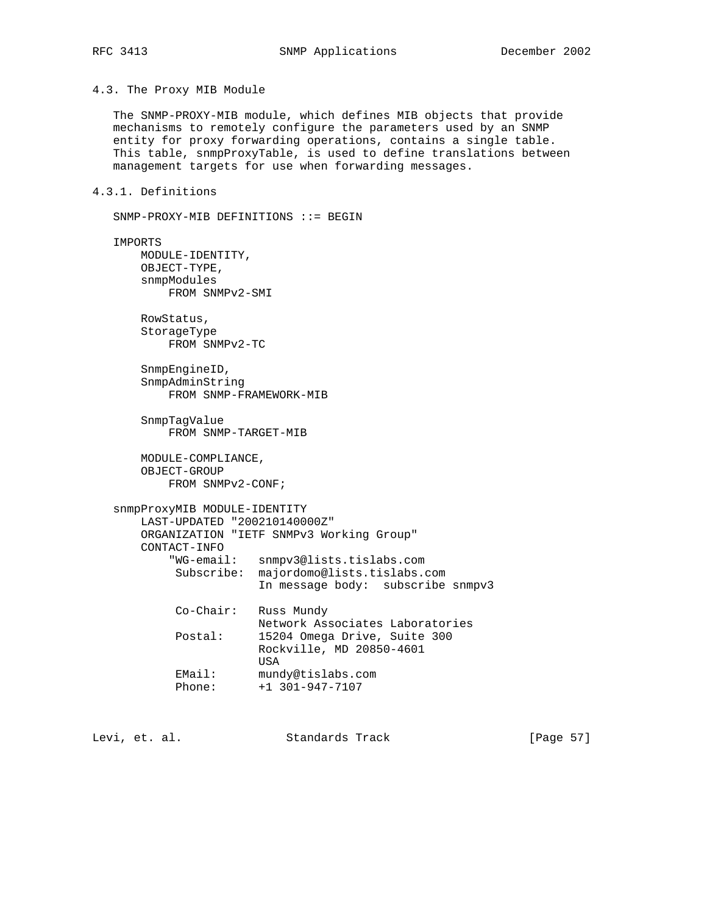## 4.3. The Proxy MIB Module

The SNMP-PROXY-MIB module, which defines MIB objects that provide mechanisms to remotely configure the parameters used by an SNMP entity for proxy forwarding operations, contains a single table. This table, snmpProxyTable, is used to define translations between management targets for use when forwarding messages.

### 4.3.1. Definitions

```
SNMP-PROXY-MIB DEFINITIONS ::= BEGIN

IMPORTS
    MODULE-IDENTITY,
    OBJECT-TYPE,
    snmpModules
        FROM SNMPv2-SMI

    RowStatus,
    StorageType
        FROM SNMPv2-TC

    SnmpEngineID,
    SnmpAdminString
        FROM SNMP-FRAMEWORK-MIB

    SnmpTagValue
        FROM SNMP-TARGET-MIB

    MODULE-COMPLIANCE,
    OBJECT-GROUP
        FROM SNMPv2-CONF;

snmpProxyMIB MODULE-IDENTITY
    LAST-UPDATED "200210140000Z"
    ORGANIZATION "IETF SNMPv3 Working Group"
    CONTACT-INFO
        "WG-email:   snmpv3@lists.tislabs.com
         Subscribe:  majordomo@lists.tislabs.com
                     In message body:  subscribe snmpv3

         Co-Chair:   Russ Mundy
                     Network Associates Laboratories
         Postal:     15204 Omega Drive, Suite 300
                     Rockville, MD 20850-4601
                     USA
         EMail:      mundy@tislabs.com
         Phone:      +1 301-947-7107
```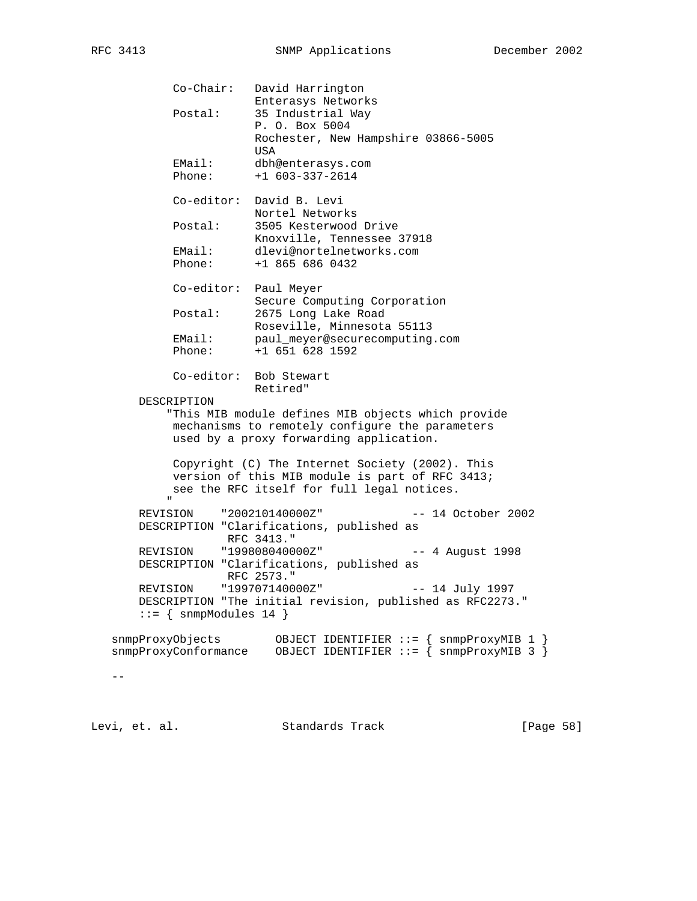```
           Co-Chair:   David Harrington
                       Enterasys Networks
           Postal:     35 Industrial Way
                       P. O. Box 5004
                       Rochester, New Hampshire 03866-5005
                       USA
           EMail:      dbh@enterasys.com
           Phone:      +1 603-337-2614

           Co-editor:  David B. Levi
                       Nortel Networks
           Postal:     3505 Kesterwood Drive
                       Knoxville, Tennessee 37918
           EMail:      dlevi@nortelnetworks.com
           Phone:      +1 865 686 0432

           Co-editor:  Paul Meyer
                       Secure Computing Corporation
           Postal:     2675 Long Lake Road
                       Roseville, Minnesota 55113
           EMail:      paul_meyer@securecomputing.com
           Phone:      +1 651 628 1592

           Co-editor:  Bob Stewart
                       Retired"
       DESCRIPTION
          "This MIB module defines MIB objects which provide
           mechanisms to remotely configure the parameters
           used by a proxy forwarding application.

           Copyright (C) The Internet Society (2002). This
           version of this MIB module is part of RFC 3413;
           see the RFC itself for full legal notices.
          "
       REVISION    "200210140000Z"             -- 14 October 2002
       DESCRIPTION "Clarifications, published as
                    RFC 3413."
       REVISION    "199808040000Z"             -- 4 August 1998
       DESCRIPTION "Clarifications, published as
                    RFC 2573."
       REVISION    "199707140000Z"             -- 14 July 1997
       DESCRIPTION "The initial revision, published as RFC2273."
       ::= { snmpModules 14 }

   snmpProxyObjects        OBJECT IDENTIFIER ::= { snmpProxyMIB 1 }
   snmpProxyConformance    OBJECT IDENTIFIER ::= { snmpProxyMIB 3 }

   --
```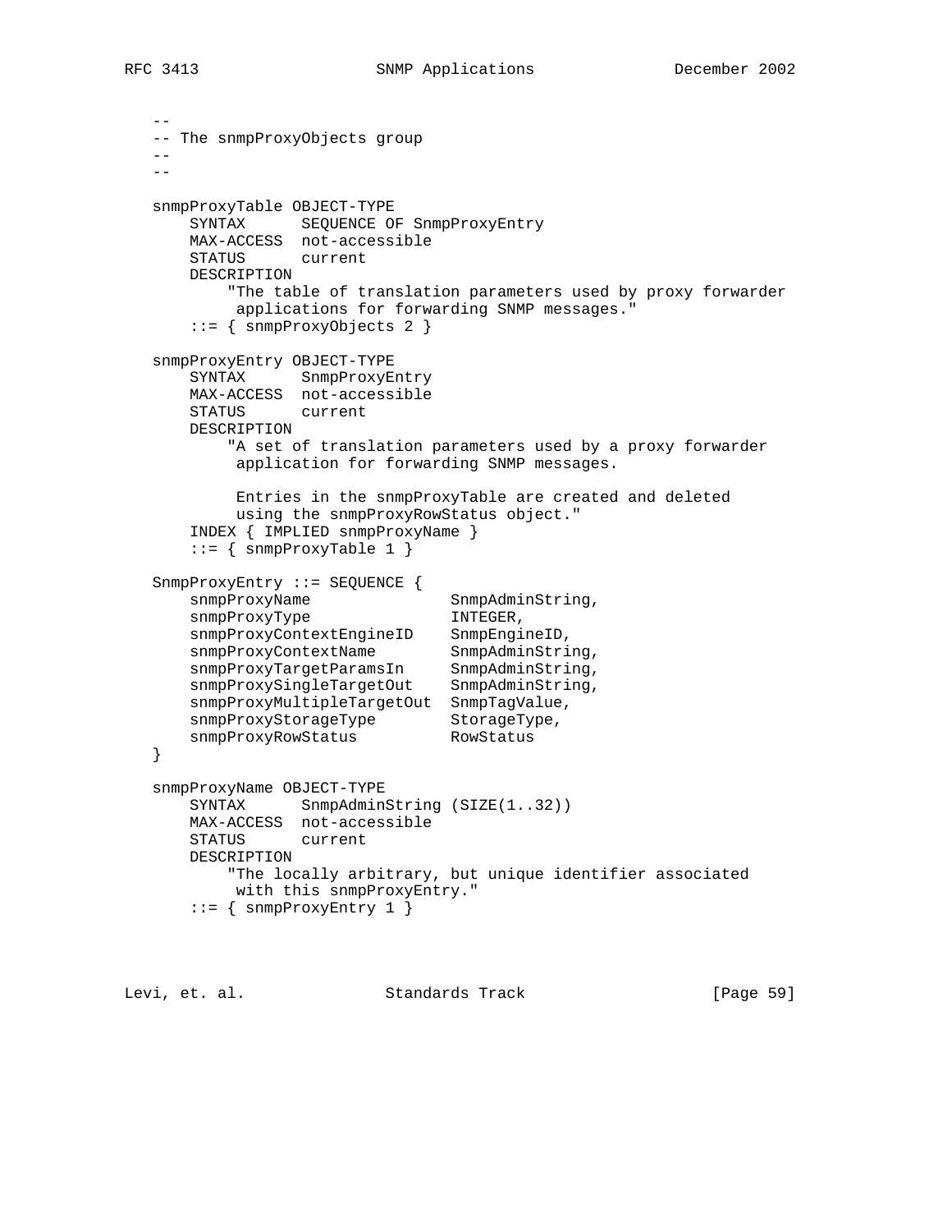```
   --
   -- The snmpProxyObjects group
   --
   --

   snmpProxyTable OBJECT-TYPE
       SYNTAX      SEQUENCE OF SnmpProxyEntry
       MAX-ACCESS  not-accessible
       STATUS      current
       DESCRIPTION
           "The table of translation parameters used by proxy forwarder
            applications for forwarding SNMP messages."
       ::= { snmpProxyObjects 2 }

   snmpProxyEntry OBJECT-TYPE
       SYNTAX      SnmpProxyEntry
       MAX-ACCESS  not-accessible
       STATUS      current
       DESCRIPTION
           "A set of translation parameters used by a proxy forwarder
            application for forwarding SNMP messages.

            Entries in the snmpProxyTable are created and deleted
            using the snmpProxyRowStatus object."
       INDEX { IMPLIED snmpProxyName }
       ::= { snmpProxyTable 1 }

   SnmpProxyEntry ::= SEQUENCE {
       snmpProxyName               SnmpAdminString,
       snmpProxyType               INTEGER,
       snmpProxyContextEngineID    SnmpEngineID,
       snmpProxyContextName        SnmpAdminString,
       snmpProxyTargetParamsIn     SnmpAdminString,
       snmpProxySingleTargetOut    SnmpAdminString,
       snmpProxyMultipleTargetOut  SnmpTagValue,
       snmpProxyStorageType        StorageType,
       snmpProxyRowStatus          RowStatus
   }

   snmpProxyName OBJECT-TYPE
       SYNTAX      SnmpAdminString (SIZE(1..32))
       MAX-ACCESS  not-accessible
       STATUS      current
       DESCRIPTION
           "The locally arbitrary, but unique identifier associated
            with this snmpProxyEntry."
       ::= { snmpProxyEntry 1 }
```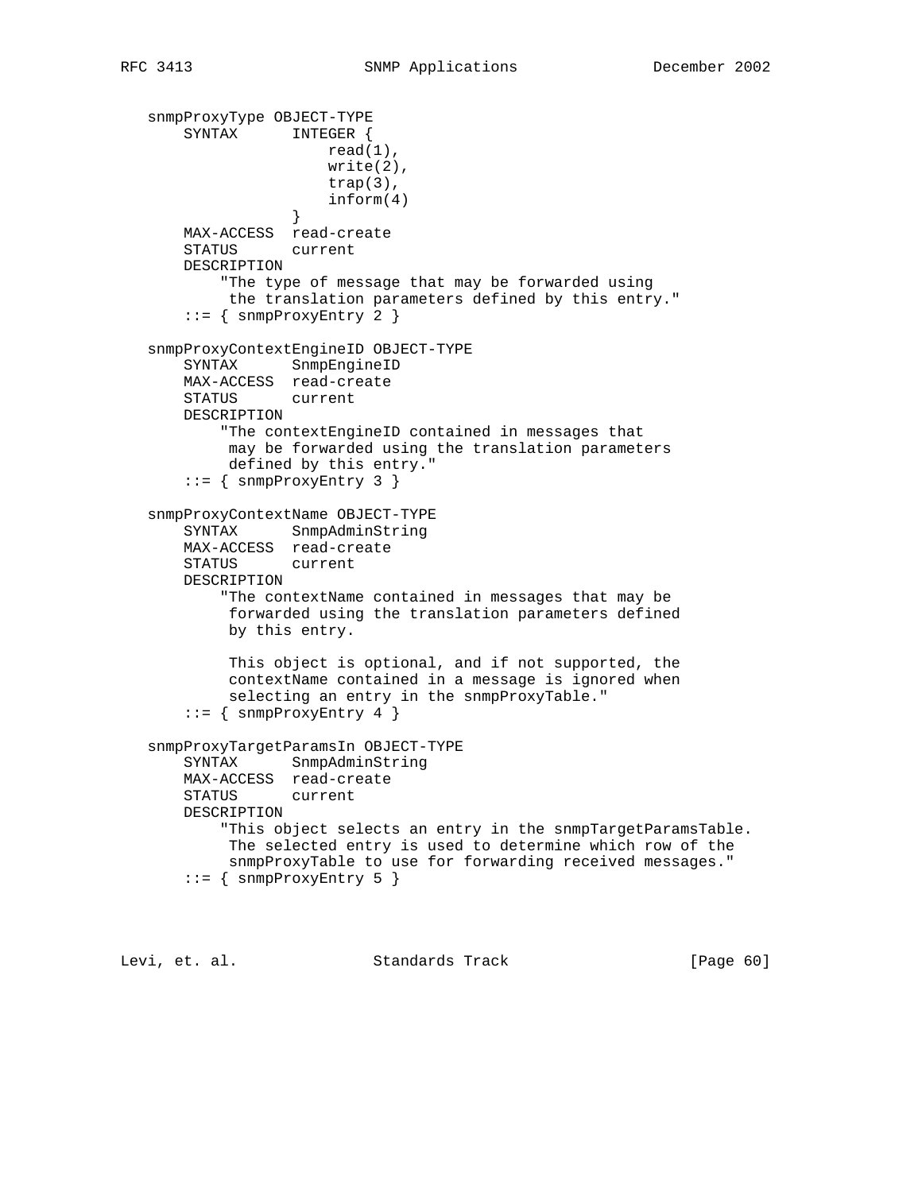```
   snmpProxyType OBJECT-TYPE
       SYNTAX      INTEGER {
                       read(1),
                       write(2),
                       trap(3),
                       inform(4)
                   }
       MAX-ACCESS  read-create
       STATUS      current
       DESCRIPTION
           "The type of message that may be forwarded using
            the translation parameters defined by this entry."
       ::= { snmpProxyEntry 2 }

   snmpProxyContextEngineID OBJECT-TYPE
       SYNTAX      SnmpEngineID
       MAX-ACCESS  read-create
       STATUS      current
       DESCRIPTION
           "The contextEngineID contained in messages that
            may be forwarded using the translation parameters
            defined by this entry."
       ::= { snmpProxyEntry 3 }

   snmpProxyContextName OBJECT-TYPE
       SYNTAX      SnmpAdminString
       MAX-ACCESS  read-create
       STATUS      current
       DESCRIPTION
           "The contextName contained in messages that may be
            forwarded using the translation parameters defined
            by this entry.

            This object is optional, and if not supported, the
            contextName contained in a message is ignored when
            selecting an entry in the snmpProxyTable."
       ::= { snmpProxyEntry 4 }

   snmpProxyTargetParamsIn OBJECT-TYPE
       SYNTAX      SnmpAdminString
       MAX-ACCESS  read-create
       STATUS      current
       DESCRIPTION
           "This object selects an entry in the snmpTargetParamsTable.
            The selected entry is used to determine which row of the
            snmpProxyTable to use for forwarding received messages."
       ::= { snmpProxyEntry 5 }
```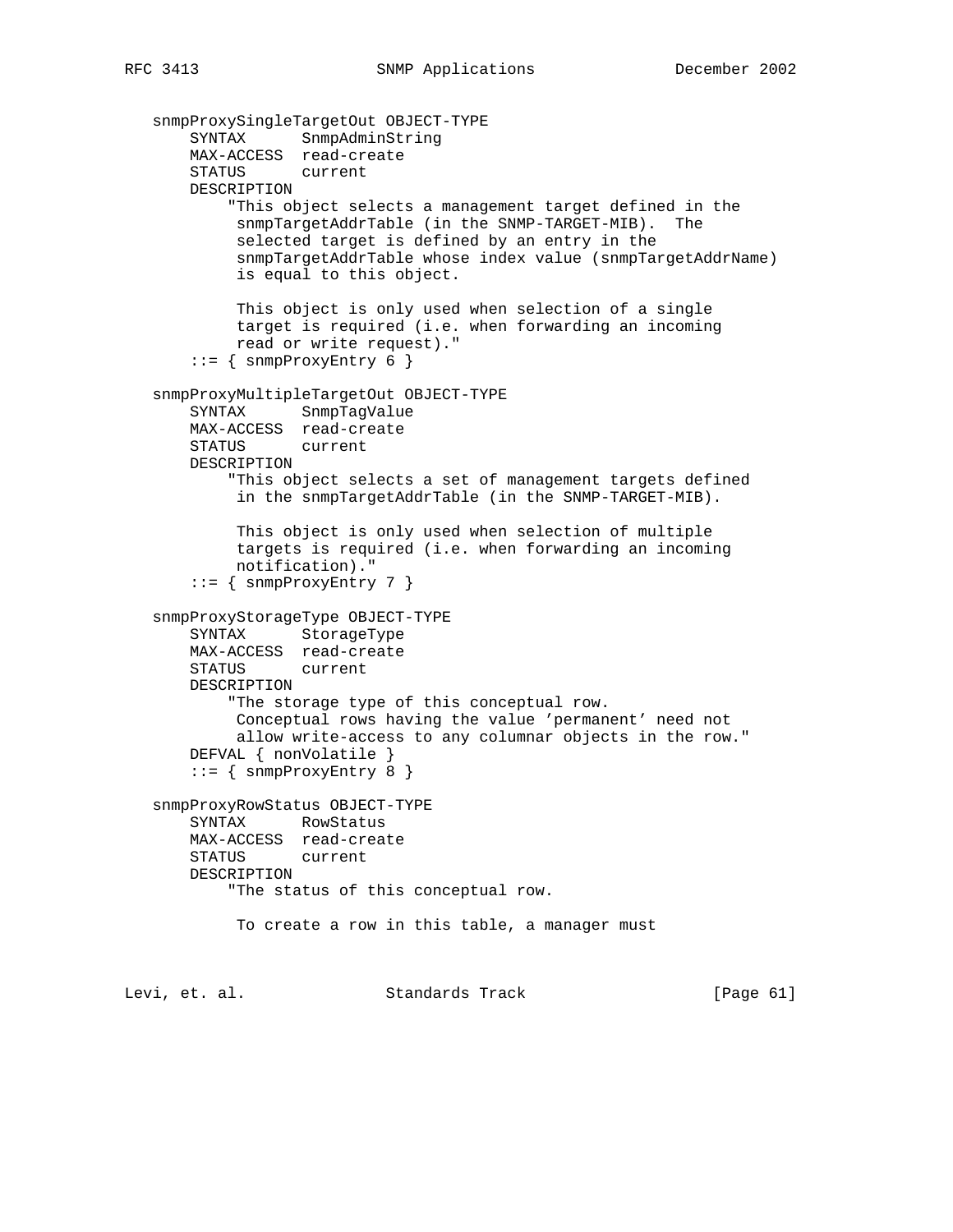```
   snmpProxySingleTargetOut OBJECT-TYPE
       SYNTAX      SnmpAdminString
       MAX-ACCESS  read-create
       STATUS      current
       DESCRIPTION
           "This object selects a management target defined in the
            snmpTargetAddrTable (in the SNMP-TARGET-MIB).  The
            selected target is defined by an entry in the
            snmpTargetAddrTable whose index value (snmpTargetAddrName)
            is equal to this object.

            This object is only used when selection of a single
            target is required (i.e. when forwarding an incoming
            read or write request)."
       ::= { snmpProxyEntry 6 }

   snmpProxyMultipleTargetOut OBJECT-TYPE
       SYNTAX      SnmpTagValue
       MAX-ACCESS  read-create
       STATUS      current
       DESCRIPTION
           "This object selects a set of management targets defined
            in the snmpTargetAddrTable (in the SNMP-TARGET-MIB).

            This object is only used when selection of multiple
            targets is required (i.e. when forwarding an incoming
            notification)."
       ::= { snmpProxyEntry 7 }

   snmpProxyStorageType OBJECT-TYPE
       SYNTAX      StorageType
       MAX-ACCESS  read-create
       STATUS      current
       DESCRIPTION
           "The storage type of this conceptual row.
            Conceptual rows having the value 'permanent' need not
            allow write-access to any columnar objects in the row."
       DEFVAL { nonVolatile }
       ::= { snmpProxyEntry 8 }

   snmpProxyRowStatus OBJECT-TYPE
       SYNTAX      RowStatus
       MAX-ACCESS  read-create
       STATUS      current
       DESCRIPTION
           "The status of this conceptual row.

            To create a row in this table, a manager must
```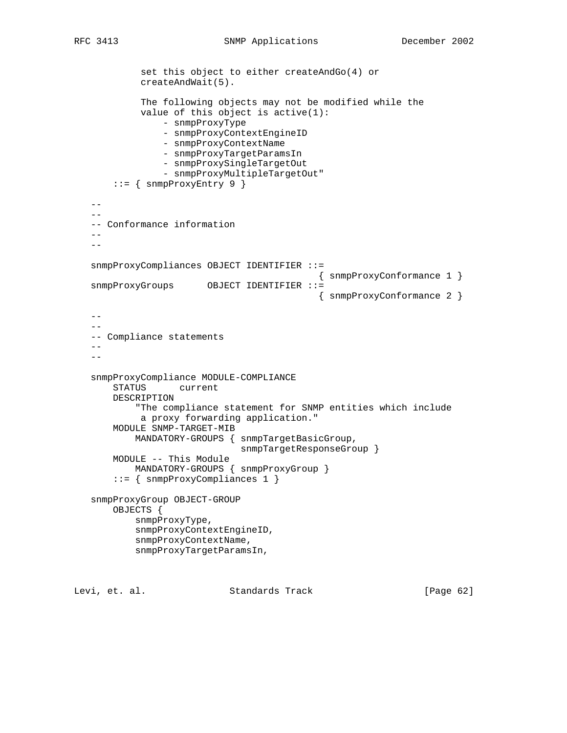```
            set this object to either createAndGo(4) or
            createAndWait(5).

            The following objects may not be modified while the
            value of this object is active(1):
                - snmpProxyType
                - snmpProxyContextEngineID
                - snmpProxyContextName
                - snmpProxyTargetParamsIn
                - snmpProxySingleTargetOut
                - snmpProxyMultipleTargetOut"
        ::= { snmpProxyEntry 9 }

   --
   --
   -- Conformance information
   --
   --

   snmpProxyCompliances OBJECT IDENTIFIER ::=
                                            { snmpProxyConformance 1 }
   snmpProxyGroups      OBJECT IDENTIFIER ::=
                                            { snmpProxyConformance 2 }

   --
   --
   -- Compliance statements
   --
   --

   snmpProxyCompliance MODULE-COMPLIANCE
       STATUS      current
       DESCRIPTION
           "The compliance statement for SNMP entities which include
            a proxy forwarding application."
       MODULE SNMP-TARGET-MIB
           MANDATORY-GROUPS { snmpTargetBasicGroup,
                              snmpTargetResponseGroup }
       MODULE -- This Module
           MANDATORY-GROUPS { snmpProxyGroup }
       ::= { snmpProxyCompliances 1 }

   snmpProxyGroup OBJECT-GROUP
       OBJECTS {
           snmpProxyType,
           snmpProxyContextEngineID,
           snmpProxyContextName,
           snmpProxyTargetParamsIn,
```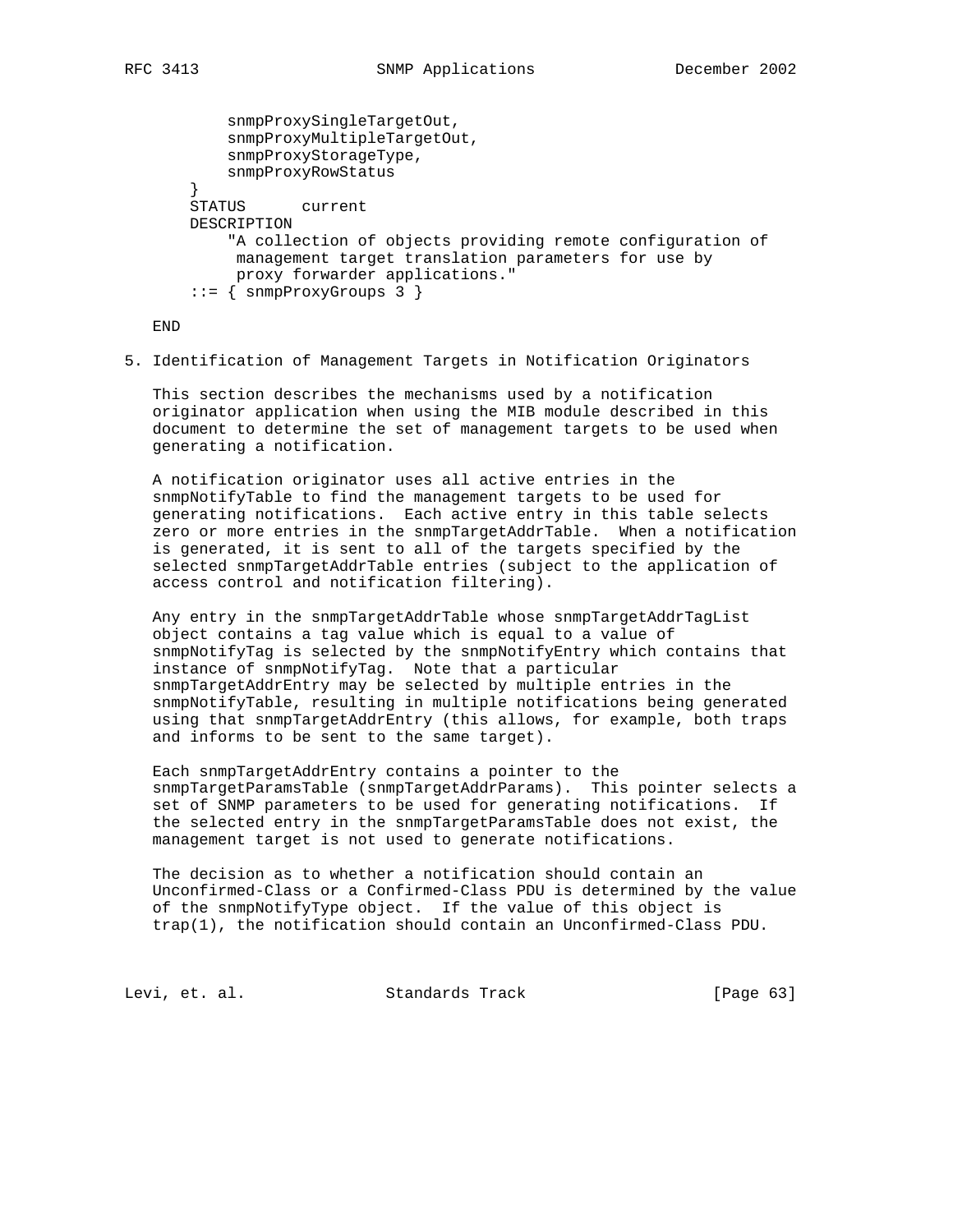```
        snmpProxySingleTargetOut,
        snmpProxyMultipleTargetOut,
        snmpProxyStorageType,
        snmpProxyRowStatus
    }
    STATUS      current
    DESCRIPTION
        "A collection of objects providing remote configuration of
         management target translation parameters for use by
         proxy forwarder applications."
    ::= { snmpProxyGroups 3 }

END
```

## 5. Identification of Management Targets in Notification Originators

This section describes the mechanisms used by a notification originator application when using the MIB module described in this document to determine the set of management targets to be used when generating a notification.

A notification originator uses all active entries in the snmpNotifyTable to find the management targets to be used for generating notifications. Each active entry in this table selects zero or more entries in the snmpTargetAddrTable. When a notification is generated, it is sent to all of the targets specified by the selected snmpTargetAddrTable entries (subject to the application of access control and notification filtering).

Any entry in the snmpTargetAddrTable whose snmpTargetAddrTagList object contains a tag value which is equal to a value of snmpNotifyTag is selected by the snmpNotifyEntry which contains that instance of snmpNotifyTag. Note that a particular snmpTargetAddrEntry may be selected by multiple entries in the snmpNotifyTable, resulting in multiple notifications being generated using that snmpTargetAddrEntry (this allows, for example, both traps and informs to be sent to the same target).

Each snmpTargetAddrEntry contains a pointer to the snmpTargetParamsTable (snmpTargetAddrParams). This pointer selects a set of SNMP parameters to be used for generating notifications. If the selected entry in the snmpTargetParamsTable does not exist, the management target is not used to generate notifications.

The decision as to whether a notification should contain an Unconfirmed-Class or a Confirmed-Class PDU is determined by the value of the snmpNotifyType object. If the value of this object is trap(1), the notification should contain an Unconfirmed-Class PDU.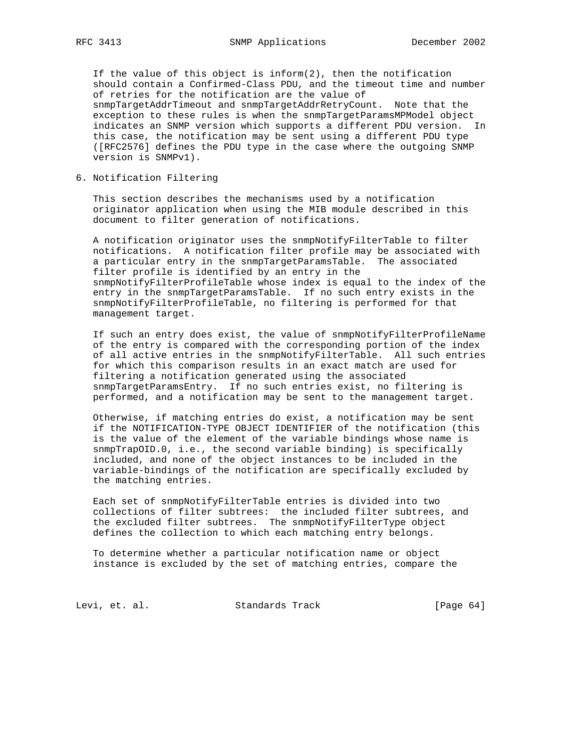If the value of this object is inform(2), then the notification should contain a Confirmed-Class PDU, and the timeout time and number of retries for the notification are the value of snmpTargetAddrTimeout and snmpTargetAddrRetryCount. Note that the exception to these rules is when the snmpTargetParamsMPModel object indicates an SNMP version which supports a different PDU version. In this case, the notification may be sent using a different PDU type ([RFC2576] defines the PDU type in the case where the outgoing SNMP version is SNMPv1).

## 6. Notification Filtering

This section describes the mechanisms used by a notification originator application when using the MIB module described in this document to filter generation of notifications.

A notification originator uses the snmpNotifyFilterTable to filter notifications. A notification filter profile may be associated with a particular entry in the snmpTargetParamsTable. The associated filter profile is identified by an entry in the snmpNotifyFilterProfileTable whose index is equal to the index of the entry in the snmpTargetParamsTable. If no such entry exists in the snmpNotifyFilterProfileTable, no filtering is performed for that management target.

If such an entry does exist, the value of snmpNotifyFilterProfileName of the entry is compared with the corresponding portion of the index of all active entries in the snmpNotifyFilterTable. All such entries for which this comparison results in an exact match are used for filtering a notification generated using the associated snmpTargetParamsEntry. If no such entries exist, no filtering is performed, and a notification may be sent to the management target.

Otherwise, if matching entries do exist, a notification may be sent if the NOTIFICATION-TYPE OBJECT IDENTIFIER of the notification (this is the value of the element of the variable bindings whose name is snmpTrapOID.0, i.e., the second variable binding) is specifically included, and none of the object instances to be included in the variable-bindings of the notification are specifically excluded by the matching entries.

Each set of snmpNotifyFilterTable entries is divided into two collections of filter subtrees: the included filter subtrees, and the excluded filter subtrees. The snmpNotifyFilterType object defines the collection to which each matching entry belongs.

To determine whether a particular notification name or object instance is excluded by the set of matching entries, compare the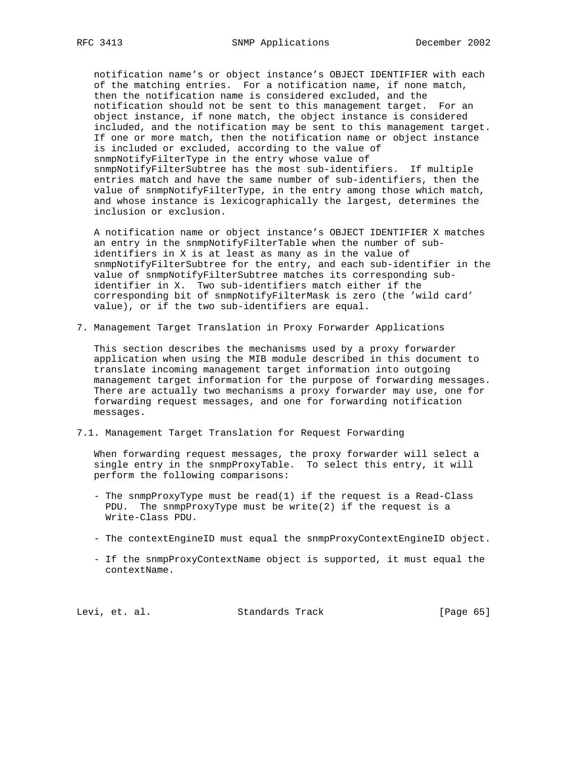notification name's or object instance's OBJECT IDENTIFIER with each of the matching entries. For a notification name, if none match, then the notification name is considered excluded, and the notification should not be sent to this management target. For an object instance, if none match, the object instance is considered included, and the notification may be sent to this management target. If one or more match, then the notification name or object instance is included or excluded, according to the value of snmpNotifyFilterType in the entry whose value of snmpNotifyFilterSubtree has the most sub-identifiers. If multiple entries match and have the same number of sub-identifiers, then the value of snmpNotifyFilterType, in the entry among those which match, and whose instance is lexicographically the largest, determines the inclusion or exclusion.

A notification name or object instance's OBJECT IDENTIFIER X matches an entry in the snmpNotifyFilterTable when the number of sub-identifiers in X is at least as many as in the value of snmpNotifyFilterSubtree for the entry, and each sub-identifier in the value of snmpNotifyFilterSubtree matches its corresponding sub-identifier in X. Two sub-identifiers match either if the corresponding bit of snmpNotifyFilterMask is zero (the 'wild card' value), or if the two sub-identifiers are equal.

## 7. Management Target Translation in Proxy Forwarder Applications

This section describes the mechanisms used by a proxy forwarder application when using the MIB module described in this document to translate incoming management target information into outgoing management target information for the purpose of forwarding messages. There are actually two mechanisms a proxy forwarder may use, one for forwarding request messages, and one for forwarding notification messages.

### 7.1. Management Target Translation for Request Forwarding

When forwarding request messages, the proxy forwarder will select a single entry in the snmpProxyTable. To select this entry, it will perform the following comparisons:

- The snmpProxyType must be read(1) if the request is a Read-Class PDU. The snmpProxyType must be write(2) if the request is a Write-Class PDU.

- The contextEngineID must equal the snmpProxyContextEngineID object.

- If the snmpProxyContextName object is supported, it must equal the contextName.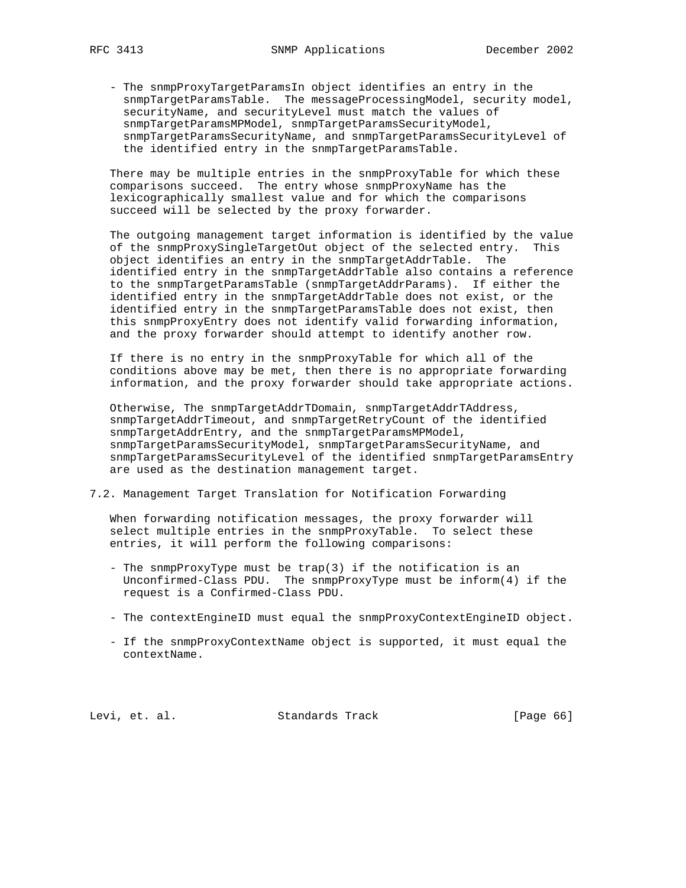- The snmpProxyTargetParamsIn object identifies an entry in the snmpTargetParamsTable. The messageProcessingModel, security model, securityName, and securityLevel must match the values of snmpTargetParamsMPModel, snmpTargetParamsSecurityModel, snmpTargetParamsSecurityName, and snmpTargetParamsSecurityLevel of the identified entry in the snmpTargetParamsTable.

There may be multiple entries in the snmpProxyTable for which these comparisons succeed. The entry whose snmpProxyName has the lexicographically smallest value and for which the comparisons succeed will be selected by the proxy forwarder.

The outgoing management target information is identified by the value of the snmpProxySingleTargetOut object of the selected entry. This object identifies an entry in the snmpTargetAddrTable. The identified entry in the snmpTargetAddrTable also contains a reference to the snmpTargetParamsTable (snmpTargetAddrParams). If either the identified entry in the snmpTargetAddrTable does not exist, or the identified entry in the snmpTargetParamsTable does not exist, then this snmpProxyEntry does not identify valid forwarding information, and the proxy forwarder should attempt to identify another row.

If there is no entry in the snmpProxyTable for which all of the conditions above may be met, then there is no appropriate forwarding information, and the proxy forwarder should take appropriate actions.

Otherwise, The snmpTargetAddrTDomain, snmpTargetAddrTAddress, snmpTargetAddrTimeout, and snmpTargetRetryCount of the identified snmpTargetAddrEntry, and the snmpTargetParamsMPModel, snmpTargetParamsSecurityModel, snmpTargetParamsSecurityName, and snmpTargetParamsSecurityLevel of the identified snmpTargetParamsEntry are used as the destination management target.

## 7.2. Management Target Translation for Notification Forwarding

When forwarding notification messages, the proxy forwarder will select multiple entries in the snmpProxyTable. To select these entries, it will perform the following comparisons:

- The snmpProxyType must be trap(3) if the notification is an Unconfirmed-Class PDU. The snmpProxyType must be inform(4) if the request is a Confirmed-Class PDU.

- The contextEngineID must equal the snmpProxyContextEngineID object.

- If the snmpProxyContextName object is supported, it must equal the contextName.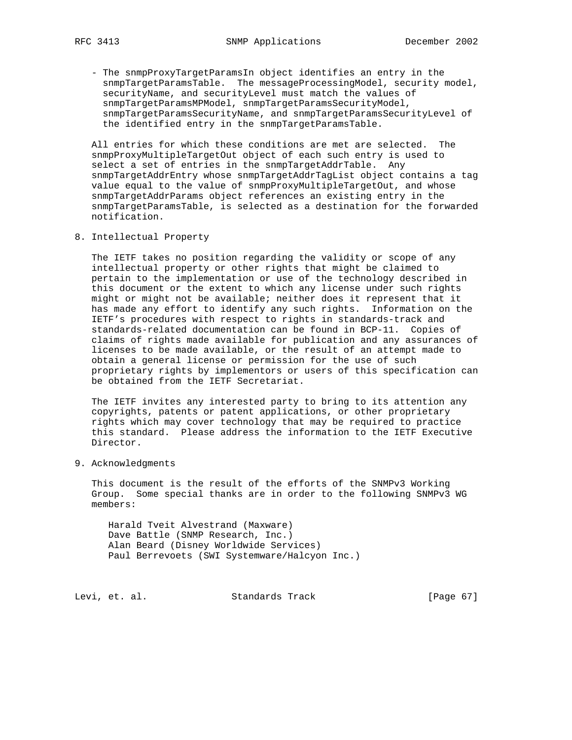- The snmpProxyTargetParamsIn object identifies an entry in the snmpTargetParamsTable. The messageProcessingModel, security model, securityName, and securityLevel must match the values of snmpTargetParamsMPModel, snmpTargetParamsSecurityModel, snmpTargetParamsSecurityName, and snmpTargetParamsSecurityLevel of the identified entry in the snmpTargetParamsTable.

All entries for which these conditions are met are selected. The snmpProxyMultipleTargetOut object of each such entry is used to select a set of entries in the snmpTargetAddrTable. Any snmpTargetAddrEntry whose snmpTargetAddrTagList object contains a tag value equal to the value of snmpProxyMultipleTargetOut, and whose snmpTargetAddrParams object references an existing entry in the snmpTargetParamsTable, is selected as a destination for the forwarded notification.

## 8. Intellectual Property

The IETF takes no position regarding the validity or scope of any intellectual property or other rights that might be claimed to pertain to the implementation or use of the technology described in this document or the extent to which any license under such rights might or might not be available; neither does it represent that it has made any effort to identify any such rights. Information on the IETF's procedures with respect to rights in standards-track and standards-related documentation can be found in BCP-11. Copies of claims of rights made available for publication and any assurances of licenses to be made available, or the result of an attempt made to obtain a general license or permission for the use of such proprietary rights by implementors or users of this specification can be obtained from the IETF Secretariat.

The IETF invites any interested party to bring to its attention any copyrights, patents or patent applications, or other proprietary rights which may cover technology that may be required to practice this standard. Please address the information to the IETF Executive Director.

## 9. Acknowledgments

This document is the result of the efforts of the SNMPv3 Working Group. Some special thanks are in order to the following SNMPv3 WG members:

Harald Tveit Alvestrand (Maxware)
Dave Battle (SNMP Research, Inc.)
Alan Beard (Disney Worldwide Services)
Paul Berrevoets (SWI Systemware/Halcyon Inc.)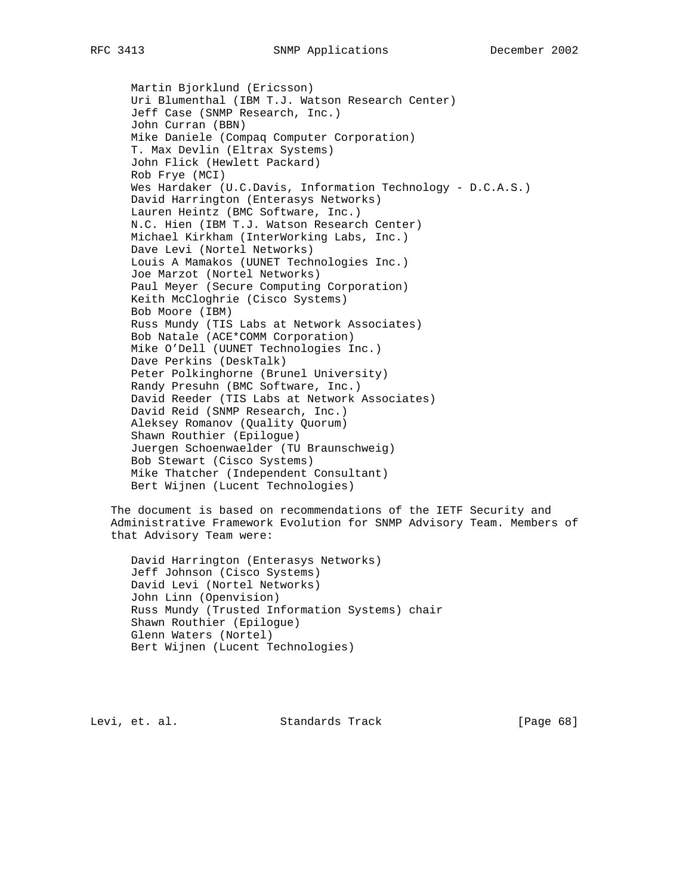Martin Bjorklund (Ericsson)
Uri Blumenthal (IBM T.J. Watson Research Center)
Jeff Case (SNMP Research, Inc.)
John Curran (BBN)
Mike Daniele (Compaq Computer Corporation)
T. Max Devlin (Eltrax Systems)
John Flick (Hewlett Packard)
Rob Frye (MCI)
Wes Hardaker (U.C.Davis, Information Technology - D.C.A.S.)
David Harrington (Enterasys Networks)
Lauren Heintz (BMC Software, Inc.)
N.C. Hien (IBM T.J. Watson Research Center)
Michael Kirkham (InterWorking Labs, Inc.)
Dave Levi (Nortel Networks)
Louis A Mamakos (UUNET Technologies Inc.)
Joe Marzot (Nortel Networks)
Paul Meyer (Secure Computing Corporation)
Keith McCloghrie (Cisco Systems)
Bob Moore (IBM)
Russ Mundy (TIS Labs at Network Associates)
Bob Natale (ACE*COMM Corporation)
Mike O'Dell (UUNET Technologies Inc.)
Dave Perkins (DeskTalk)
Peter Polkinghorne (Brunel University)
Randy Presuhn (BMC Software, Inc.)
David Reeder (TIS Labs at Network Associates)
David Reid (SNMP Research, Inc.)
Aleksey Romanov (Quality Quorum)
Shawn Routhier (Epilogue)
Juergen Schoenwaelder (TU Braunschweig)
Bob Stewart (Cisco Systems)
Mike Thatcher (Independent Consultant)
Bert Wijnen (Lucent Technologies)

The document is based on recommendations of the IETF Security and Administrative Framework Evolution for SNMP Advisory Team. Members of that Advisory Team were:

David Harrington (Enterasys Networks)
Jeff Johnson (Cisco Systems)
David Levi (Nortel Networks)
John Linn (Openvision)
Russ Mundy (Trusted Information Systems) chair
Shawn Routhier (Epilogue)
Glenn Waters (Nortel)
Bert Wijnen (Lucent Technologies)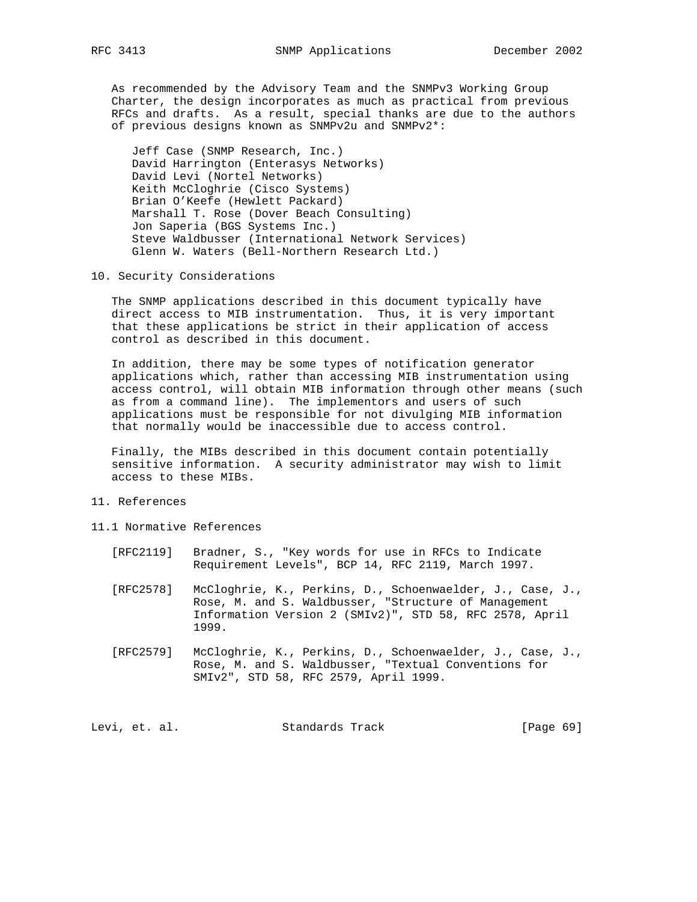As recommended by the Advisory Team and the SNMPv3 Working Group Charter, the design incorporates as much as practical from previous RFCs and drafts. As a result, special thanks are due to the authors of previous designs known as SNMPv2u and SNMPv2*:

- Jeff Case (SNMP Research, Inc.)
- David Harrington (Enterasys Networks)
- David Levi (Nortel Networks)
- Keith McCloghrie (Cisco Systems)
- Brian O'Keefe (Hewlett Packard)
- Marshall T. Rose (Dover Beach Consulting)
- Jon Saperia (BGS Systems Inc.)
- Steve Waldbusser (International Network Services)
- Glenn W. Waters (Bell-Northern Research Ltd.)

## 10. Security Considerations

The SNMP applications described in this document typically have direct access to MIB instrumentation. Thus, it is very important that these applications be strict in their application of access control as described in this document.

In addition, there may be some types of notification generator applications which, rather than accessing MIB instrumentation using access control, will obtain MIB information through other means (such as from a command line). The implementors and users of such applications must be responsible for not divulging MIB information that normally would be inaccessible due to access control.

Finally, the MIBs described in this document contain potentially sensitive information. A security administrator may wish to limit access to these MIBs.

## 11. References

### 11.1 Normative References

[RFC2119] Bradner, S., "Key words for use in RFCs to Indicate Requirement Levels", BCP 14, RFC 2119, March 1997.

[RFC2578] McCloghrie, K., Perkins, D., Schoenwaelder, J., Case, J., Rose, M. and S. Waldbusser, "Structure of Management Information Version 2 (SMIv2)", STD 58, RFC 2578, April 1999.

[RFC2579] McCloghrie, K., Perkins, D., Schoenwaelder, J., Case, J., Rose, M. and S. Waldbusser, "Textual Conventions for SMIv2", STD 58, RFC 2579, April 1999.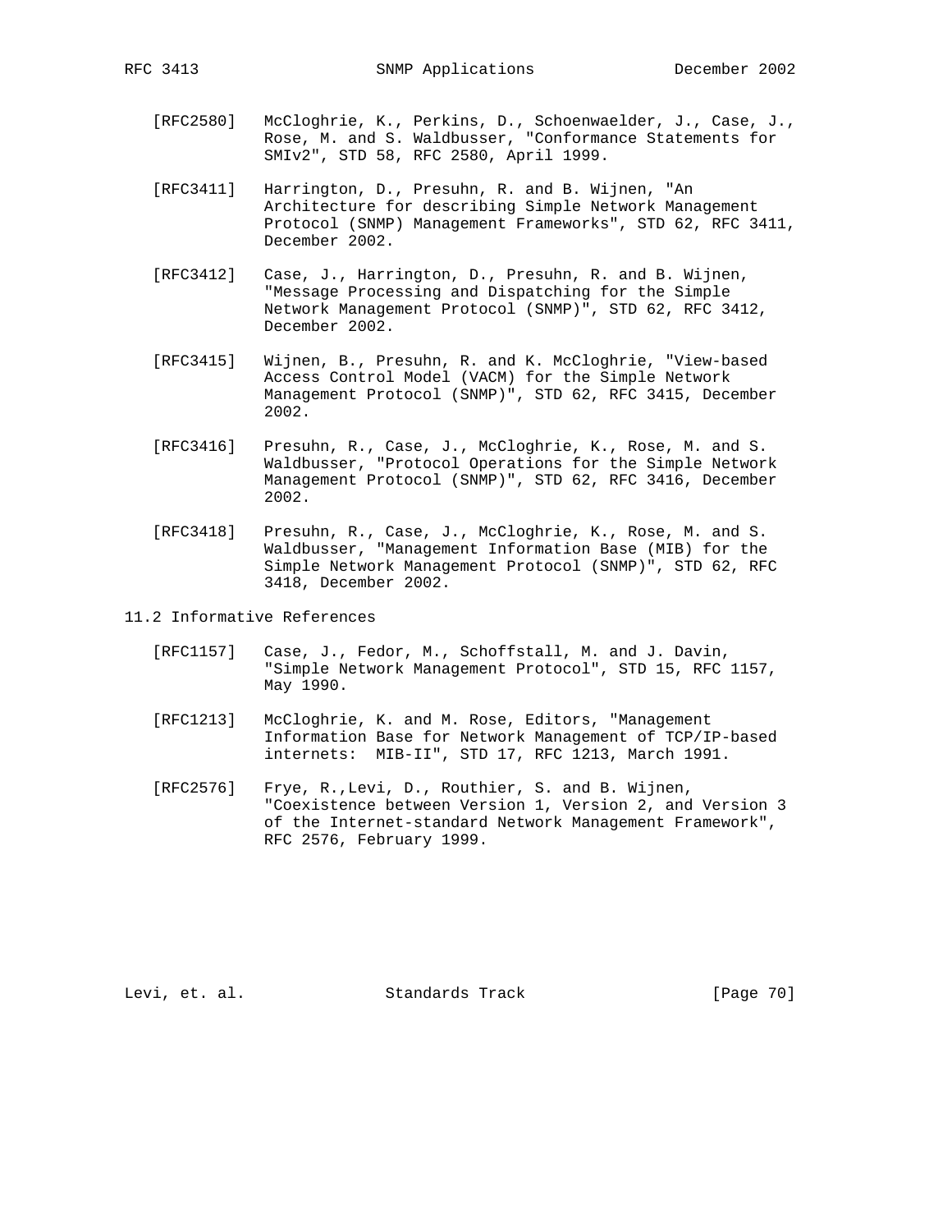[RFC2580] McCloghrie, K., Perkins, D., Schoenwaelder, J., Case, J., Rose, M. and S. Waldbusser, "Conformance Statements for SMIv2", STD 58, RFC 2580, April 1999.

[RFC3411] Harrington, D., Presuhn, R. and B. Wijnen, "An Architecture for describing Simple Network Management Protocol (SNMP) Management Frameworks", STD 62, RFC 3411, December 2002.

[RFC3412] Case, J., Harrington, D., Presuhn, R. and B. Wijnen, "Message Processing and Dispatching for the Simple Network Management Protocol (SNMP)", STD 62, RFC 3412, December 2002.

[RFC3415] Wijnen, B., Presuhn, R. and K. McCloghrie, "View-based Access Control Model (VACM) for the Simple Network Management Protocol (SNMP)", STD 62, RFC 3415, December 2002.

[RFC3416] Presuhn, R., Case, J., McCloghrie, K., Rose, M. and S. Waldbusser, "Protocol Operations for the Simple Network Management Protocol (SNMP)", STD 62, RFC 3416, December 2002.

[RFC3418] Presuhn, R., Case, J., McCloghrie, K., Rose, M. and S. Waldbusser, "Management Information Base (MIB) for the Simple Network Management Protocol (SNMP)", STD 62, RFC 3418, December 2002.

## 11.2 Informative References

[RFC1157] Case, J., Fedor, M., Schoffstall, M. and J. Davin, "Simple Network Management Protocol", STD 15, RFC 1157, May 1990.

[RFC1213] McCloghrie, K. and M. Rose, Editors, "Management Information Base for Network Management of TCP/IP-based internets: MIB-II", STD 17, RFC 1213, March 1991.

[RFC2576] Frye, R.,Levi, D., Routhier, S. and B. Wijnen, "Coexistence between Version 1, Version 2, and Version 3 of the Internet-standard Network Management Framework", RFC 2576, February 1999.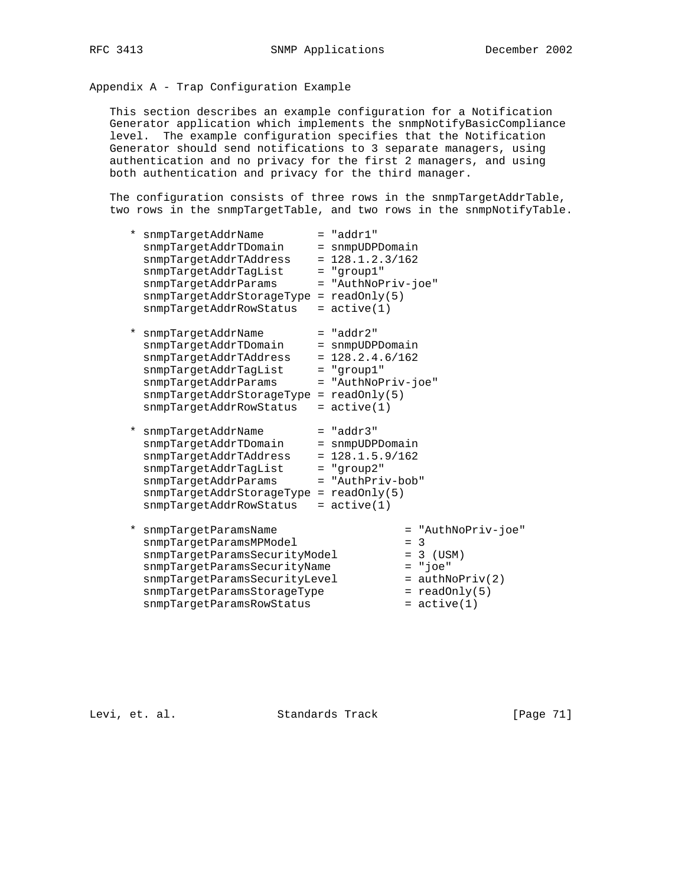## Appendix A - Trap Configuration Example

This section describes an example configuration for a Notification Generator application which implements the snmpNotifyBasicCompliance level. The example configuration specifies that the Notification Generator should send notifications to 3 separate managers, using authentication and no privacy for the first 2 managers, and using both authentication and privacy for the third manager.

The configuration consists of three rows in the snmpTargetAddrTable, two rows in the snmpTargetTable, and two rows in the snmpNotifyTable.

```
* snmpTargetAddrName        = "addr1"
  snmpTargetAddrTDomain     = snmpUDPDomain
  snmpTargetAddrTAddress    = 128.1.2.3/162
  snmpTargetAddrTagList     = "group1"
  snmpTargetAddrParams      = "AuthNoPriv-joe"
  snmpTargetAddrStorageType = readOnly(5)
  snmpTargetAddrRowStatus   = active(1)

* snmpTargetAddrName        = "addr2"
  snmpTargetAddrTDomain     = snmpUDPDomain
  snmpTargetAddrTAddress    = 128.2.4.6/162
  snmpTargetAddrTagList     = "group1"
  snmpTargetAddrParams      = "AuthNoPriv-joe"
  snmpTargetAddrStorageType = readOnly(5)
  snmpTargetAddrRowStatus   = active(1)

* snmpTargetAddrName        = "addr3"
  snmpTargetAddrTDomain     = snmpUDPDomain
  snmpTargetAddrTAddress    = 128.1.5.9/162
  snmpTargetAddrTagList     = "group2"
  snmpTargetAddrParams      = "AuthPriv-bob"
  snmpTargetAddrStorageType = readOnly(5)
  snmpTargetAddrRowStatus   = active(1)

* snmpTargetParamsName                   = "AuthNoPriv-joe"
  snmpTargetParamsMPModel                = 3
  snmpTargetParamsSecurityModel          = 3 (USM)
  snmpTargetParamsSecurityName           = "joe"
  snmpTargetParamsSecurityLevel          = authNoPriv(2)
  snmpTargetParamsStorageType            = readOnly(5)
  snmpTargetParamsRowStatus              = active(1)
```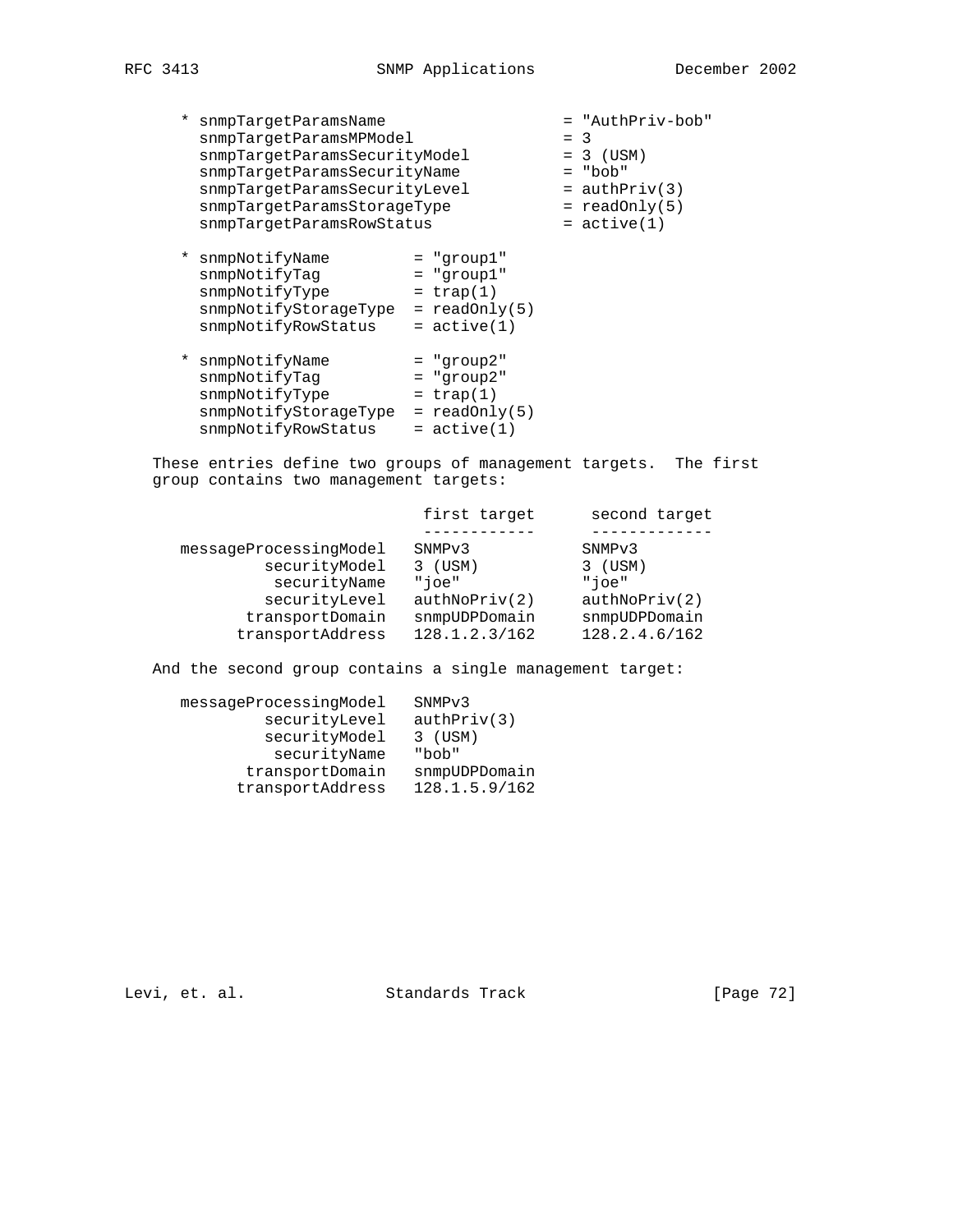```
* snmpTargetParamsName                   = "AuthPriv-bob"
  snmpTargetParamsMPModel                = 3
  snmpTargetParamsSecurityModel          = 3 (USM)
  snmpTargetParamsSecurityName           = "bob"
  snmpTargetParamsSecurityLevel          = authPriv(3)
  snmpTargetParamsStorageType            = readOnly(5)
  snmpTargetParamsRowStatus              = active(1)

* snmpNotifyName         = "group1"
  snmpNotifyTag          = "group1"
  snmpNotifyType         = trap(1)
  snmpNotifyStorageType  = readOnly(5)
  snmpNotifyRowStatus    = active(1)

* snmpNotifyName         = "group2"
  snmpNotifyTag          = "group2"
  snmpNotifyType         = trap(1)
  snmpNotifyStorageType  = readOnly(5)
  snmpNotifyRowStatus    = active(1)
```

These entries define two groups of management targets. The first group contains two management targets:

```
                          first target      second target
                          ------------      -------------
messageProcessingModel   SNMPv3            SNMPv3
         securityModel   3 (USM)           3 (USM)
          securityName   "joe"             "joe"
         securityLevel   authNoPriv(2)     authNoPriv(2)
       transportDomain   snmpUDPDomain     snmpUDPDomain
      transportAddress   128.1.2.3/162     128.2.4.6/162
```

And the second group contains a single management target:

```
messageProcessingModel   SNMPv3
         securityLevel   authPriv(3)
         securityModel   3 (USM)
          securityName   "bob"
       transportDomain   snmpUDPDomain
      transportAddress   128.1.5.9/162
```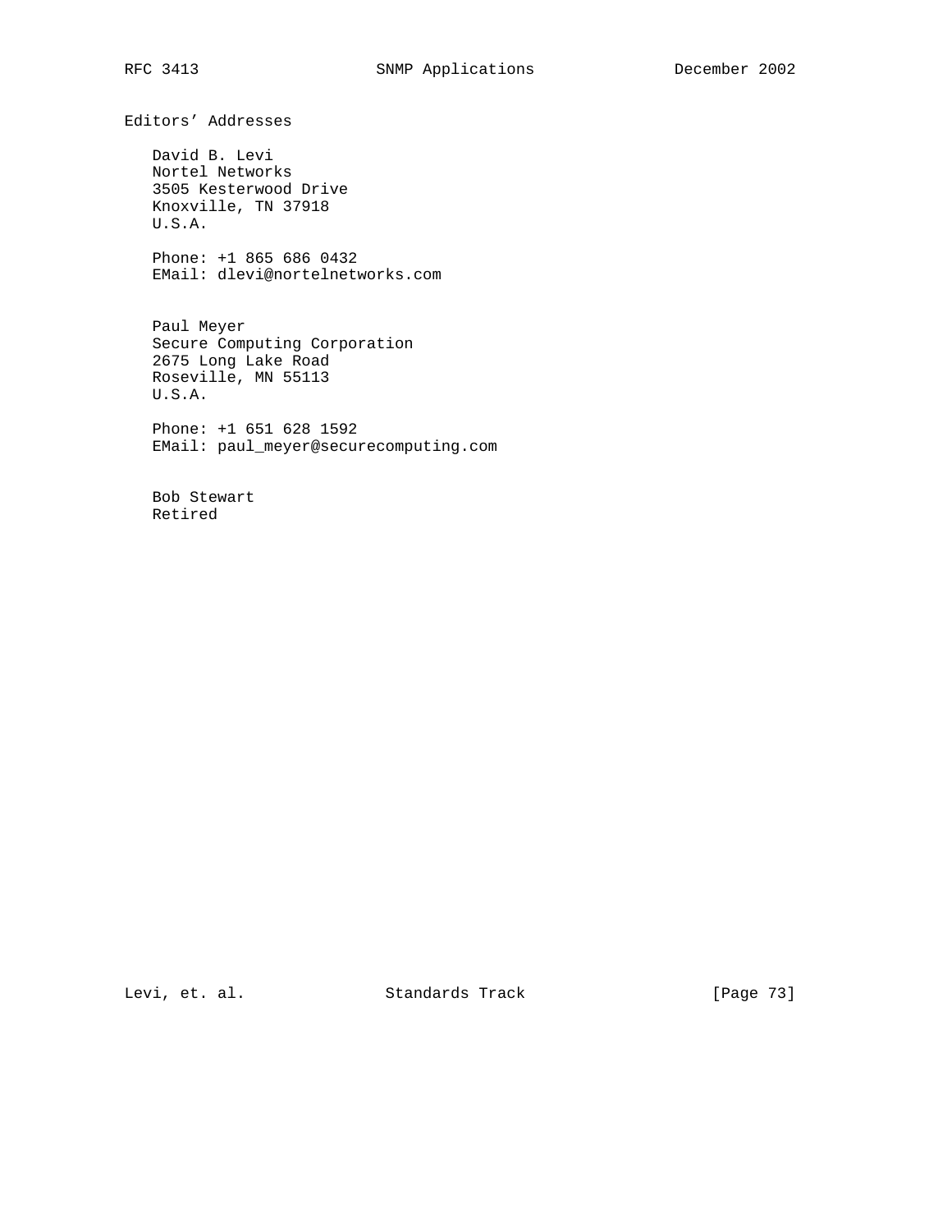## Editors' Addresses

David B. Levi
Nortel Networks
3505 Kesterwood Drive
Knoxville, TN 37918
U.S.A.

Phone: +1 865 686 0432
EMail: dlevi@nortelnetworks.com

Paul Meyer
Secure Computing Corporation
2675 Long Lake Road
Roseville, MN 55113
U.S.A.

Phone: +1 651 628 1592
EMail: paul_meyer@securecomputing.com

Bob Stewart
Retired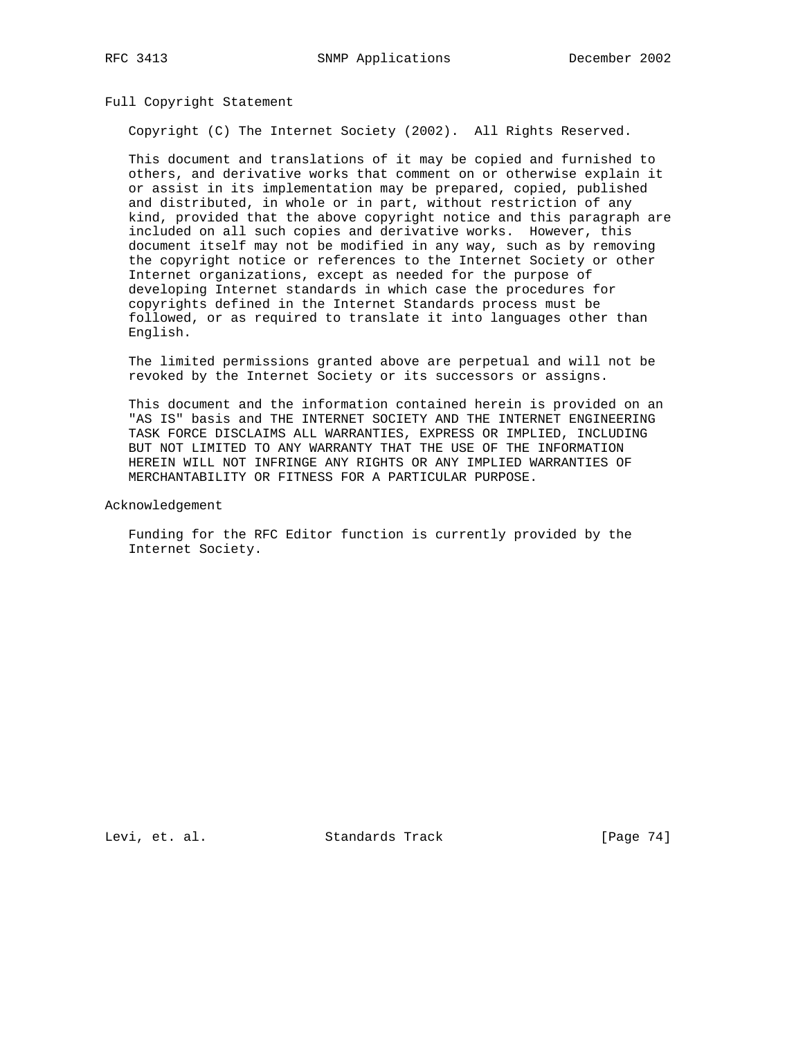## Full Copyright Statement

Copyright (C) The Internet Society (2002). All Rights Reserved.

This document and translations of it may be copied and furnished to others, and derivative works that comment on or otherwise explain it or assist in its implementation may be prepared, copied, published and distributed, in whole or in part, without restriction of any kind, provided that the above copyright notice and this paragraph are included on all such copies and derivative works. However, this document itself may not be modified in any way, such as by removing the copyright notice or references to the Internet Society or other Internet organizations, except as needed for the purpose of developing Internet standards in which case the procedures for copyrights defined in the Internet Standards process must be followed, or as required to translate it into languages other than English.

The limited permissions granted above are perpetual and will not be revoked by the Internet Society or its successors or assigns.

This document and the information contained herein is provided on an "AS IS" basis and THE INTERNET SOCIETY AND THE INTERNET ENGINEERING TASK FORCE DISCLAIMS ALL WARRANTIES, EXPRESS OR IMPLIED, INCLUDING BUT NOT LIMITED TO ANY WARRANTY THAT THE USE OF THE INFORMATION HEREIN WILL NOT INFRINGE ANY RIGHTS OR ANY IMPLIED WARRANTIES OF MERCHANTABILITY OR FITNESS FOR A PARTICULAR PURPOSE.

## Acknowledgement

Funding for the RFC Editor function is currently provided by the Internet Society.